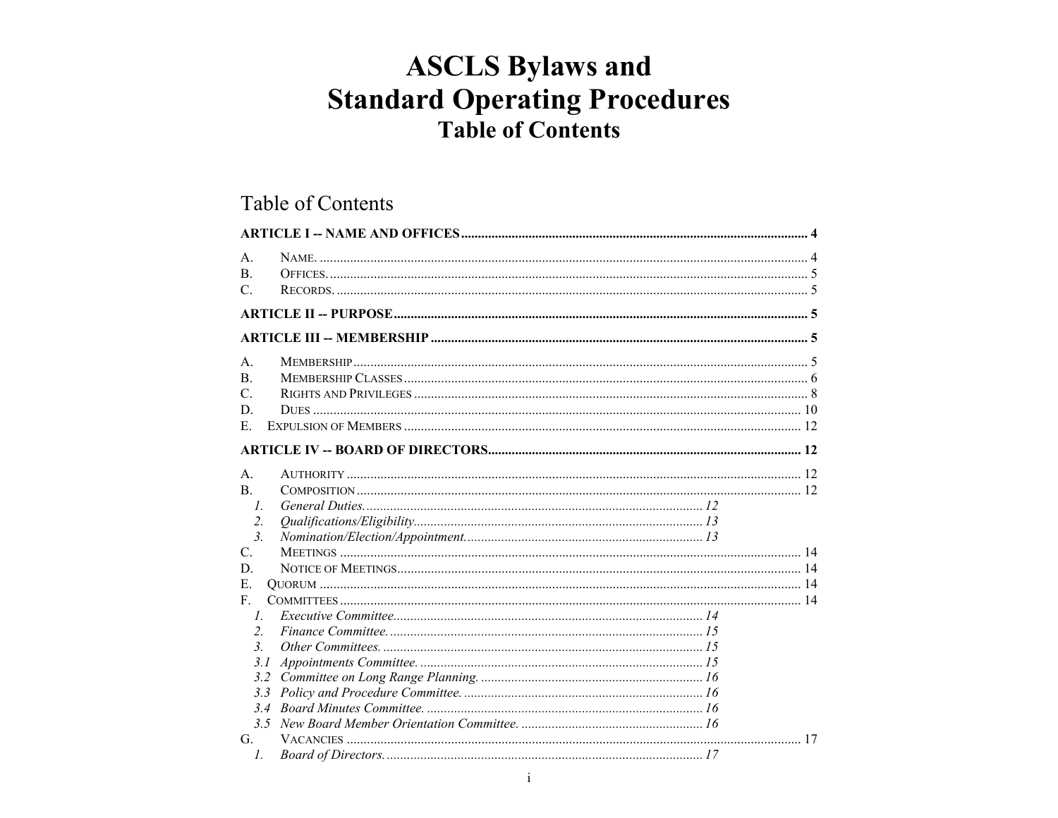# ASCLS Bylaws and Standard Operating Procedures

## Table of Contents

## Table of Contents

**ARTICLE I -- NAME AND OFFICES ..... 4**

A. NAME. ..... 4
B. OFFICES. ..... 5
C. RECORDS. ..... 5

**ARTICLE II -- PURPOSE ..... 5**

**ARTICLE III -- MEMBERSHIP ..... 5**

A. MEMBERSHIP ..... 5
B. MEMBERSHIP CLASSES ..... 6
C. RIGHTS AND PRIVILEGES ..... 8
D. DUES ..... 10
E. EXPULSION OF MEMBERS ..... 12

**ARTICLE IV -- BOARD OF DIRECTORS ..... 12**

A. AUTHORITY ..... 12
B. COMPOSITION ..... 12
  1. *General Duties. ..... 12*
  2. *Qualifications/Eligibility ..... 13*
  3. *Nomination/Election/Appointment. ..... 13*
C. MEETINGS ..... 14
D. NOTICE OF MEETINGS ..... 14
E. QUORUM ..... 14
F. COMMITTEES ..... 14
  1. *Executive Committee. ..... 14*
  2. *Finance Committee. ..... 15*
  3. *Other Committees. ..... 15*
  3.1 *Appointments Committee. ..... 15*
  3.2 *Committee on Long Range Planning. ..... 16*
  3.3 *Policy and Procedure Committee. ..... 16*
  3.4 *Board Minutes Committee. ..... 16*
  3.5 *New Board Member Orientation Committee. ..... 16*
G. VACANCIES ..... 17
  1. *Board of Directors. ..... 17*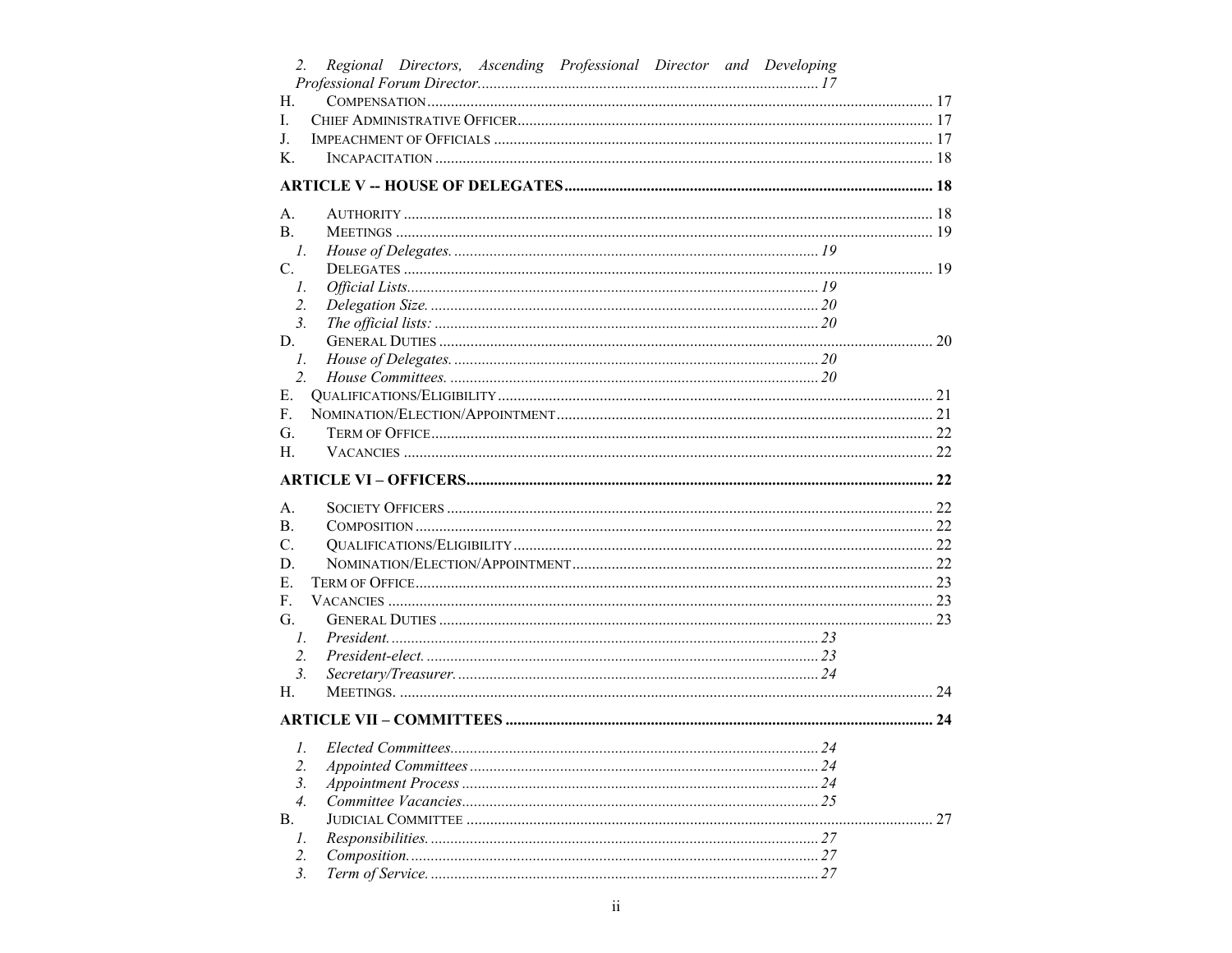2. *Regional Directors, Ascending Professional Director and Developing Professional Forum Director* ..... 17

H. COMPENSATION ..... 17

I. CHIEF ADMINISTRATIVE OFFICER ..... 17

J. IMPEACHMENT OF OFFICIALS ..... 17

K. INCAPACITATION ..... 18

**ARTICLE V -- HOUSE OF DELEGATES ..... 18**

A. AUTHORITY ..... 18

B. MEETINGS ..... 19

1. *House of Delegates.* ..... 19

C. DELEGATES ..... 19

1. *Official Lists.* ..... 19
2. *Delegation Size.* ..... 20
3. *The official lists:* ..... 20

D. GENERAL DUTIES ..... 20

1. *House of Delegates.* ..... 20
2. *House Committees.* ..... 20

E. QUALIFICATIONS/ELIGIBILITY ..... 21

F. NOMINATION/ELECTION/APPOINTMENT ..... 21

G. TERM OF OFFICE ..... 22

H. VACANCIES ..... 22

**ARTICLE VI – OFFICERS ..... 22**

A. SOCIETY OFFICERS ..... 22

B. COMPOSITION ..... 22

C. QUALIFICATIONS/ELIGIBILITY ..... 22

D. NOMINATION/ELECTION/APPOINTMENT ..... 22

E. TERM OF OFFICE ..... 23

F. VACANCIES ..... 23

G. GENERAL DUTIES ..... 23

1. *President.* ..... 23
2. *President-elect.* ..... 23
3. *Secretary/Treasurer.* ..... 24

H. MEETINGS. ..... 24

**ARTICLE VII – COMMITTEES ..... 24**

1. *Elected Committees* ..... 24
2. *Appointed Committees* ..... 24
3. *Appointment Process* ..... 24
4. *Committee Vacancies* ..... 25

B. JUDICIAL COMMITTEE ..... 27

1. *Responsibilities.* ..... 27
2. *Composition.* ..... 27
3. *Term of Service.* ..... 27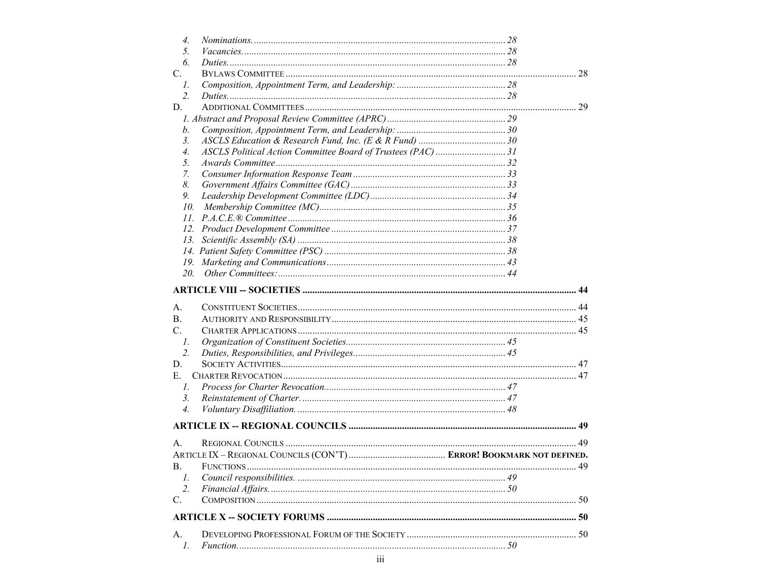4. *Nominations.* ........ 28
5. *Vacancies.* ........ 28
6. *Duties.* ........ 28

C. BYLAWS COMMITTEE ........ 28

1. *Composition, Appointment Term, and Leadership:* ........ 28
2. *Duties.* ........ 28

D. ADDITIONAL COMMITTEES ........ 29

*1. Abstract and Proposal Review Committee (APRC)* ........ 29

*b. Composition, Appointment Term, and Leadership:* ........ 30

*3. ASCLS Education & Research Fund, Inc. (E & R Fund)* ........ 30

*4. ASCLS Political Action Committee Board of Trustees (PAC)* ........ 31

*5. Awards Committee* ........ 32

*7. Consumer Information Response Team* ........ 33

*8. Government Affairs Committee (GAC)* ........ 33

*9. Leadership Development Committee (LDC)* ........ 34

*10. Membership Committee (MC)* ........ 35

*11. P.A.C.E.® Committee* ........ 36

*12. Product Development Committee* ........ 37

*13. Scientific Assembly (SA)* ........ 38

*14. Patient Safety Committee (PSC)* ........ 38

*19. Marketing and Communications* ........ 43

*20. Other Committees:* ........ 44

**ARTICLE VIII -- SOCIETIES ........ 44**

A. CONSTITUENT SOCIETIES ........ 44

B. AUTHORITY AND RESPONSIBILITY ........ 45

C. CHARTER APPLICATIONS ........ 45

1. *Organization of Constituent Societies.* ........ 45
2. *Duties, Responsibilities, and Privileges.* ........ 45

D. SOCIETY ACTIVITIES ........ 47

E. CHARTER REVOCATION ........ 47

*1. Process for Charter Revocation.* ........ 47

*3. Reinstatement of Charter.* ........ 47

*4. Voluntary Disaffiliation.* ........ 48

**ARTICLE IX -- REGIONAL COUNCILS ........ 49**

A. REGIONAL COUNCILS ........ 49

ARTICLE IX – REGIONAL COUNCILS (CON'T) ........ **ERROR! BOOKMARK NOT DEFINED.**

B. FUNCTIONS ........ 49

1. *Council responsibilities.* ........ 49
2. *Financial Affairs.* ........ 50

C. COMPOSITION ........ 50

**ARTICLE X -- SOCIETY FORUMS ........ 50**

A. DEVELOPING PROFESSIONAL FORUM OF THE SOCIETY ........ 50

1. *Function.* ........ 50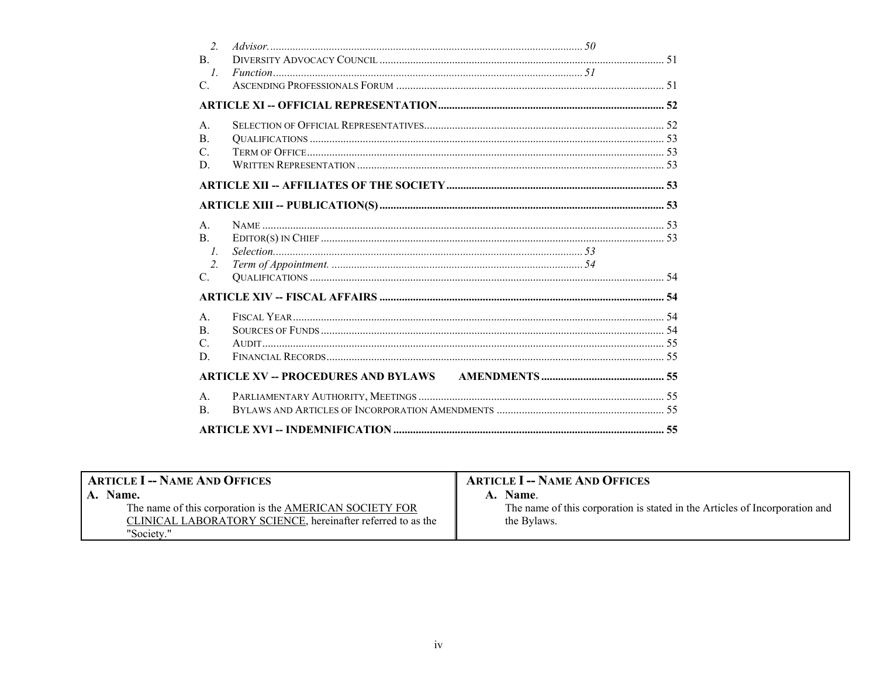2. *Advisor.* ... *50*

B. DIVERSITY ADVOCACY COUNCIL ... 51

1. *Function* ... *51*

C. ASCENDING PROFESSIONALS FORUM ... 51

**ARTICLE XI -- OFFICIAL REPRESENTATION ... 52**

A. SELECTION OF OFFICIAL REPRESENTATIVES ... 52

B. QUALIFICATIONS ... 53

C. TERM OF OFFICE ... 53

D. WRITTEN REPRESENTATION ... 53

**ARTICLE XII -- AFFILIATES OF THE SOCIETY ... 53**

**ARTICLE XIII -- PUBLICATION(S) ... 53**

A. NAME ... 53

B. EDITOR(S) IN CHIEF ... 53

1. *Selection.* ... *53*
2. *Term of Appointment.* ... *54*

C. QUALIFICATIONS ... 54

**ARTICLE XIV -- FISCAL AFFAIRS ... 54**

A. FISCAL YEAR ... 54

B. SOURCES OF FUNDS ... 54

C. AUDIT ... 55

D. FINANCIAL RECORDS ... 55

**ARTICLE XV -- PROCEDURES AND BYLAWS AMENDMENTS ... 55**

A. PARLIAMENTARY AUTHORITY, MEETINGS ... 55

B. BYLAWS AND ARTICLES OF INCORPORATION AMENDMENTS ... 55

**ARTICLE XVI -- INDEMNIFICATION ... 55**

| **ARTICLE I -- NAME AND OFFICES** | **ARTICLE I -- NAME AND OFFICES** |
|---|---|
| **A. Name.**<br>The name of this corporation is the AMERICAN SOCIETY FOR CLINICAL LABORATORY SCIENCE, hereinafter referred to as the "Society." | **A. Name**.<br>The name of this corporation is stated in the Articles of Incorporation and the Bylaws. |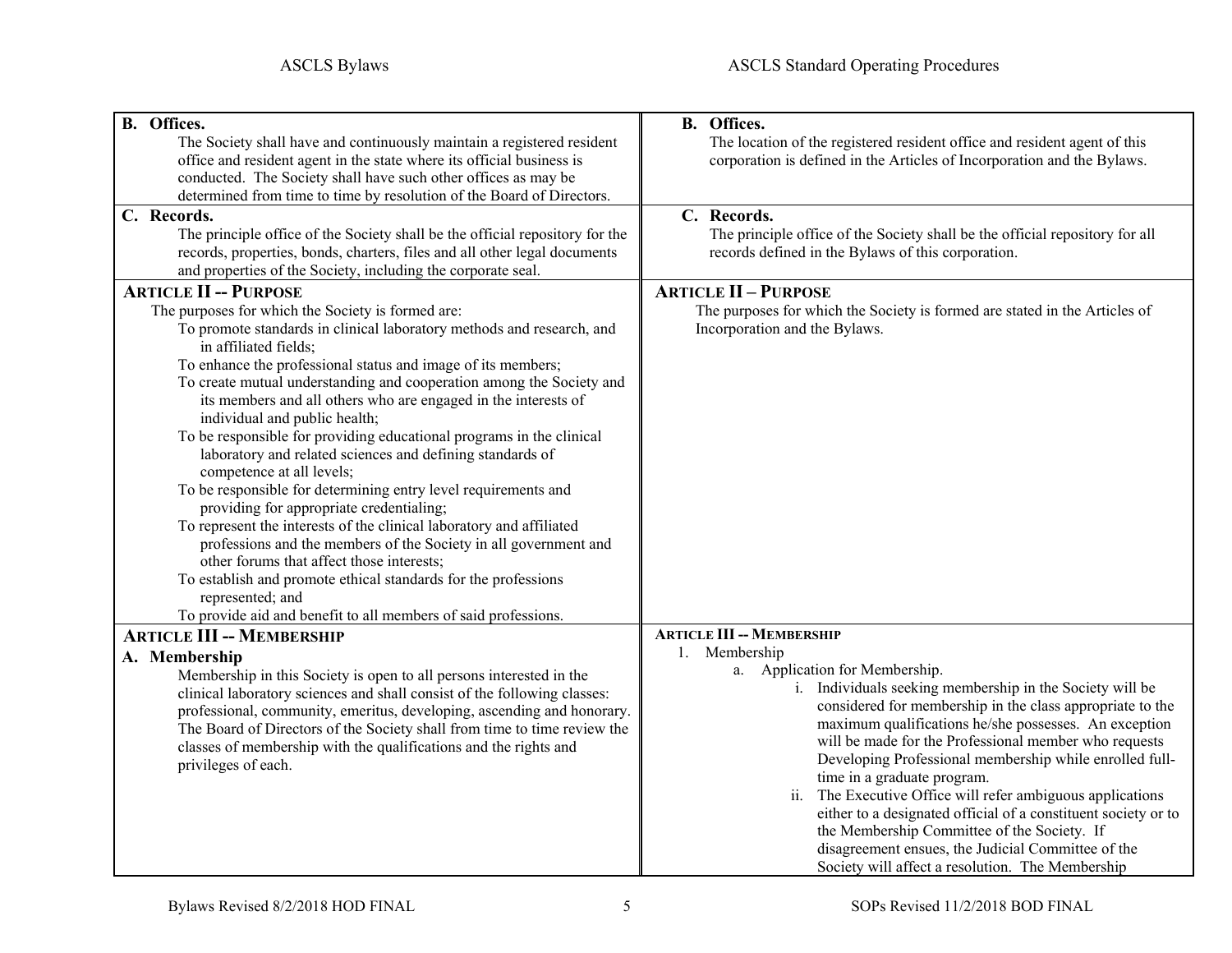| ASCLS Bylaws | ASCLS Standard Operating Procedures |
| --- | --- |
| **B. Offices.** The Society shall have and continuously maintain a registered resident office and resident agent in the state where its official business is conducted. The Society shall have such other offices as may be determined from time to time by resolution of the Board of Directors. | **B. Offices.** The location of the registered resident office and resident agent of this corporation is defined in the Articles of Incorporation and the Bylaws. |
| **C. Records.** The principle office of the Society shall be the official repository for the records, properties, bonds, charters, files and all other legal documents and properties of the Society, including the corporate seal. | **C. Records.** The principle office of the Society shall be the official repository for all records defined in the Bylaws of this corporation. |
| **ARTICLE II -- PURPOSE**<br>The purposes for which the Society is formed are:<br>To promote standards in clinical laboratory methods and research, and in affiliated fields;<br>To enhance the professional status and image of its members;<br>To create mutual understanding and cooperation among the Society and its members and all others who are engaged in the interests of individual and public health;<br>To be responsible for providing educational programs in the clinical laboratory and related sciences and defining standards of competence at all levels;<br>To be responsible for determining entry level requirements and providing for appropriate credentialing;<br>To represent the interests of the clinical laboratory and affiliated professions and the members of the Society in all government and other forums that affect those interests;<br>To establish and promote ethical standards for the professions represented; and<br>To provide aid and benefit to all members of said professions. | **ARTICLE II – PURPOSE**<br>The purposes for which the Society is formed are stated in the Articles of Incorporation and the Bylaws. |
| **ARTICLE III -- MEMBERSHIP**<br>**A. Membership**<br>Membership in this Society is open to all persons interested in the clinical laboratory sciences and shall consist of the following classes: professional, community, emeritus, developing, ascending and honorary. The Board of Directors of the Society shall from time to time review the classes of membership with the qualifications and the rights and privileges of each. | **ARTICLE III -- MEMBERSHIP**<br>1. Membership<br>a. Application for Membership.<br>i. Individuals seeking membership in the Society will be considered for membership in the class appropriate to the maximum qualifications he/she possesses. An exception will be made for the Professional member who requests Developing Professional membership while enrolled full-time in a graduate program.<br>ii. The Executive Office will refer ambiguous applications either to a designated official of a constituent society or to the Membership Committee of the Society. If disagreement ensues, the Judicial Committee of the Society will affect a resolution. The Membership |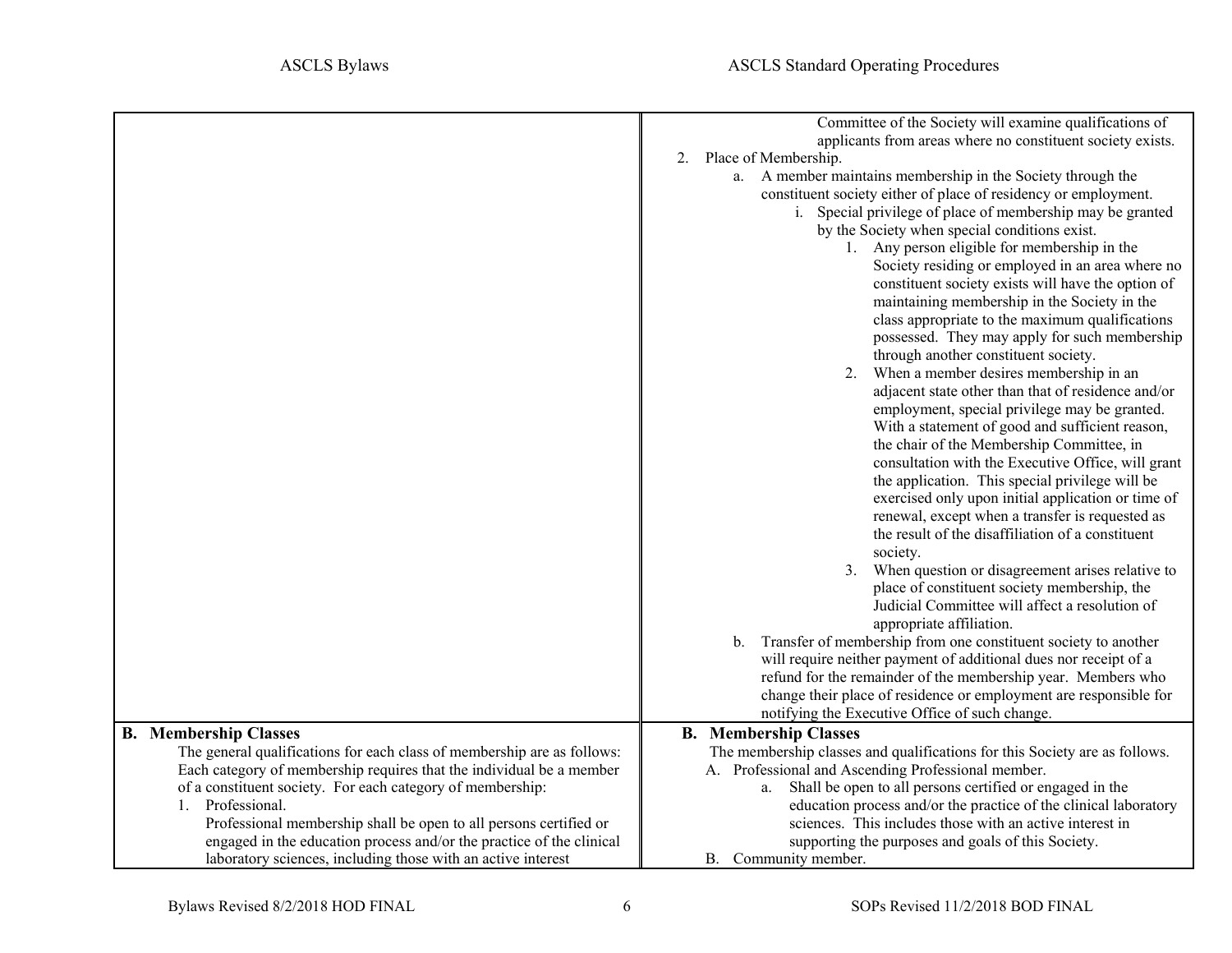| ASCLS Bylaws | ASCLS Standard Operating Procedures |
|---|---|
| | Committee of the Society will examine qualifications of applicants from areas where no constituent society exists.<br>2. Place of Membership.<br>a. A member maintains membership in the Society through the constituent society either of place of residency or employment.<br>i. Special privilege of place of membership may be granted by the Society when special conditions exist.<br>1. Any person eligible for membership in the Society residing or employed in an area where no constituent society exists will have the option of maintaining membership in the Society in the class appropriate to the maximum qualifications possessed. They may apply for such membership through another constituent society.<br>2. When a member desires membership in an adjacent state other than that of residence and/or employment, special privilege may be granted. With a statement of good and sufficient reason, the chair of the Membership Committee, in consultation with the Executive Office, will grant the application. This special privilege will be exercised only upon initial application or time of renewal, except when a transfer is requested as the result of the disaffiliation of a constituent society.<br>3. When question or disagreement arises relative to place of constituent society membership, the Judicial Committee will affect a resolution of appropriate affiliation.<br>b. Transfer of membership from one constituent society to another will require neither payment of additional dues nor receipt of a refund for the remainder of the membership year. Members who change their place of residence or employment are responsible for notifying the Executive Office of such change. |
| **B. Membership Classes**<br>The general qualifications for each class of membership are as follows: Each category of membership requires that the individual be a member of a constituent society. For each category of membership:<br>1. Professional.<br>Professional membership shall be open to all persons certified or engaged in the education process and/or the practice of the clinical laboratory sciences, including those with an active interest | **B. Membership Classes**<br>The membership classes and qualifications for this Society are as follows.<br>A. Professional and Ascending Professional member.<br>a. Shall be open to all persons certified or engaged in the education process and/or the practice of the clinical laboratory sciences. This includes those with an active interest in supporting the purposes and goals of this Society.<br>B. Community member. |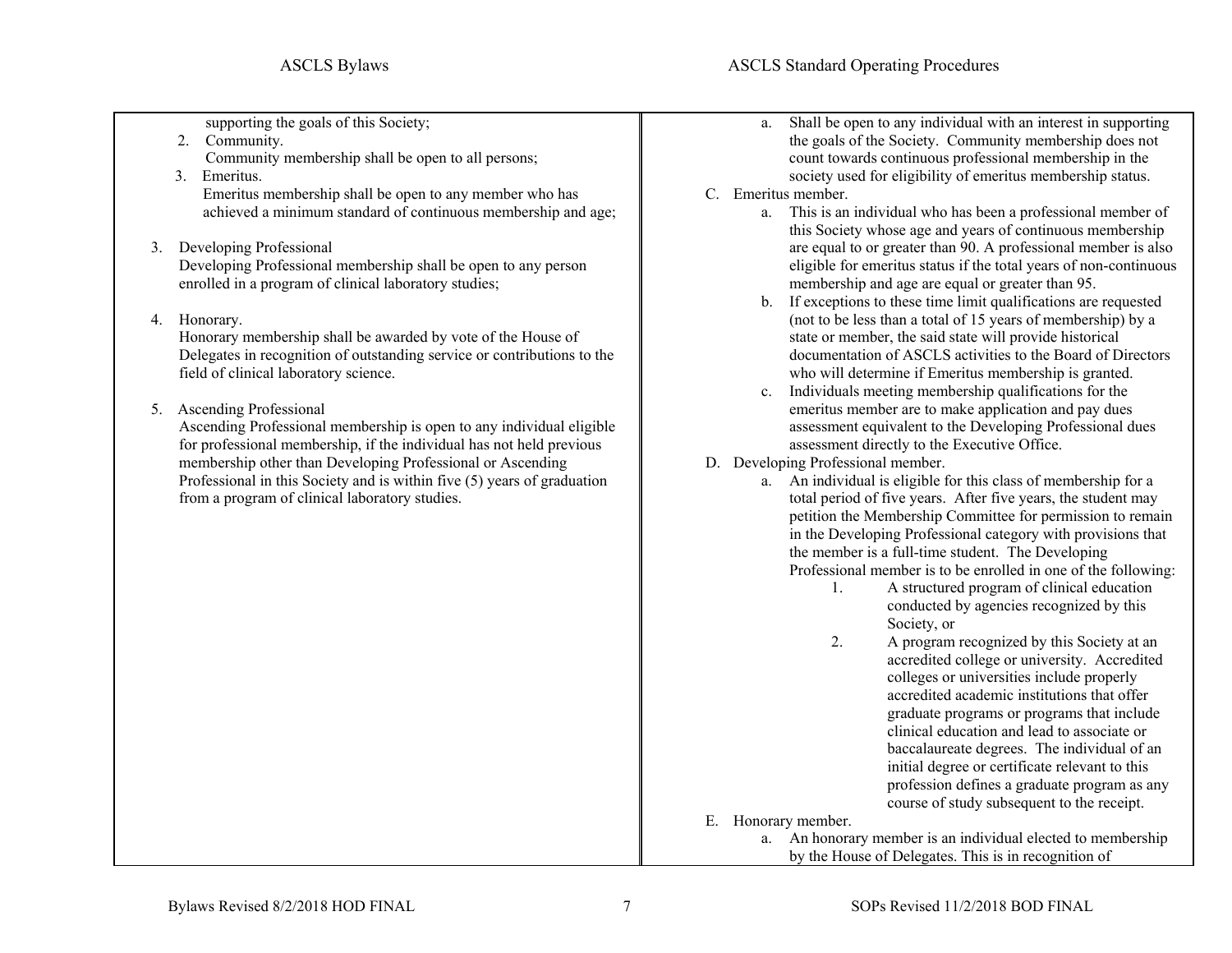supporting the goals of this Society;

2. Community.
   Community membership shall be open to all persons;

3. Emeritus.
   Emeritus membership shall be open to any member who has achieved a minimum standard of continuous membership and age;

3. Developing Professional
   Developing Professional membership shall be open to any person enrolled in a program of clinical laboratory studies;

4. Honorary.
   Honorary membership shall be awarded by vote of the House of Delegates in recognition of outstanding service or contributions to the field of clinical laboratory science.

5. Ascending Professional
   Ascending Professional membership is open to any individual eligible for professional membership, if the individual has not held previous membership other than Developing Professional or Ascending Professional in this Society and is within five (5) years of graduation from a program of clinical laboratory studies.

---

a. Shall be open to any individual with an interest in supporting the goals of the Society. Community membership does not count towards continuous professional membership in the society used for eligibility of emeritus membership status.

C. Emeritus member.
   a. This is an individual who has been a professional member of this Society whose age and years of continuous membership are equal to or greater than 90. A professional member is also eligible for emeritus status if the total years of non-continuous membership and age are equal or greater than 95.
   b. If exceptions to these time limit qualifications are requested (not to be less than a total of 15 years of membership) by a state or member, the said state will provide historical documentation of ASCLS activities to the Board of Directors who will determine if Emeritus membership is granted.
   c. Individuals meeting membership qualifications for the emeritus member are to make application and pay dues assessment equivalent to the Developing Professional dues assessment directly to the Executive Office.

D. Developing Professional member.
   a. An individual is eligible for this class of membership for a total period of five years. After five years, the student may petition the Membership Committee for permission to remain in the Developing Professional category with provisions that the member is a full-time student. The Developing Professional member is to be enrolled in one of the following:
      1. A structured program of clinical education conducted by agencies recognized by this Society, or
      2. A program recognized by this Society at an accredited college or university. Accredited colleges or universities include properly accredited academic institutions that offer graduate programs or programs that include clinical education and lead to associate or baccalaureate degrees. The individual of an initial degree or certificate relevant to this profession defines a graduate program as any course of study subsequent to the receipt.

E. Honorary member.
   a. An honorary member is an individual elected to membership by the House of Delegates. This is in recognition of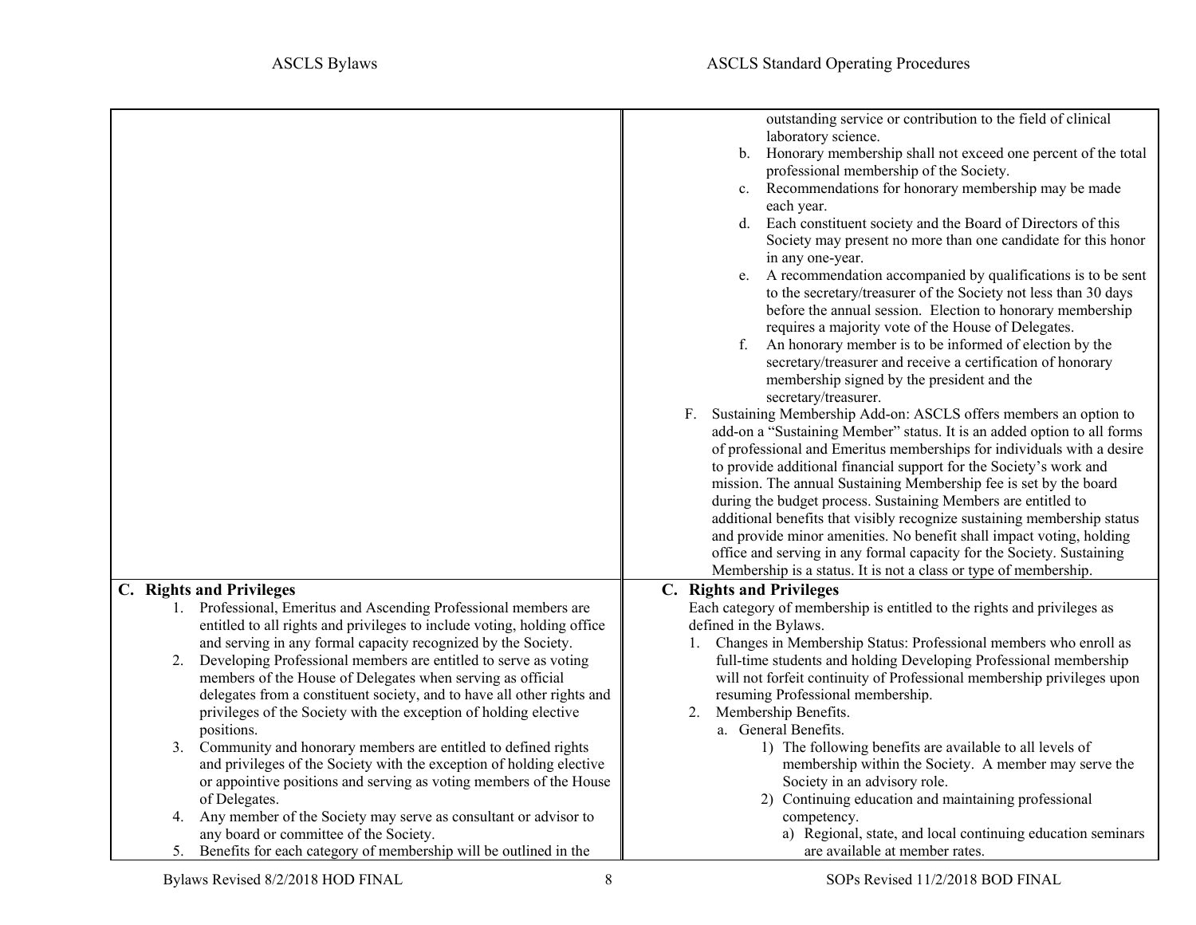| ASCLS Bylaws | ASCLS Standard Operating Procedures |
|---|---|
| | outstanding service or contribution to the field of clinical laboratory science.<br>b. Honorary membership shall not exceed one percent of the total professional membership of the Society.<br>c. Recommendations for honorary membership may be made each year.<br>d. Each constituent society and the Board of Directors of this Society may present no more than one candidate for this honor in any one-year.<br>e. A recommendation accompanied by qualifications is to be sent to the secretary/treasurer of the Society not less than 30 days before the annual session. Election to honorary membership requires a majority vote of the House of Delegates.<br>f. An honorary member is to be informed of election by the secretary/treasurer and receive a certification of honorary membership signed by the president and the secretary/treasurer.<br>F. Sustaining Membership Add-on: ASCLS offers members an option to add-on a "Sustaining Member" status. It is an added option to all forms of professional and Emeritus memberships for individuals with a desire to provide additional financial support for the Society's work and mission. The annual Sustaining Membership fee is set by the board during the budget process. Sustaining Members are entitled to additional benefits that visibly recognize sustaining membership status and provide minor amenities. No benefit shall impact voting, holding office and serving in any formal capacity for the Society. Sustaining Membership is a status. It is not a class or type of membership. |
| **C. Rights and Privileges**<br>1. Professional, Emeritus and Ascending Professional members are entitled to all rights and privileges to include voting, holding office and serving in any formal capacity recognized by the Society.<br>2. Developing Professional members are entitled to serve as voting members of the House of Delegates when serving as official delegates from a constituent society, and to have all other rights and privileges of the Society with the exception of holding elective positions.<br>3. Community and honorary members are entitled to defined rights and privileges of the Society with the exception of holding elective or appointive positions and serving as voting members of the House of Delegates.<br>4. Any member of the Society may serve as consultant or advisor to any board or committee of the Society.<br>5. Benefits for each category of membership will be outlined in the | **C. Rights and Privileges**<br>Each category of membership is entitled to the rights and privileges as defined in the Bylaws.<br>1. Changes in Membership Status: Professional members who enroll as full-time students and holding Developing Professional membership will not forfeit continuity of Professional membership privileges upon resuming Professional membership.<br>2. Membership Benefits.<br>a. General Benefits.<br>1) The following benefits are available to all levels of membership within the Society. A member may serve the Society in an advisory role.<br>2) Continuing education and maintaining professional competency.<br>a) Regional, state, and local continuing education seminars are available at member rates. |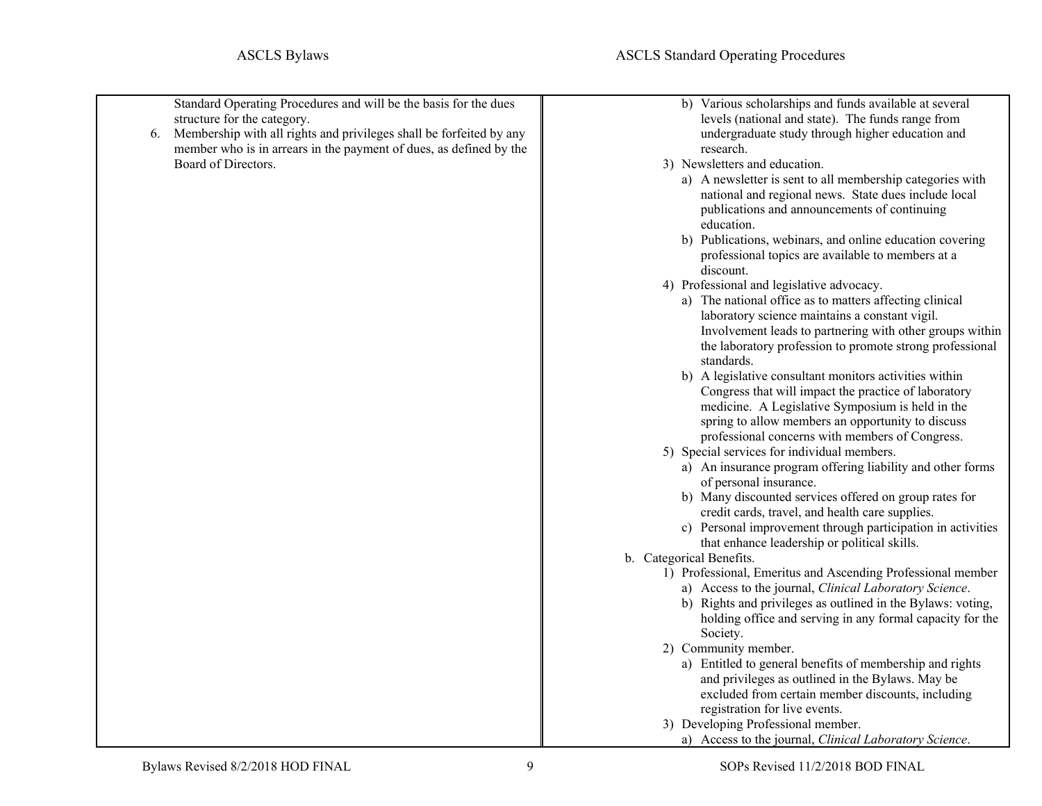Standard Operating Procedures and will be the basis for the dues structure for the category.

6. Membership with all rights and privileges shall be forfeited by any member who is in arrears in the payment of dues, as defined by the Board of Directors.

   b) Various scholarships and funds available at several levels (national and state). The funds range from undergraduate study through higher education and research.

3) Newsletters and education.
   a) A newsletter is sent to all membership categories with national and regional news. State dues include local publications and announcements of continuing education.
   b) Publications, webinars, and online education covering professional topics are available to members at a discount.
4) Professional and legislative advocacy.
   a) The national office as to matters affecting clinical laboratory science maintains a constant vigil. Involvement leads to partnering with other groups within the laboratory profession to promote strong professional standards.
   b) A legislative consultant monitors activities within Congress that will impact the practice of laboratory medicine. A Legislative Symposium is held in the spring to allow members an opportunity to discuss professional concerns with members of Congress.
5) Special services for individual members.
   a) An insurance program offering liability and other forms of personal insurance.
   b) Many discounted services offered on group rates for credit cards, travel, and health care supplies.
   c) Personal improvement through participation in activities that enhance leadership or political skills.

b. Categorical Benefits.
   1) Professional, Emeritus and Ascending Professional member
      a) Access to the journal, *Clinical Laboratory Science*.
      b) Rights and privileges as outlined in the Bylaws: voting, holding office and serving in any formal capacity for the Society.
   2) Community member.
      a) Entitled to general benefits of membership and rights and privileges as outlined in the Bylaws. May be excluded from certain member discounts, including registration for live events.
   3) Developing Professional member.
      a) Access to the journal, *Clinical Laboratory Science*.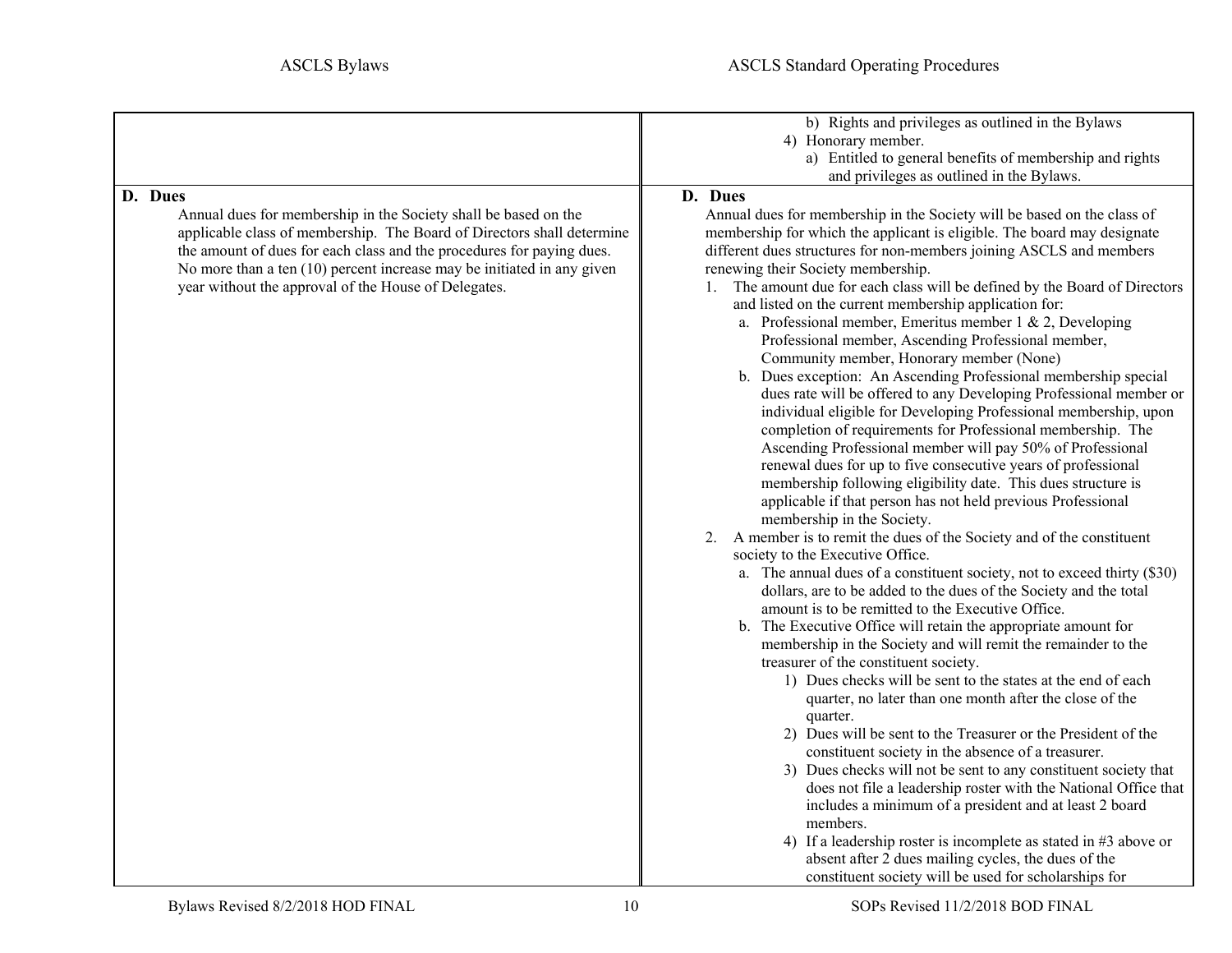| ASCLS Bylaws | ASCLS Standard Operating Procedures |
| --- | --- |
| | b) Rights and privileges as outlined in the Bylaws<br>4) Honorary member.<br>a) Entitled to general benefits of membership and rights and privileges as outlined in the Bylaws. |
| **D. Dues**<br>Annual dues for membership in the Society shall be based on the applicable class of membership. The Board of Directors shall determine the amount of dues for each class and the procedures for paying dues. No more than a ten (10) percent increase may be initiated in any given year without the approval of the House of Delegates. | **D. Dues**<br>Annual dues for membership in the Society will be based on the class of membership for which the applicant is eligible. The board may designate different dues structures for non-members joining ASCLS and members renewing their Society membership.<br>1. The amount due for each class will be defined by the Board of Directors and listed on the current membership application for:<br>a. Professional member, Emeritus member 1 & 2, Developing Professional member, Ascending Professional member, Community member, Honorary member (None)<br>b. Dues exception: An Ascending Professional membership special dues rate will be offered to any Developing Professional member or individual eligible for Developing Professional membership, upon completion of requirements for Professional membership. The Ascending Professional member will pay 50% of Professional renewal dues for up to five consecutive years of professional membership following eligibility date. This dues structure is applicable if that person has not held previous Professional membership in the Society.<br>2. A member is to remit the dues of the Society and of the constituent society to the Executive Office.<br>a. The annual dues of a constituent society, not to exceed thirty ($30) dollars, are to be added to the dues of the Society and the total amount is to be remitted to the Executive Office.<br>b. The Executive Office will retain the appropriate amount for membership in the Society and will remit the remainder to the treasurer of the constituent society.<br>1) Dues checks will be sent to the states at the end of each quarter, no later than one month after the close of the quarter.<br>2) Dues will be sent to the Treasurer or the President of the constituent society in the absence of a treasurer.<br>3) Dues checks will not be sent to any constituent society that does not file a leadership roster with the National Office that includes a minimum of a president and at least 2 board members.<br>4) If a leadership roster is incomplete as stated in #3 above or absent after 2 dues mailing cycles, the dues of the constituent society will be used for scholarships for |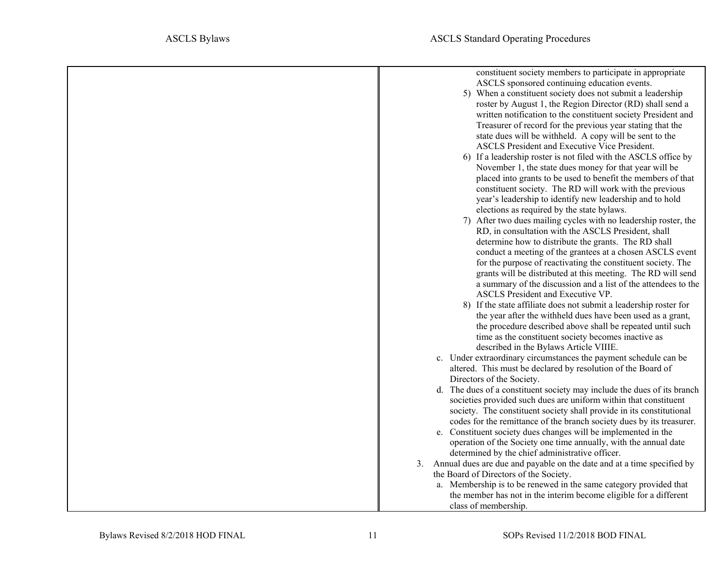constituent society members to participate in appropriate ASCLS sponsored continuing education events.

5) When a constituent society does not submit a leadership roster by August 1, the Region Director (RD) shall send a written notification to the constituent society President and Treasurer of record for the previous year stating that the state dues will be withheld. A copy will be sent to the ASCLS President and Executive Vice President.
6) If a leadership roster is not filed with the ASCLS office by November 1, the state dues money for that year will be placed into grants to be used to benefit the members of that constituent society. The RD will work with the previous year's leadership to identify new leadership and to hold elections as required by the state bylaws.
7) After two dues mailing cycles with no leadership roster, the RD, in consultation with the ASCLS President, shall determine how to distribute the grants. The RD shall conduct a meeting of the grantees at a chosen ASCLS event for the purpose of reactivating the constituent society. The grants will be distributed at this meeting. The RD will send a summary of the discussion and a list of the attendees to the ASCLS President and Executive VP.
8) If the state affiliate does not submit a leadership roster for the year after the withheld dues have been used as a grant, the procedure described above shall be repeated until such time as the constituent society becomes inactive as described in the Bylaws Article VIIIE.

c. Under extraordinary circumstances the payment schedule can be altered. This must be declared by resolution of the Board of Directors of the Society.

d. The dues of a constituent society may include the dues of its branch societies provided such dues are uniform within that constituent society. The constituent society shall provide in its constitutional codes for the remittance of the branch society dues by its treasurer.

e. Constituent society dues changes will be implemented in the operation of the Society one time annually, with the annual date determined by the chief administrative officer.

3. Annual dues are due and payable on the date and at a time specified by the Board of Directors of the Society.

   a. Membership is to be renewed in the same category provided that the member has not in the interim become eligible for a different class of membership.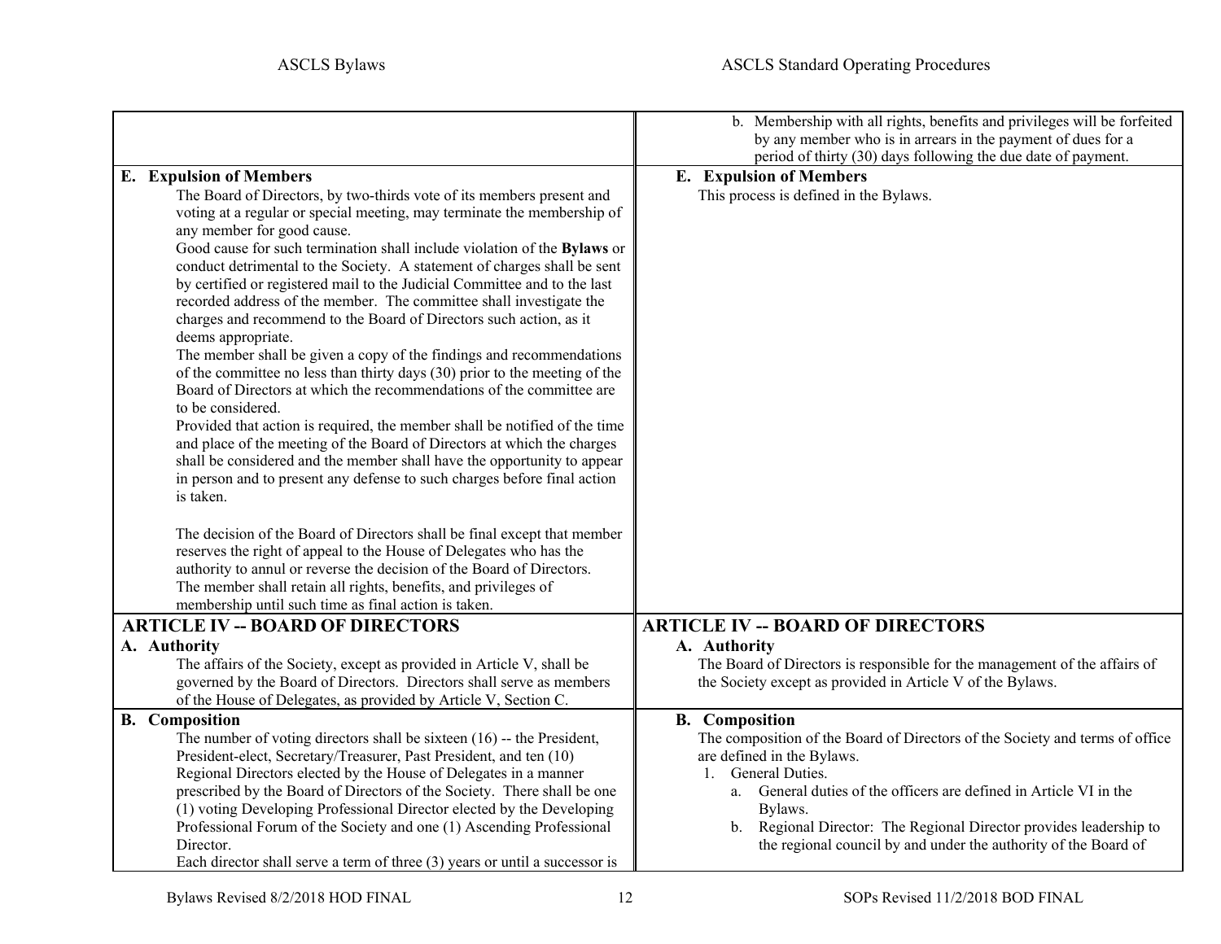| ASCLS Bylaws | ASCLS Standard Operating Procedures |
|---|---|
| | b. Membership with all rights, benefits and privileges will be forfeited by any member who is in arrears in the payment of dues for a period of thirty (30) days following the due date of payment. |
| **E. Expulsion of Members**<br>The Board of Directors, by two-thirds vote of its members present and voting at a regular or special meeting, may terminate the membership of any member for good cause.<br>Good cause for such termination shall include violation of the **Bylaws** or conduct detrimental to the Society. A statement of charges shall be sent by certified or registered mail to the Judicial Committee and to the last recorded address of the member. The committee shall investigate the charges and recommend to the Board of Directors such action, as it deems appropriate.<br>The member shall be given a copy of the findings and recommendations of the committee no less than thirty days (30) prior to the meeting of the Board of Directors at which the recommendations of the committee are to be considered.<br>Provided that action is required, the member shall be notified of the time and place of the meeting of the Board of Directors at which the charges shall be considered and the member shall have the opportunity to appear in person and to present any defense to such charges before final action is taken.<br><br>The decision of the Board of Directors shall be final except that member reserves the right of appeal to the House of Delegates who has the authority to annul or reverse the decision of the Board of Directors.<br>The member shall retain all rights, benefits, and privileges of membership until such time as final action is taken. | **E. Expulsion of Members**<br>This process is defined in the Bylaws. |
| **ARTICLE IV -- BOARD OF DIRECTORS**<br>**A. Authority**<br>The affairs of the Society, except as provided in Article V, shall be governed by the Board of Directors. Directors shall serve as members of the House of Delegates, as provided by Article V, Section C. | **ARTICLE IV -- BOARD OF DIRECTORS**<br>**A. Authority**<br>The Board of Directors is responsible for the management of the affairs of the Society except as provided in Article V of the Bylaws. |
| **B. Composition**<br>The number of voting directors shall be sixteen (16) -- the President, President-elect, Secretary/Treasurer, Past President, and ten (10) Regional Directors elected by the House of Delegates in a manner prescribed by the Board of Directors of the Society. There shall be one (1) voting Developing Professional Director elected by the Developing Professional Forum of the Society and one (1) Ascending Professional Director.<br>Each director shall serve a term of three (3) years or until a successor is | **B. Composition**<br>The composition of the Board of Directors of the Society and terms of office are defined in the Bylaws.<br>1. General Duties.<br>a. General duties of the officers are defined in Article VI in the Bylaws.<br>b. Regional Director: The Regional Director provides leadership to the regional council by and under the authority of the Board of |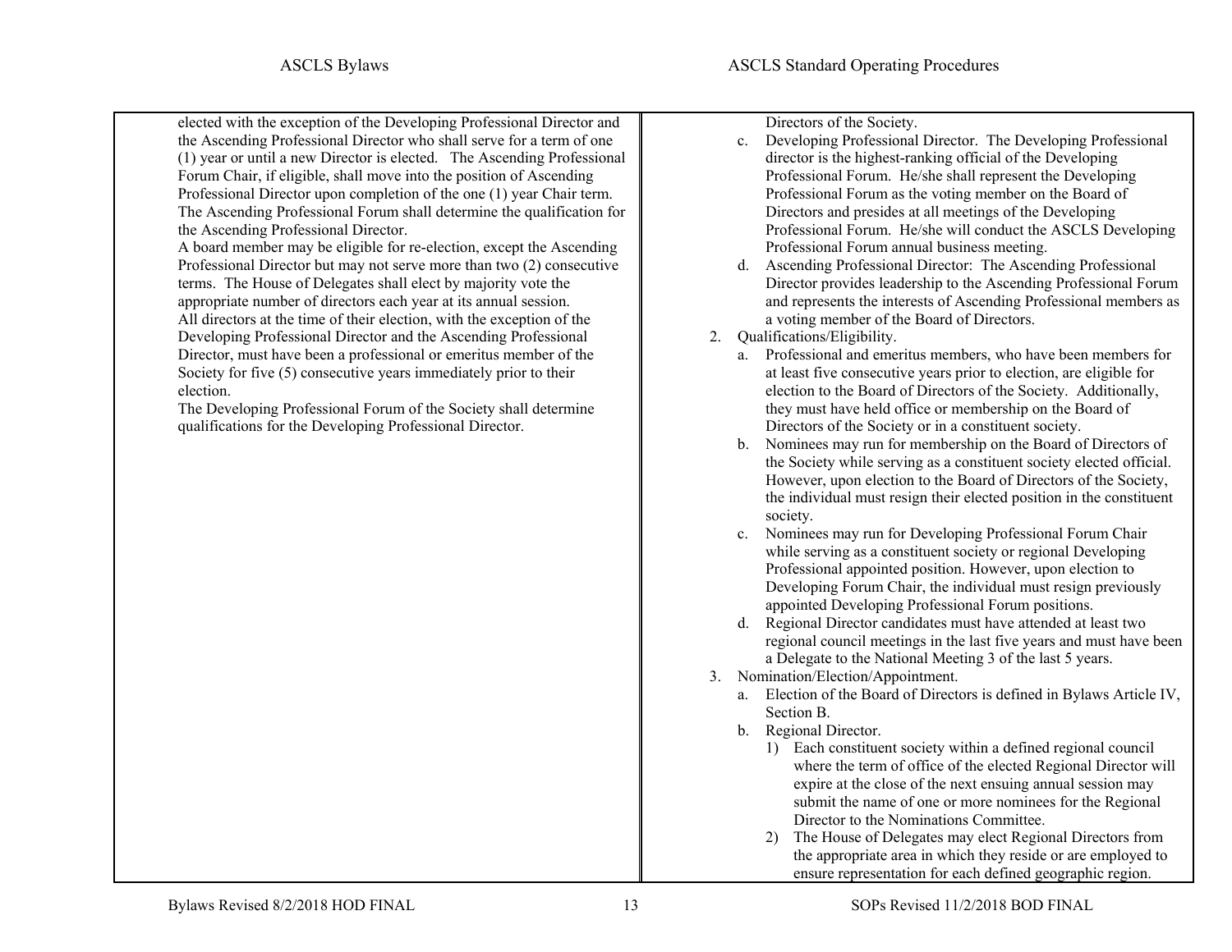elected with the exception of the Developing Professional Director and the Ascending Professional Director who shall serve for a term of one (1) year or until a new Director is elected. The Ascending Professional Forum Chair, if eligible, shall move into the position of Ascending Professional Director upon completion of the one (1) year Chair term. The Ascending Professional Forum shall determine the qualification for the Ascending Professional Director.

A board member may be eligible for re-election, except the Ascending Professional Director but may not serve more than two (2) consecutive terms. The House of Delegates shall elect by majority vote the appropriate number of directors each year at its annual session.

All directors at the time of their election, with the exception of the Developing Professional Director and the Ascending Professional Director, must have been a professional or emeritus member of the Society for five (5) consecutive years immediately prior to their election.

The Developing Professional Forum of the Society shall determine qualifications for the Developing Professional Director.

Directors of the Society.

c. Developing Professional Director. The Developing Professional director is the highest-ranking official of the Developing Professional Forum. He/she shall represent the Developing Professional Forum as the voting member on the Board of Directors and presides at all meetings of the Developing Professional Forum. He/she will conduct the ASCLS Developing Professional Forum annual business meeting.
d. Ascending Professional Director: The Ascending Professional Director provides leadership to the Ascending Professional Forum and represents the interests of Ascending Professional members as a voting member of the Board of Directors.

2. Qualifications/Eligibility.
   a. Professional and emeritus members, who have been members for at least five consecutive years prior to election, are eligible for election to the Board of Directors of the Society. Additionally, they must have held office or membership on the Board of Directors of the Society or in a constituent society.
   b. Nominees may run for membership on the Board of Directors of the Society while serving as a constituent society elected official. However, upon election to the Board of Directors of the Society, the individual must resign their elected position in the constituent society.
   c. Nominees may run for Developing Professional Forum Chair while serving as a constituent society or regional Developing Professional appointed position. However, upon election to Developing Forum Chair, the individual must resign previously appointed Developing Professional Forum positions.
   d. Regional Director candidates must have attended at least two regional council meetings in the last five years and must have been a Delegate to the National Meeting 3 of the last 5 years.
3. Nomination/Election/Appointment.
   a. Election of the Board of Directors is defined in Bylaws Article IV, Section B.
   b. Regional Director.
      1) Each constituent society within a defined regional council where the term of office of the elected Regional Director will expire at the close of the next ensuing annual session may submit the name of one or more nominees for the Regional Director to the Nominations Committee.
      2) The House of Delegates may elect Regional Directors from the appropriate area in which they reside or are employed to ensure representation for each defined geographic region.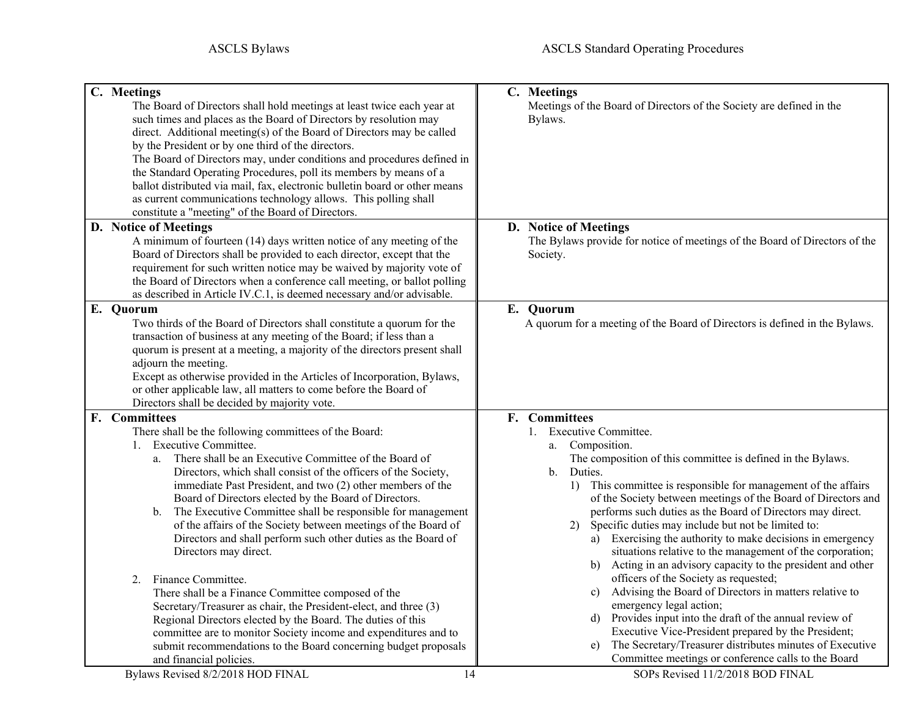| ASCLS Bylaws | ASCLS Standard Operating Procedures |
| --- | --- |
| **C. Meetings**<br>The Board of Directors shall hold meetings at least twice each year at such times and places as the Board of Directors by resolution may direct. Additional meeting(s) of the Board of Directors may be called by the President or by one third of the directors.<br>The Board of Directors may, under conditions and procedures defined in the Standard Operating Procedures, poll its members by means of a ballot distributed via mail, fax, electronic bulletin board or other means as current communications technology allows. This polling shall constitute a "meeting" of the Board of Directors. | **C. Meetings**<br>Meetings of the Board of Directors of the Society are defined in the Bylaws. |
| **D. Notice of Meetings**<br>A minimum of fourteen (14) days written notice of any meeting of the Board of Directors shall be provided to each director, except that the requirement for such written notice may be waived by majority vote of the Board of Directors when a conference call meeting, or ballot polling as described in Article IV.C.1, is deemed necessary and/or advisable. | **D. Notice of Meetings**<br>The Bylaws provide for notice of meetings of the Board of Directors of the Society. |
| **E. Quorum**<br>Two thirds of the Board of Directors shall constitute a quorum for the transaction of business at any meeting of the Board; if less than a quorum is present at a meeting, a majority of the directors present shall adjourn the meeting.<br>Except as otherwise provided in the Articles of Incorporation, Bylaws, or other applicable law, all matters to come before the Board of Directors shall be decided by majority vote. | **E. Quorum**<br>A quorum for a meeting of the Board of Directors is defined in the Bylaws. |
| **F. Committees**<br>There shall be the following committees of the Board:<br>1. Executive Committee.<br>a. There shall be an Executive Committee of the Board of Directors, which shall consist of the officers of the Society, immediate Past President, and two (2) other members of the Board of Directors elected by the Board of Directors.<br>b. The Executive Committee shall be responsible for management of the affairs of the Society between meetings of the Board of Directors and shall perform such other duties as the Board of Directors may direct.<br><br>2. Finance Committee.<br>There shall be a Finance Committee composed of the Secretary/Treasurer as chair, the President-elect, and three (3) Regional Directors elected by the Board. The duties of this committee are to monitor Society income and expenditures and to submit recommendations to the Board concerning budget proposals and financial policies. | **F. Committees**<br>1. Executive Committee.<br>a. Composition.<br>The composition of this committee is defined in the Bylaws.<br>b. Duties.<br>1) This committee is responsible for management of the affairs of the Society between meetings of the Board of Directors and performs such duties as the Board of Directors may direct.<br>2) Specific duties may include but not be limited to:<br>a) Exercising the authority to make decisions in emergency situations relative to the management of the corporation;<br>b) Acting in an advisory capacity to the president and other officers of the Society as requested;<br>c) Advising the Board of Directors in matters relative to emergency legal action;<br>d) Provides input into the draft of the annual review of Executive Vice-President prepared by the President;<br>e) The Secretary/Treasurer distributes minutes of Executive Committee meetings or conference calls to the Board |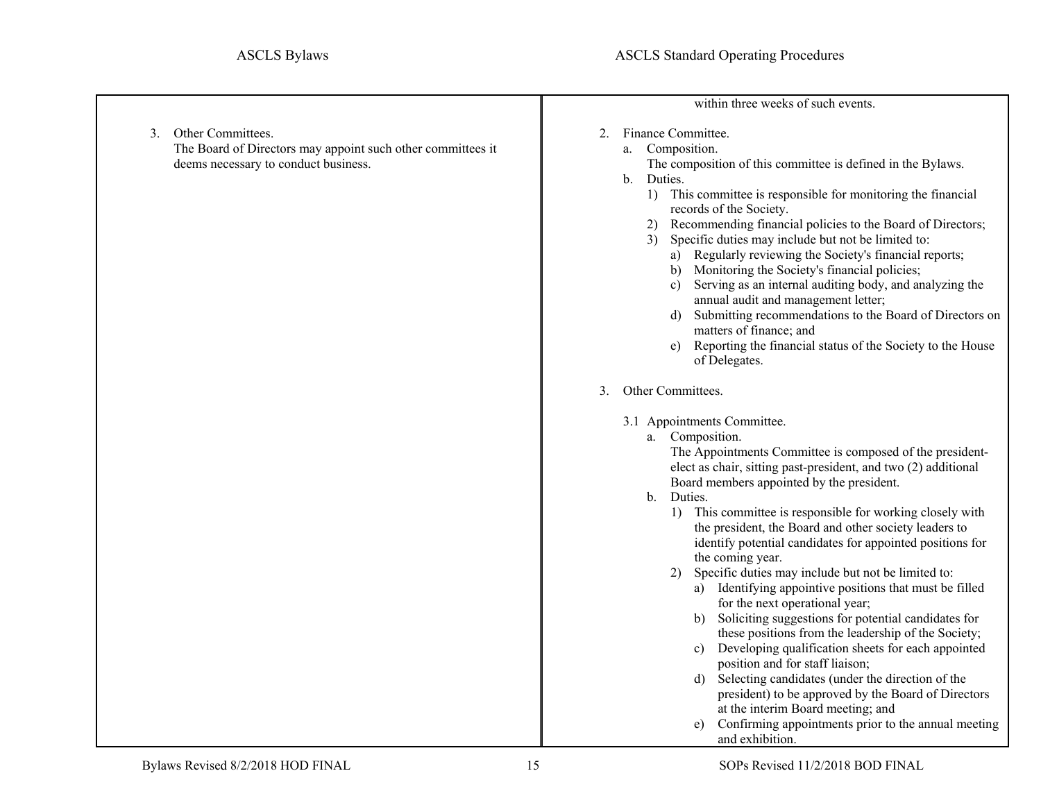3. Other Committees.
   The Board of Directors may appoint such other committees it deems necessary to conduct business.

within three weeks of such events.

2. Finance Committee.
   a. Composition.
      The composition of this committee is defined in the Bylaws.
   b. Duties.
      1) This committee is responsible for monitoring the financial records of the Society.
      2) Recommending financial policies to the Board of Directors;
      3) Specific duties may include but not be limited to:
         a) Regularly reviewing the Society's financial reports;
         b) Monitoring the Society's financial policies;
         c) Serving as an internal auditing body, and analyzing the annual audit and management letter;
         d) Submitting recommendations to the Board of Directors on matters of finance; and
         e) Reporting the financial status of the Society to the House of Delegates.

3. Other Committees.

   3.1 Appointments Committee.
      a. Composition.
         The Appointments Committee is composed of the president-elect as chair, sitting past-president, and two (2) additional Board members appointed by the president.
      b. Duties.
         1) This committee is responsible for working closely with the president, the Board and other society leaders to identify potential candidates for appointed positions for the coming year.
         2) Specific duties may include but not be limited to:
            a) Identifying appointive positions that must be filled for the next operational year;
            b) Soliciting suggestions for potential candidates for these positions from the leadership of the Society;
            c) Developing qualification sheets for each appointed position and for staff liaison;
            d) Selecting candidates (under the direction of the president) to be approved by the Board of Directors at the interim Board meeting; and
            e) Confirming appointments prior to the annual meeting and exhibition.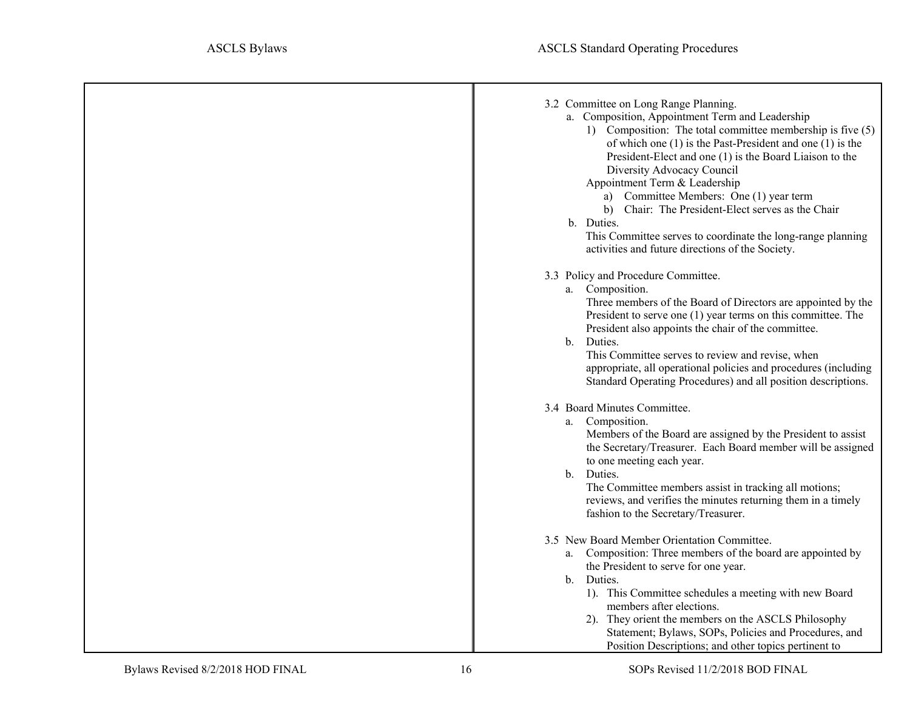3.2 Committee on Long Range Planning.

a. Composition, Appointment Term and Leadership

1) Composition: The total committee membership is five (5) of which one (1) is the Past-President and one (1) is the President-Elect and one (1) is the Board Liaison to the Diversity Advocacy Council

Appointment Term & Leadership

a) Committee Members: One (1) year term

b) Chair: The President-Elect serves as the Chair

b. Duties.

This Committee serves to coordinate the long-range planning activities and future directions of the Society.

3.3 Policy and Procedure Committee.

a. Composition.

Three members of the Board of Directors are appointed by the President to serve one (1) year terms on this committee. The President also appoints the chair of the committee.

b. Duties.

This Committee serves to review and revise, when appropriate, all operational policies and procedures (including Standard Operating Procedures) and all position descriptions.

3.4 Board Minutes Committee.

a. Composition.

Members of the Board are assigned by the President to assist the Secretary/Treasurer. Each Board member will be assigned to one meeting each year.

b. Duties.

The Committee members assist in tracking all motions; reviews, and verifies the minutes returning them in a timely fashion to the Secretary/Treasurer.

3.5 New Board Member Orientation Committee.

a. Composition: Three members of the board are appointed by the President to serve for one year.

b. Duties.

1). This Committee schedules a meeting with new Board members after elections.

2). They orient the members on the ASCLS Philosophy Statement; Bylaws, SOPs, Policies and Procedures, and Position Descriptions; and other topics pertinent to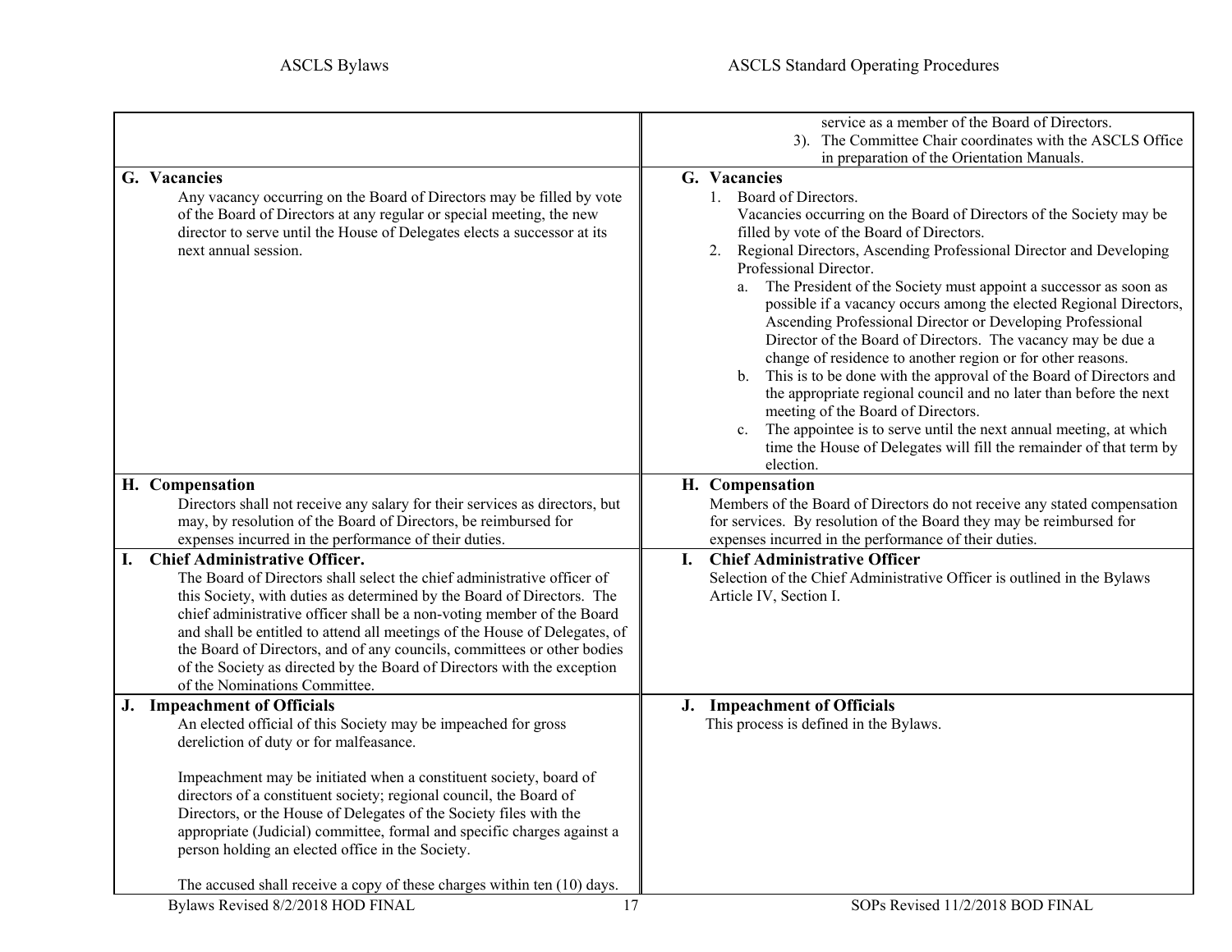| ASCLS Bylaws | ASCLS Standard Operating Procedures |
| --- | --- |
| | service as a member of the Board of Directors.<br>3). The Committee Chair coordinates with the ASCLS Office in preparation of the Orientation Manuals. |
| **G. Vacancies**<br>Any vacancy occurring on the Board of Directors may be filled by vote of the Board of Directors at any regular or special meeting, the new director to serve until the House of Delegates elects a successor at its next annual session. | **G. Vacancies**<br>1. Board of Directors.<br>Vacancies occurring on the Board of Directors of the Society may be filled by vote of the Board of Directors.<br>2. Regional Directors, Ascending Professional Director and Developing Professional Director.<br>a. The President of the Society must appoint a successor as soon as possible if a vacancy occurs among the elected Regional Directors, Ascending Professional Director or Developing Professional Director of the Board of Directors. The vacancy may be due a change of residence to another region or for other reasons.<br>b. This is to be done with the approval of the Board of Directors and the appropriate regional council and no later than before the next meeting of the Board of Directors.<br>c. The appointee is to serve until the next annual meeting, at which time the House of Delegates will fill the remainder of that term by election. |
| **H. Compensation**<br>Directors shall not receive any salary for their services as directors, but may, by resolution of the Board of Directors, be reimbursed for expenses incurred in the performance of their duties. | **H. Compensation**<br>Members of the Board of Directors do not receive any stated compensation for services. By resolution of the Board they may be reimbursed for expenses incurred in the performance of their duties. |
| **I. Chief Administrative Officer.**<br>The Board of Directors shall select the chief administrative officer of this Society, with duties as determined by the Board of Directors. The chief administrative officer shall be a non-voting member of the Board and shall be entitled to attend all meetings of the House of Delegates, of the Board of Directors, and of any councils, committees or other bodies of the Society as directed by the Board of Directors with the exception of the Nominations Committee. | **I. Chief Administrative Officer**<br>Selection of the Chief Administrative Officer is outlined in the Bylaws Article IV, Section I. |
| **J. Impeachment of Officials**<br>An elected official of this Society may be impeached for gross dereliction of duty or for malfeasance.<br><br>Impeachment may be initiated when a constituent society, board of directors of a constituent society; regional council, the Board of Directors, or the House of Delegates of the Society files with the appropriate (Judicial) committee, formal and specific charges against a person holding an elected office in the Society.<br><br>The accused shall receive a copy of these charges within ten (10) days. | **J. Impeachment of Officials**<br>This process is defined in the Bylaws. |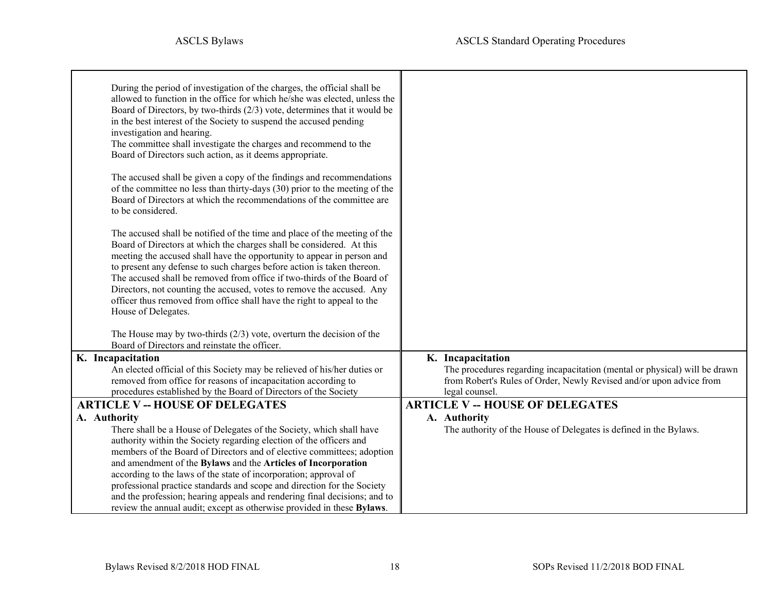| ASCLS Bylaws | ASCLS Standard Operating Procedures |
|---|---|
| During the period of investigation of the charges, the official shall be allowed to function in the office for which he/she was elected, unless the Board of Directors, by two-thirds (2/3) vote, determines that it would be in the best interest of the Society to suspend the accused pending investigation and hearing.<br>The committee shall investigate the charges and recommend to the Board of Directors such action, as it deems appropriate.<br><br>The accused shall be given a copy of the findings and recommendations of the committee no less than thirty-days (30) prior to the meeting of the Board of Directors at which the recommendations of the committee are to be considered.<br><br>The accused shall be notified of the time and place of the meeting of the Board of Directors at which the charges shall be considered. At this meeting the accused shall have the opportunity to appear in person and to present any defense to such charges before action is taken thereon. The accused shall be removed from office if two-thirds of the Board of Directors, not counting the accused, votes to remove the accused. Any officer thus removed from office shall have the right to appeal to the House of Delegates.<br><br>The House may by two-thirds (2/3) vote, overturn the decision of the Board of Directors and reinstate the officer. | |
| **K. Incapacitation**<br>An elected official of this Society may be relieved of his/her duties or removed from office for reasons of incapacitation according to procedures established by the Board of Directors of the Society | **K. Incapacitation**<br>The procedures regarding incapacitation (mental or physical) will be drawn from Robert's Rules of Order, Newly Revised and/or upon advice from legal counsel. |
| **ARTICLE V -- HOUSE OF DELEGATES**<br>**A. Authority**<br>There shall be a House of Delegates of the Society, which shall have authority within the Society regarding election of the officers and members of the Board of Directors and of elective committees; adoption and amendment of the **Bylaws** and the **Articles of Incorporation** according to the laws of the state of incorporation; approval of professional practice standards and scope and direction for the Society and the profession; hearing appeals and rendering final decisions; and to review the annual audit; except as otherwise provided in these **Bylaws**. | **ARTICLE V -- HOUSE OF DELEGATES**<br>**A. Authority**<br>The authority of the House of Delegates is defined in the Bylaws. |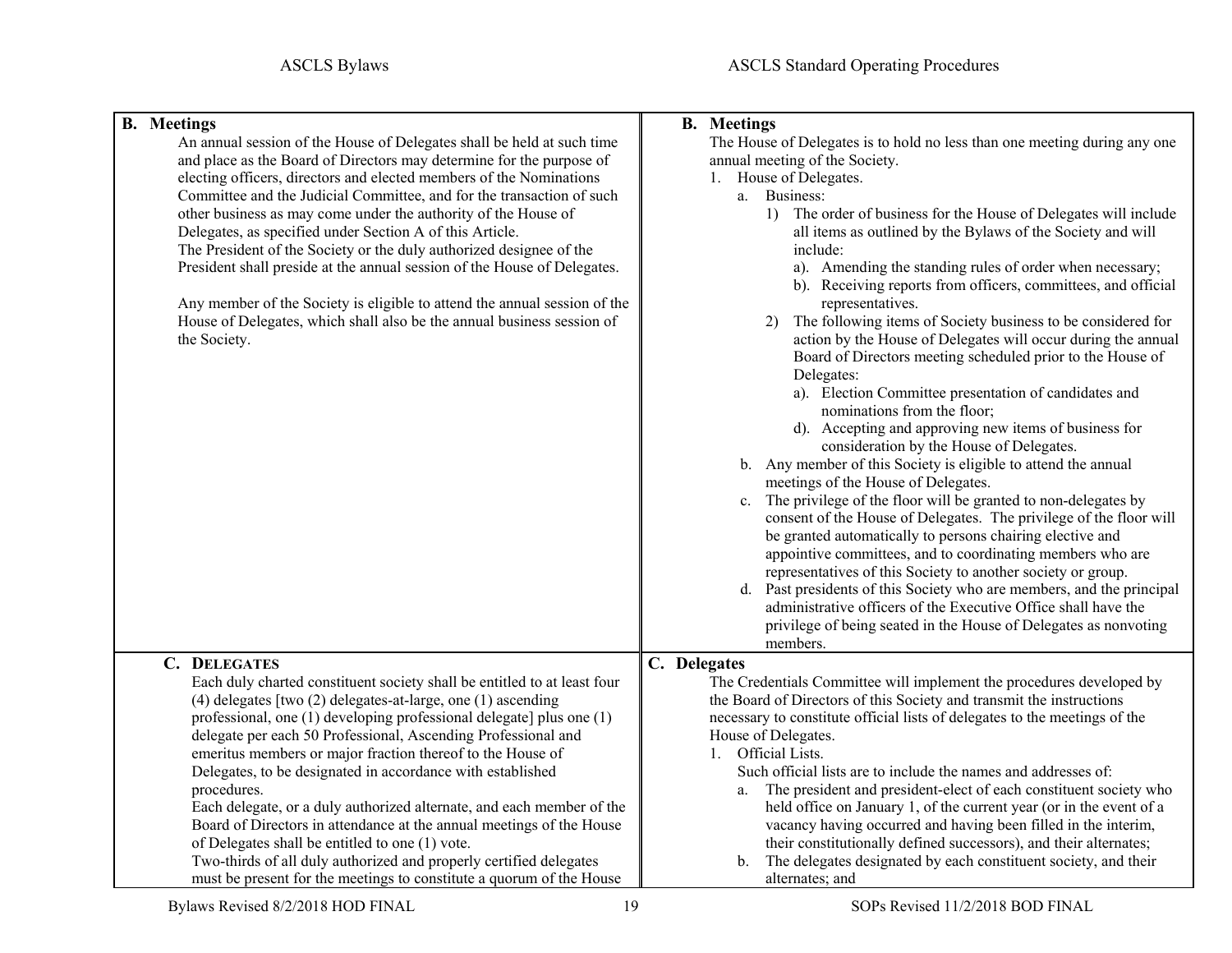| ASCLS Bylaws | ASCLS Standard Operating Procedures |
| --- | --- |
| **B. Meetings**<br>An annual session of the House of Delegates shall be held at such time and place as the Board of Directors may determine for the purpose of electing officers, directors and elected members of the Nominations Committee and the Judicial Committee, and for the transaction of such other business as may come under the authority of the House of Delegates, as specified under Section A of this Article.<br>The President of the Society or the duly authorized designee of the President shall preside at the annual session of the House of Delegates.<br><br>Any member of the Society is eligible to attend the annual session of the House of Delegates, which shall also be the annual business session of the Society. | **B. Meetings**<br>The House of Delegates is to hold no less than one meeting during any one annual meeting of the Society.<br>1. House of Delegates.<br>a. Business:<br>1) The order of business for the House of Delegates will include all items as outlined by the Bylaws of the Society and will include:<br>a). Amending the standing rules of order when necessary;<br>b). Receiving reports from officers, committees, and official representatives.<br>2) The following items of Society business to be considered for action by the House of Delegates will occur during the annual Board of Directors meeting scheduled prior to the House of Delegates:<br>a). Election Committee presentation of candidates and nominations from the floor;<br>d). Accepting and approving new items of business for consideration by the House of Delegates.<br>b. Any member of this Society is eligible to attend the annual meetings of the House of Delegates.<br>c. The privilege of the floor will be granted to non-delegates by consent of the House of Delegates. The privilege of the floor will be granted automatically to persons chairing elective and appointive committees, and to coordinating members who are representatives of this Society to another society or group.<br>d. Past presidents of this Society who are members, and the principal administrative officers of the Executive Office shall have the privilege of being seated in the House of Delegates as nonvoting members. |
| **C. DELEGATES**<br>Each duly charted constituent society shall be entitled to at least four (4) delegates [two (2) delegates-at-large, one (1) ascending professional, one (1) developing professional delegate] plus one (1) delegate per each 50 Professional, Ascending Professional and emeritus members or major fraction thereof to the House of Delegates, to be designated in accordance with established procedures.<br>Each delegate, or a duly authorized alternate, and each member of the Board of Directors in attendance at the annual meetings of the House of Delegates shall be entitled to one (1) vote.<br>Two-thirds of all duly authorized and properly certified delegates must be present for the meetings to constitute a quorum of the House | **C. Delegates**<br>The Credentials Committee will implement the procedures developed by the Board of Directors of this Society and transmit the instructions necessary to constitute official lists of delegates to the meetings of the House of Delegates.<br>1. Official Lists.<br>Such official lists are to include the names and addresses of:<br>a. The president and president-elect of each constituent society who held office on January 1, of the current year (or in the event of a vacancy having occurred and having been filled in the interim, their constitutionally defined successors), and their alternates;<br>b. The delegates designated by each constituent society, and their alternates; and |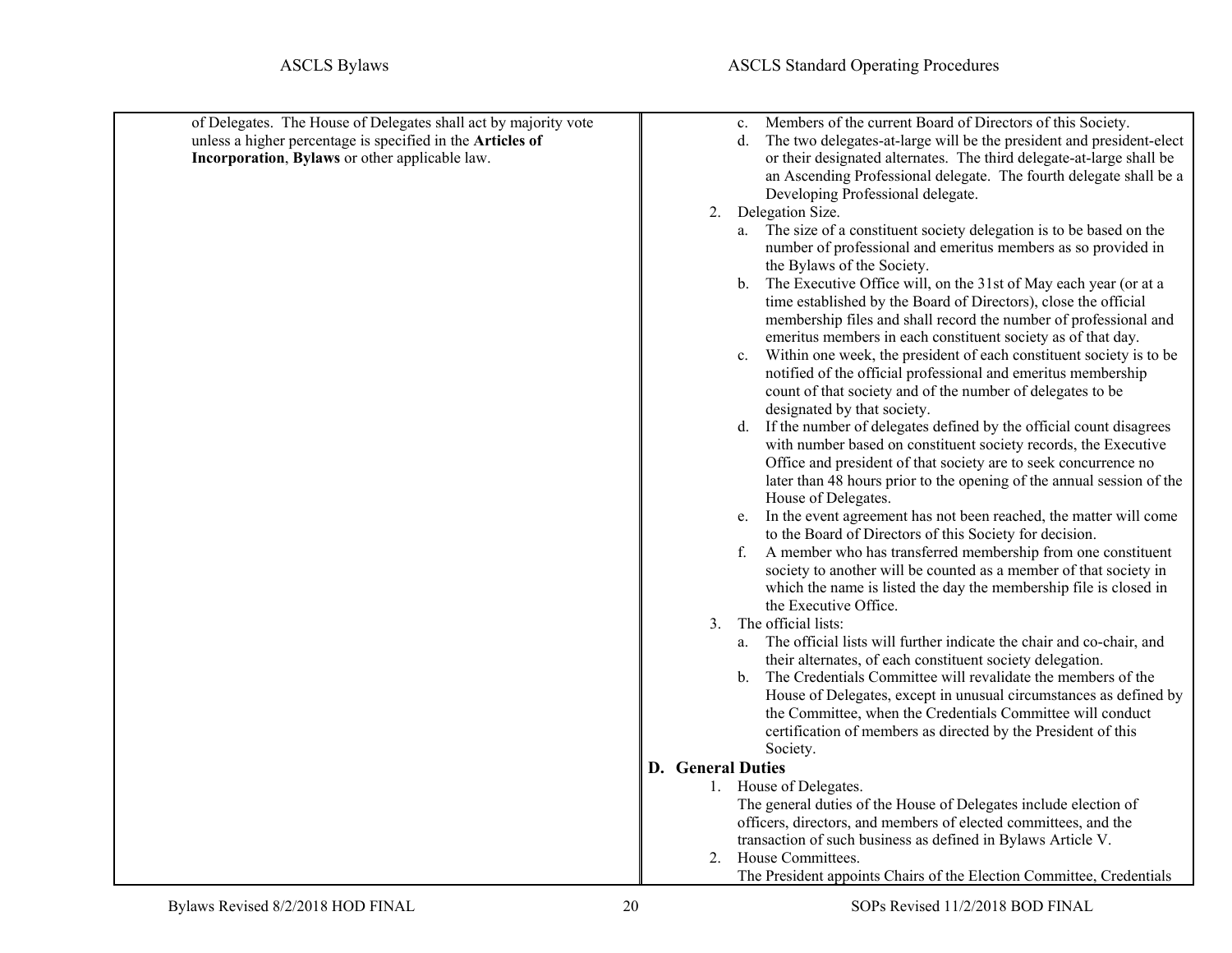of Delegates. The House of Delegates shall act by majority vote unless a higher percentage is specified in the **Articles of Incorporation**, **Bylaws** or other applicable law.

   c. Members of the current Board of Directors of this Society.
   d. The two delegates-at-large will be the president and president-elect or their designated alternates. The third delegate-at-large shall be an Ascending Professional delegate. The fourth delegate shall be a Developing Professional delegate.

2. Delegation Size.
   a. The size of a constituent society delegation is to be based on the number of professional and emeritus members as so provided in the Bylaws of the Society.
   b. The Executive Office will, on the 31st of May each year (or at a time established by the Board of Directors), close the official membership files and shall record the number of professional and emeritus members in each constituent society as of that day.
   c. Within one week, the president of each constituent society is to be notified of the official professional and emeritus membership count of that society and of the number of delegates to be designated by that society.
   d. If the number of delegates defined by the official count disagrees with number based on constituent society records, the Executive Office and president of that society are to seek concurrence no later than 48 hours prior to the opening of the annual session of the House of Delegates.
   e. In the event agreement has not been reached, the matter will come to the Board of Directors of this Society for decision.
   f. A member who has transferred membership from one constituent society to another will be counted as a member of that society in which the name is listed the day the membership file is closed in the Executive Office.

3. The official lists:
   a. The official lists will further indicate the chair and co-chair, and their alternates, of each constituent society delegation.
   b. The Credentials Committee will revalidate the members of the House of Delegates, except in unusual circumstances as defined by the Committee, when the Credentials Committee will conduct certification of members as directed by the President of this Society.

**D. General Duties**

1. House of Delegates.
   The general duties of the House of Delegates include election of officers, directors, and members of elected committees, and the transaction of such business as defined in Bylaws Article V.
2. House Committees.
   The President appoints Chairs of the Election Committee, Credentials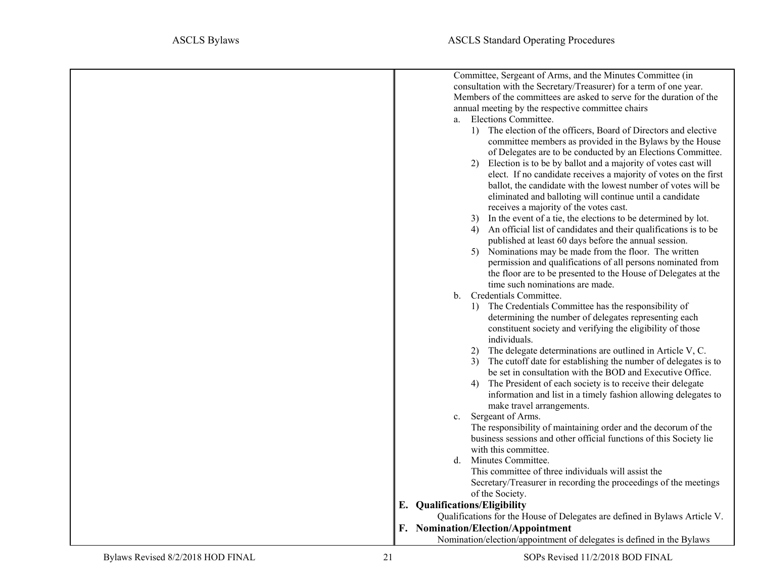Committee, Sergeant of Arms, and the Minutes Committee (in consultation with the Secretary/Treasurer) for a term of one year. Members of the committees are asked to serve for the duration of the annual meeting by the respective committee chairs

a. Elections Committee.
    1) The election of the officers, Board of Directors and elective committee members as provided in the Bylaws by the House of Delegates are to be conducted by an Elections Committee.
    2) Election is to be by ballot and a majority of votes cast will elect. If no candidate receives a majority of votes on the first ballot, the candidate with the lowest number of votes will be eliminated and balloting will continue until a candidate receives a majority of the votes cast.
    3) In the event of a tie, the elections to be determined by lot.
    4) An official list of candidates and their qualifications is to be published at least 60 days before the annual session.
    5) Nominations may be made from the floor. The written permission and qualifications of all persons nominated from the floor are to be presented to the House of Delegates at the time such nominations are made.

b. Credentials Committee.
    1) The Credentials Committee has the responsibility of determining the number of delegates representing each constituent society and verifying the eligibility of those individuals.
    2) The delegate determinations are outlined in Article V, C.
    3) The cutoff date for establishing the number of delegates is to be set in consultation with the BOD and Executive Office.
    4) The President of each society is to receive their delegate information and list in a timely fashion allowing delegates to make travel arrangements.

c. Sergeant of Arms.
    The responsibility of maintaining order and the decorum of the business sessions and other official functions of this Society lie with this committee.

d. Minutes Committee.
    This committee of three individuals will assist the Secretary/Treasurer in recording the proceedings of the meetings of the Society.

**E. Qualifications/Eligibility**

Qualifications for the House of Delegates are defined in Bylaws Article V.

**F. Nomination/Election/Appointment**

Nomination/election/appointment of delegates is defined in the Bylaws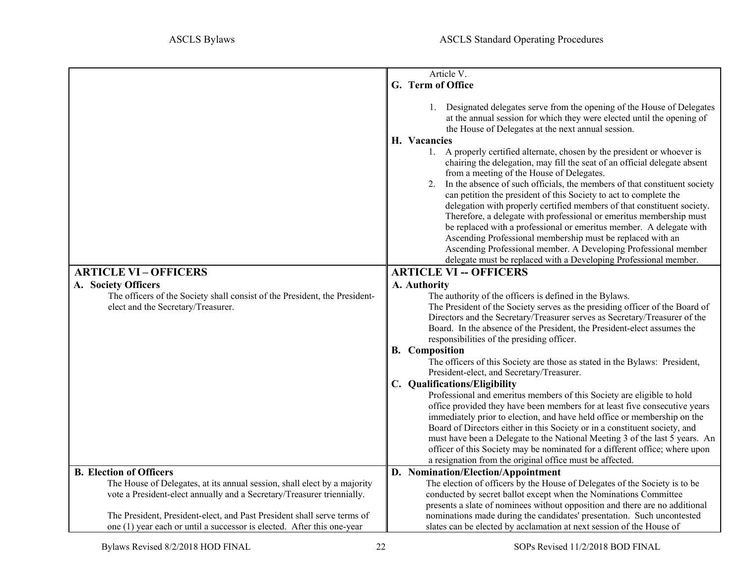| ASCLS Bylaws | ASCLS Standard Operating Procedures |
|---|---|
| | Article V.<br>**G. Term of Office**<br>1. Designated delegates serve from the opening of the House of Delegates at the annual session for which they were elected until the opening of the House of Delegates at the next annual session.<br>**H. Vacancies**<br>1. A properly certified alternate, chosen by the president or whoever is chairing the delegation, may fill the seat of an official delegate absent from a meeting of the House of Delegates.<br>2. In the absence of such officials, the members of that constituent society can petition the president of this Society to act to complete the delegation with properly certified members of that constituent society. Therefore, a delegate with professional or emeritus membership must be replaced with a professional or emeritus member. A delegate with Ascending Professional membership must be replaced with an Ascending Professional member. A Developing Professional member delegate must be replaced with a Developing Professional member. |
| **ARTICLE VI – OFFICERS**<br>**A. Society Officers**<br>The officers of the Society shall consist of the President, the President-elect and the Secretary/Treasurer. | **ARTICLE VI -- OFFICERS**<br>**A. Authority**<br>The authority of the officers is defined in the Bylaws.<br>The President of the Society serves as the presiding officer of the Board of Directors and the Secretary/Treasurer serves as Secretary/Treasurer of the Board. In the absence of the President, the President-elect assumes the responsibilities of the presiding officer.<br>**B. Composition**<br>The officers of this Society are those as stated in the Bylaws: President, President-elect, and Secretary/Treasurer.<br>**C. Qualifications/Eligibility**<br>Professional and emeritus members of this Society are eligible to hold office provided they have been members for at least five consecutive years immediately prior to election, and have held office or membership on the Board of Directors either in this Society or in a constituent society, and must have been a Delegate to the National Meeting 3 of the last 5 years. An officer of this Society may be nominated for a different office; where upon a resignation from the original office must be affected. |
| **B. Election of Officers**<br>The House of Delegates, at its annual session, shall elect by a majority vote a President-elect annually and a Secretary/Treasurer triennially.<br><br>The President, President-elect, and Past President shall serve terms of one (1) year each or until a successor is elected. After this one-year | **D. Nomination/Election/Appointment**<br>The election of officers by the House of Delegates of the Society is to be conducted by secret ballot except when the Nominations Committee presents a slate of nominees without opposition and there are no additional nominations made during the candidates' presentation. Such uncontested slates can be elected by acclamation at next session of the House of |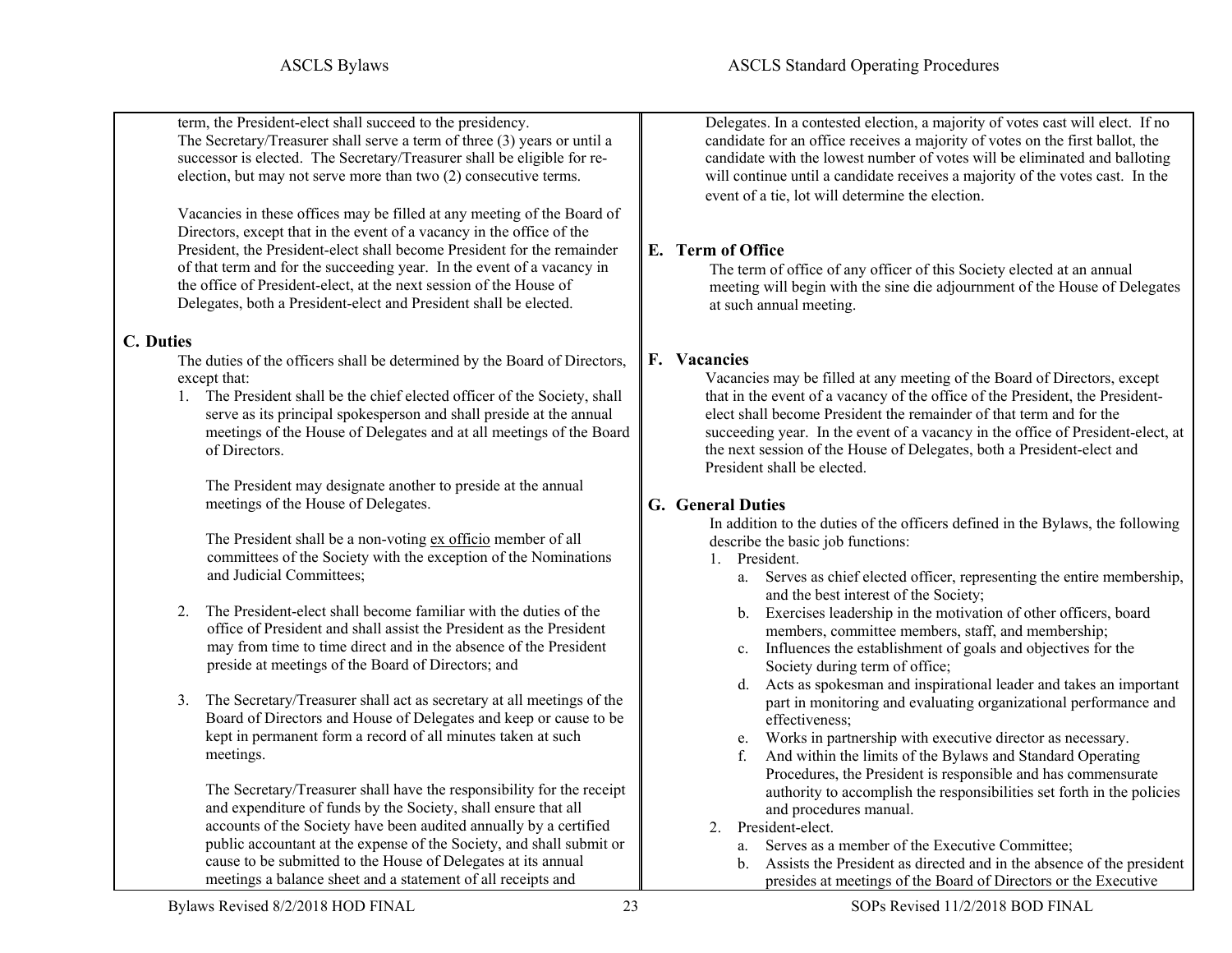term, the President-elect shall succeed to the presidency.
The Secretary/Treasurer shall serve a term of three (3) years or until a successor is elected. The Secretary/Treasurer shall be eligible for re-election, but may not serve more than two (2) consecutive terms.

Vacancies in these offices may be filled at any meeting of the Board of Directors, except that in the event of a vacancy in the office of the President, the President-elect shall become President for the remainder of that term and for the succeeding year. In the event of a vacancy in the office of President-elect, at the next session of the House of Delegates, both a President-elect and President shall be elected.

### C. Duties

The duties of the officers shall be determined by the Board of Directors, except that:

1. The President shall be the chief elected officer of the Society, shall serve as its principal spokesperson and shall preside at the annual meetings of the House of Delegates and at all meetings of the Board of Directors.

   The President may designate another to preside at the annual meetings of the House of Delegates.

   The President shall be a non-voting <u>ex officio</u> member of all committees of the Society with the exception of the Nominations and Judicial Committees;

2. The President-elect shall become familiar with the duties of the office of President and shall assist the President as the President may from time to time direct and in the absence of the President preside at meetings of the Board of Directors; and

3. The Secretary/Treasurer shall act as secretary at all meetings of the Board of Directors and House of Delegates and keep or cause to be kept in permanent form a record of all minutes taken at such meetings.

   The Secretary/Treasurer shall have the responsibility for the receipt and expenditure of funds by the Society, shall ensure that all accounts of the Society have been audited annually by a certified public accountant at the expense of the Society, and shall submit or cause to be submitted to the House of Delegates at its annual meetings a balance sheet and a statement of all receipts and

---

Delegates. In a contested election, a majority of votes cast will elect. If no candidate for an office receives a majority of votes on the first ballot, the candidate with the lowest number of votes will be eliminated and balloting will continue until a candidate receives a majority of the votes cast. In the event of a tie, lot will determine the election.

### E. Term of Office

The term of office of any officer of this Society elected at an annual meeting will begin with the sine die adjournment of the House of Delegates at such annual meeting.

### F. Vacancies

Vacancies may be filled at any meeting of the Board of Directors, except that in the event of a vacancy of the office of the President, the President-elect shall become President the remainder of that term and for the succeeding year. In the event of a vacancy in the office of President-elect, at the next session of the House of Delegates, both a President-elect and President shall be elected.

### G. General Duties

In addition to the duties of the officers defined in the Bylaws, the following describe the basic job functions:

1. President.
   a. Serves as chief elected officer, representing the entire membership, and the best interest of the Society;
   b. Exercises leadership in the motivation of other officers, board members, committee members, staff, and membership;
   c. Influences the establishment of goals and objectives for the Society during term of office;
   d. Acts as spokesman and inspirational leader and takes an important part in monitoring and evaluating organizational performance and effectiveness;
   e. Works in partnership with executive director as necessary.
   f. And within the limits of the Bylaws and Standard Operating Procedures, the President is responsible and has commensurate authority to accomplish the responsibilities set forth in the policies and procedures manual.
2. President-elect.
   a. Serves as a member of the Executive Committee;
   b. Assists the President as directed and in the absence of the president presides at meetings of the Board of Directors or the Executive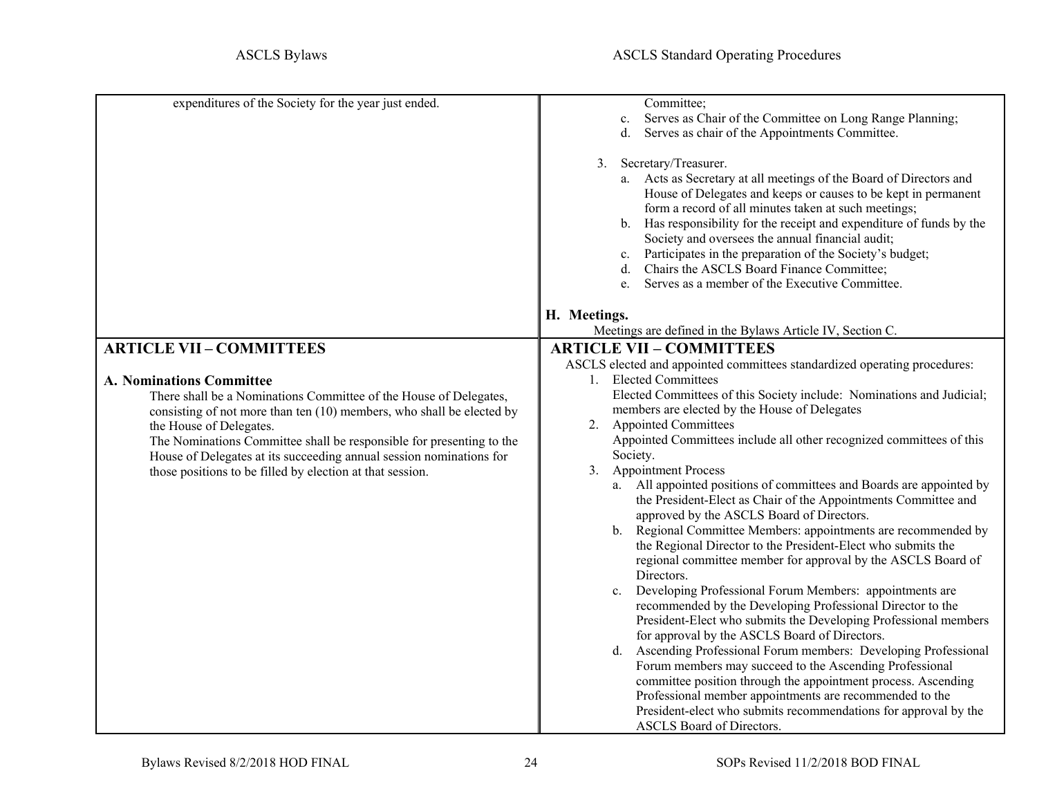| ASCLS Bylaws | ASCLS Standard Operating Procedures |
|---|---|
| expenditures of the Society for the year just ended. | Committee;<br>c. Serves as Chair of the Committee on Long Range Planning;<br>d. Serves as chair of the Appointments Committee.<br><br>3. Secretary/Treasurer.<br>a. Acts as Secretary at all meetings of the Board of Directors and House of Delegates and keeps or causes to be kept in permanent form a record of all minutes taken at such meetings;<br>b. Has responsibility for the receipt and expenditure of funds by the Society and oversees the annual financial audit;<br>c. Participates in the preparation of the Society's budget;<br>d. Chairs the ASCLS Board Finance Committee;<br>e. Serves as a member of the Executive Committee.<br><br>**H. Meetings.**<br>Meetings are defined in the Bylaws Article IV, Section C. |
| **ARTICLE VII – COMMITTEES**<br><br>**A. Nominations Committee**<br>There shall be a Nominations Committee of the House of Delegates, consisting of not more than ten (10) members, who shall be elected by the House of Delegates.<br>The Nominations Committee shall be responsible for presenting to the House of Delegates at its succeeding annual session nominations for those positions to be filled by election at that session. | **ARTICLE VII – COMMITTEES**<br>ASCLS elected and appointed committees standardized operating procedures:<br>1. Elected Committees<br>Elected Committees of this Society include: Nominations and Judicial; members are elected by the House of Delegates<br>2. Appointed Committees<br>Appointed Committees include all other recognized committees of this Society.<br>3. Appointment Process<br>a. All appointed positions of committees and Boards are appointed by the President-Elect as Chair of the Appointments Committee and approved by the ASCLS Board of Directors.<br>b. Regional Committee Members: appointments are recommended by the Regional Director to the President-Elect who submits the regional committee member for approval by the ASCLS Board of Directors.<br>c. Developing Professional Forum Members: appointments are recommended by the Developing Professional Director to the President-Elect who submits the Developing Professional members for approval by the ASCLS Board of Directors.<br>d. Ascending Professional Forum members: Developing Professional Forum members may succeed to the Ascending Professional committee position through the appointment process. Ascending Professional member appointments are recommended to the President-elect who submits recommendations for approval by the ASCLS Board of Directors. |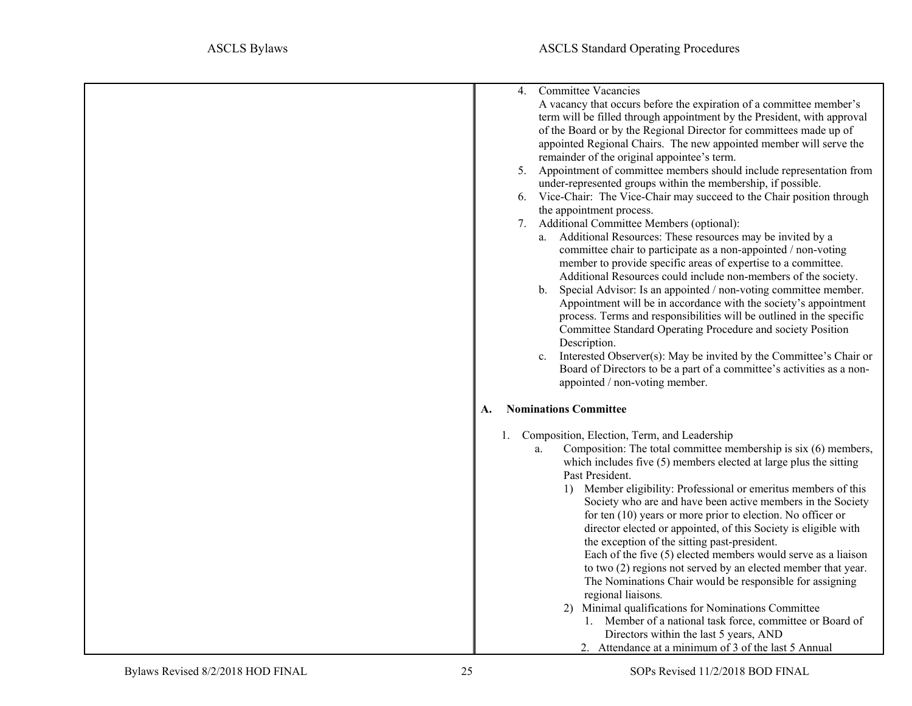4. Committee Vacancies
   A vacancy that occurs before the expiration of a committee member's term will be filled through appointment by the President, with approval of the Board or by the Regional Director for committees made up of appointed Regional Chairs. The new appointed member will serve the remainder of the original appointee's term.
5. Appointment of committee members should include representation from under-represented groups within the membership, if possible.
6. Vice-Chair: The Vice-Chair may succeed to the Chair position through the appointment process.
7. Additional Committee Members (optional):
   a. Additional Resources: These resources may be invited by a committee chair to participate as a non-appointed / non-voting member to provide specific areas of expertise to a committee. Additional Resources could include non-members of the society.
   b. Special Advisor: Is an appointed / non-voting committee member. Appointment will be in accordance with the society's appointment process. Terms and responsibilities will be outlined in the specific Committee Standard Operating Procedure and society Position Description.
   c. Interested Observer(s): May be invited by the Committee's Chair or Board of Directors to be a part of a committee's activities as a non-appointed / non-voting member.

**A. Nominations Committee**

1. Composition, Election, Term, and Leadership
   a. Composition: The total committee membership is six (6) members, which includes five (5) members elected at large plus the sitting Past President.
      1) Member eligibility: Professional or emeritus members of this Society who are and have been active members in the Society for ten (10) years or more prior to election. No officer or director elected or appointed, of this Society is eligible with the exception of the sitting past-president.
         Each of the five (5) elected members would serve as a liaison to two (2) regions not served by an elected member that year. The Nominations Chair would be responsible for assigning regional liaisons.
      2) Minimal qualifications for Nominations Committee
         1. Member of a national task force, committee or Board of Directors within the last 5 years, AND
         2. Attendance at a minimum of 3 of the last 5 Annual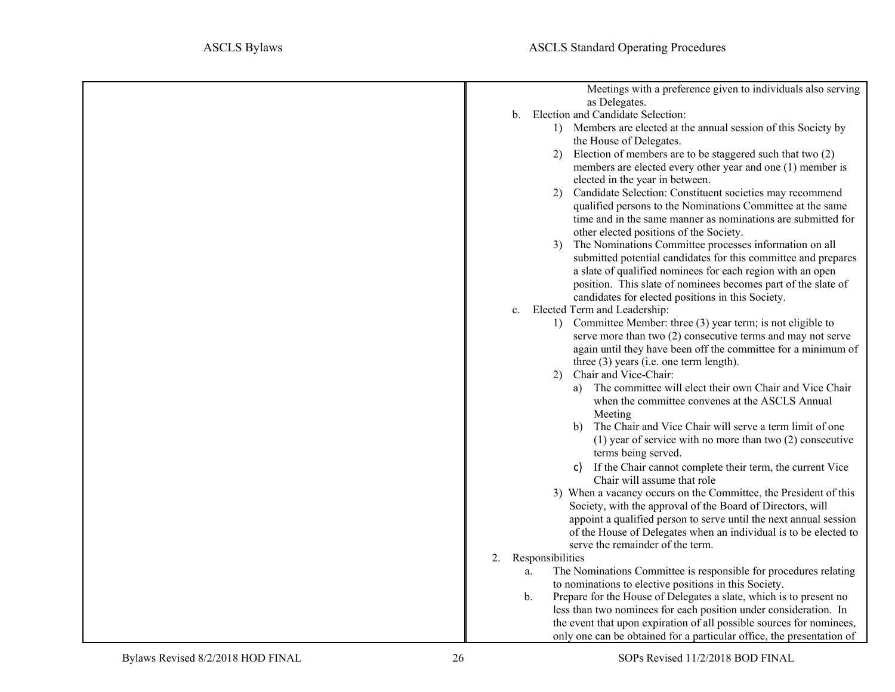Meetings with a preference given to individuals also serving as Delegates.

b. Election and Candidate Selection:
   1) Members are elected at the annual session of this Society by the House of Delegates.
   2) Election of members are to be staggered such that two (2) members are elected every other year and one (1) member is elected in the year in between.
   2) Candidate Selection: Constituent societies may recommend qualified persons to the Nominations Committee at the same time and in the same manner as nominations are submitted for other elected positions of the Society.
   3) The Nominations Committee processes information on all submitted potential candidates for this committee and prepares a slate of qualified nominees for each region with an open position. This slate of nominees becomes part of the slate of candidates for elected positions in this Society.

c. Elected Term and Leadership:
   1) Committee Member: three (3) year term; is not eligible to serve more than two (2) consecutive terms and may not serve again until they have been off the committee for a minimum of three (3) years (i.e. one term length).
   2) Chair and Vice-Chair:
      a) The committee will elect their own Chair and Vice Chair when the committee convenes at the ASCLS Annual Meeting
      b) The Chair and Vice Chair will serve a term limit of one (1) year of service with no more than two (2) consecutive terms being served.
      c) If the Chair cannot complete their term, the current Vice Chair will assume that role
   3) When a vacancy occurs on the Committee, the President of this Society, with the approval of the Board of Directors, will appoint a qualified person to serve until the next annual session of the House of Delegates when an individual is to be elected to serve the remainder of the term.

2. Responsibilities
   a. The Nominations Committee is responsible for procedures relating to nominations to elective positions in this Society.
   b. Prepare for the House of Delegates a slate, which is to present no less than two nominees for each position under consideration. In the event that upon expiration of all possible sources for nominees, only one can be obtained for a particular office, the presentation of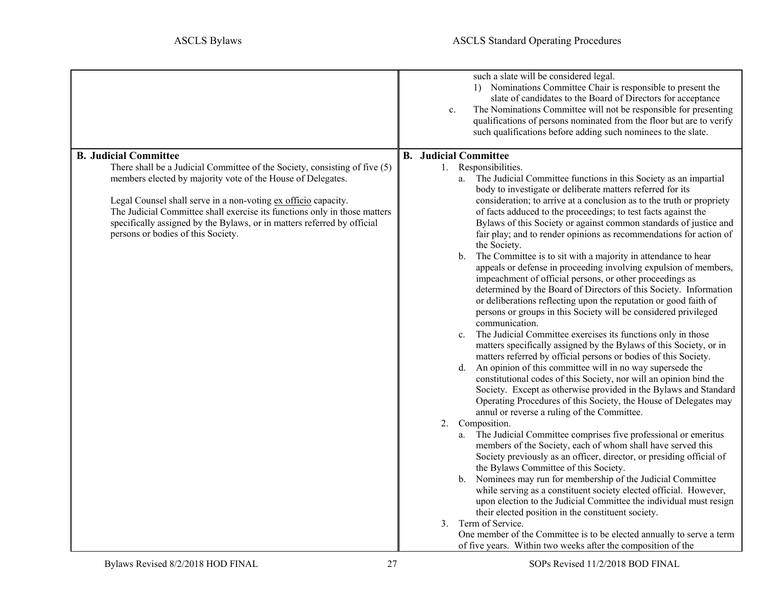| ASCLS Bylaws | ASCLS Standard Operating Procedures |
|---|---|
| | such a slate will be considered legal.<br>1) Nominations Committee Chair is responsible to present the slate of candidates to the Board of Directors for acceptance<br>c. The Nominations Committee will not be responsible for presenting qualifications of persons nominated from the floor but are to verify such qualifications before adding such nominees to the slate. |
| **B. Judicial Committee**<br>There shall be a Judicial Committee of the Society, consisting of five (5) members elected by majority vote of the House of Delegates.<br><br>Legal Counsel shall serve in a non-voting ex officio capacity.<br>The Judicial Committee shall exercise its functions only in those matters specifically assigned by the Bylaws, or in matters referred by official persons or bodies of this Society. | **B. Judicial Committee**<br>1. Responsibilities.<br>a. The Judicial Committee functions in this Society as an impartial body to investigate or deliberate matters referred for its consideration; to arrive at a conclusion as to the truth or propriety of facts adduced to the proceedings; to test facts against the Bylaws of this Society or against common standards of justice and fair play; and to render opinions as recommendations for action of the Society.<br>b. The Committee is to sit with a majority in attendance to hear appeals or defense in proceeding involving expulsion of members, impeachment of official persons, or other proceedings as determined by the Board of Directors of this Society. Information or deliberations reflecting upon the reputation or good faith of persons or groups in this Society will be considered privileged communication.<br>c. The Judicial Committee exercises its functions only in those matters specifically assigned by the Bylaws of this Society, or in matters referred by official persons or bodies of this Society.<br>d. An opinion of this committee will in no way supersede the constitutional codes of this Society, nor will an opinion bind the Society. Except as otherwise provided in the Bylaws and Standard Operating Procedures of this Society, the House of Delegates may annul or reverse a ruling of the Committee.<br>2. Composition.<br>a. The Judicial Committee comprises five professional or emeritus members of the Society, each of whom shall have served this Society previously as an officer, director, or presiding official of the Bylaws Committee of this Society.<br>b. Nominees may run for membership of the Judicial Committee while serving as a constituent society elected official. However, upon election to the Judicial Committee the individual must resign their elected position in the constituent society.<br>3. Term of Service.<br>One member of the Committee is to be elected annually to serve a term of five years. Within two weeks after the composition of the |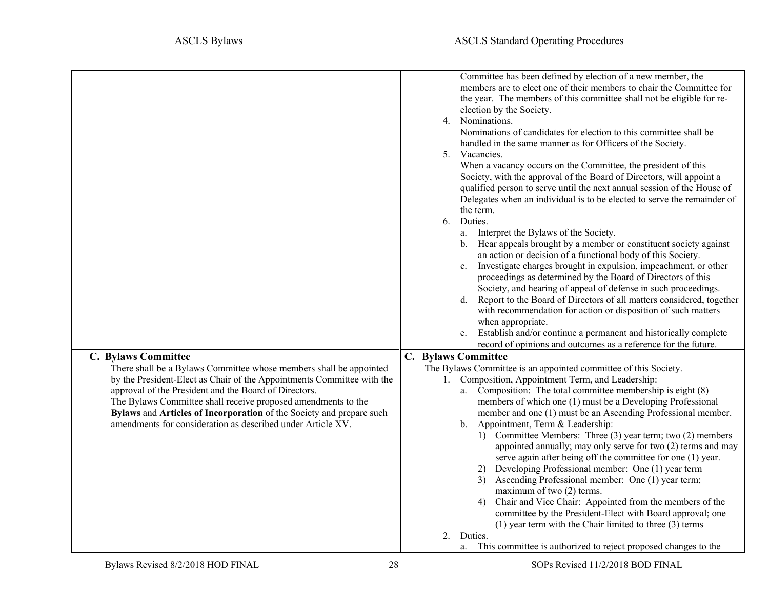| ASCLS Bylaws | ASCLS Standard Operating Procedures |
| --- | --- |
| | Committee has been defined by election of a new member, the members are to elect one of their members to chair the Committee for the year. The members of this committee shall not be eligible for re-election by the Society.<br>4. Nominations.<br>Nominations of candidates for election to this committee shall be handled in the same manner as for Officers of the Society.<br>5. Vacancies.<br>When a vacancy occurs on the Committee, the president of this Society, with the approval of the Board of Directors, will appoint a qualified person to serve until the next annual session of the House of Delegates when an individual is to be elected to serve the remainder of the term.<br>6. Duties.<br>a. Interpret the Bylaws of the Society.<br>b. Hear appeals brought by a member or constituent society against an action or decision of a functional body of this Society.<br>c. Investigate charges brought in expulsion, impeachment, or other proceedings as determined by the Board of Directors of this Society, and hearing of appeal of defense in such proceedings.<br>d. Report to the Board of Directors of all matters considered, together with recommendation for action or disposition of such matters when appropriate.<br>e. Establish and/or continue a permanent and historically complete record of opinions and outcomes as a reference for the future. |
| **C. Bylaws Committee**<br>There shall be a Bylaws Committee whose members shall be appointed by the President-Elect as Chair of the Appointments Committee with the approval of the President and the Board of Directors.<br>The Bylaws Committee shall receive proposed amendments to the **Bylaws** and **Articles of Incorporation** of the Society and prepare such amendments for consideration as described under Article XV. | **C. Bylaws Committee**<br>The Bylaws Committee is an appointed committee of this Society.<br>1. Composition, Appointment Term, and Leadership:<br>a. Composition: The total committee membership is eight (8) members of which one (1) must be a Developing Professional member and one (1) must be an Ascending Professional member.<br>b. Appointment, Term & Leadership:<br>1) Committee Members: Three (3) year term; two (2) members appointed annually; may only serve for two (2) terms and may serve again after being off the committee for one (1) year.<br>2) Developing Professional member: One (1) year term<br>3) Ascending Professional member: One (1) year term; maximum of two (2) terms.<br>4) Chair and Vice Chair: Appointed from the members of the committee by the President-Elect with Board approval; one (1) year term with the Chair limited to three (3) terms<br>2. Duties.<br>a. This committee is authorized to reject proposed changes to the |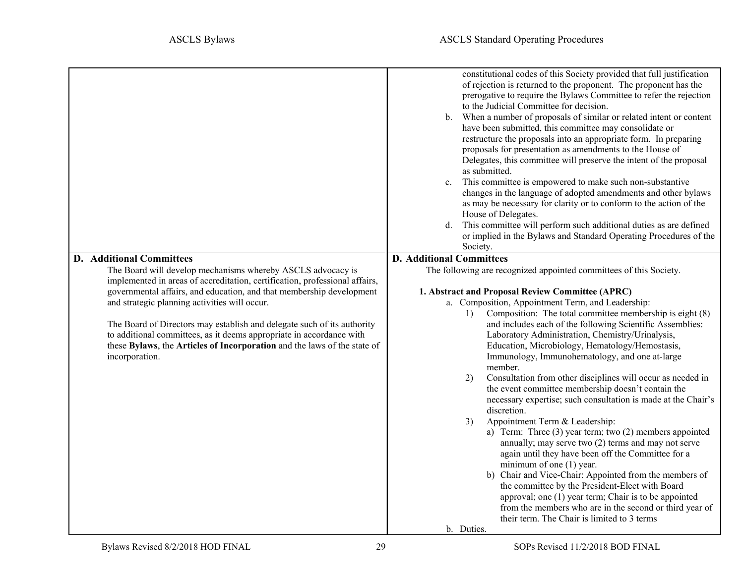| ASCLS Bylaws | ASCLS Standard Operating Procedures |
|---|---|
| | constitutional codes of this Society provided that full justification of rejection is returned to the proponent. The proponent has the prerogative to require the Bylaws Committee to refer the rejection to the Judicial Committee for decision.<br>b. When a number of proposals of similar or related intent or content have been submitted, this committee may consolidate or restructure the proposals into an appropriate form. In preparing proposals for presentation as amendments to the House of Delegates, this committee will preserve the intent of the proposal as submitted.<br>c. This committee is empowered to make such non-substantive changes in the language of adopted amendments and other bylaws as may be necessary for clarity or to conform to the action of the House of Delegates.<br>d. This committee will perform such additional duties as are defined or implied in the Bylaws and Standard Operating Procedures of the Society. |
| **D. Additional Committees**<br>The Board will develop mechanisms whereby ASCLS advocacy is implemented in areas of accreditation, certification, professional affairs, governmental affairs, and education, and that membership development and strategic planning activities will occur.<br><br>The Board of Directors may establish and delegate such of its authority to additional committees, as it deems appropriate in accordance with these **Bylaws**, the **Articles of Incorporation** and the laws of the state of incorporation. | **D. Additional Committees**<br>The following are recognized appointed committees of this Society.<br><br>**1. Abstract and Proposal Review Committee (APRC)**<br>a. Composition, Appointment Term, and Leadership:<br>1) Composition: The total committee membership is eight (8) and includes each of the following Scientific Assemblies: Laboratory Administration, Chemistry/Urinalysis, Education, Microbiology, Hematology/Hemostasis, Immunology, Immunohematology, and one at-large member.<br>2) Consultation from other disciplines will occur as needed in the event committee membership doesn't contain the necessary expertise; such consultation is made at the Chair's discretion.<br>3) Appointment Term & Leadership:<br>a) Term: Three (3) year term; two (2) members appointed annually; may serve two (2) terms and may not serve again until they have been off the Committee for a minimum of one (1) year.<br>b) Chair and Vice-Chair: Appointed from the members of the committee by the President-Elect with Board approval; one (1) year term; Chair is to be appointed from the members who are in the second or third year of their term. The Chair is limited to 3 terms<br>b. Duties. |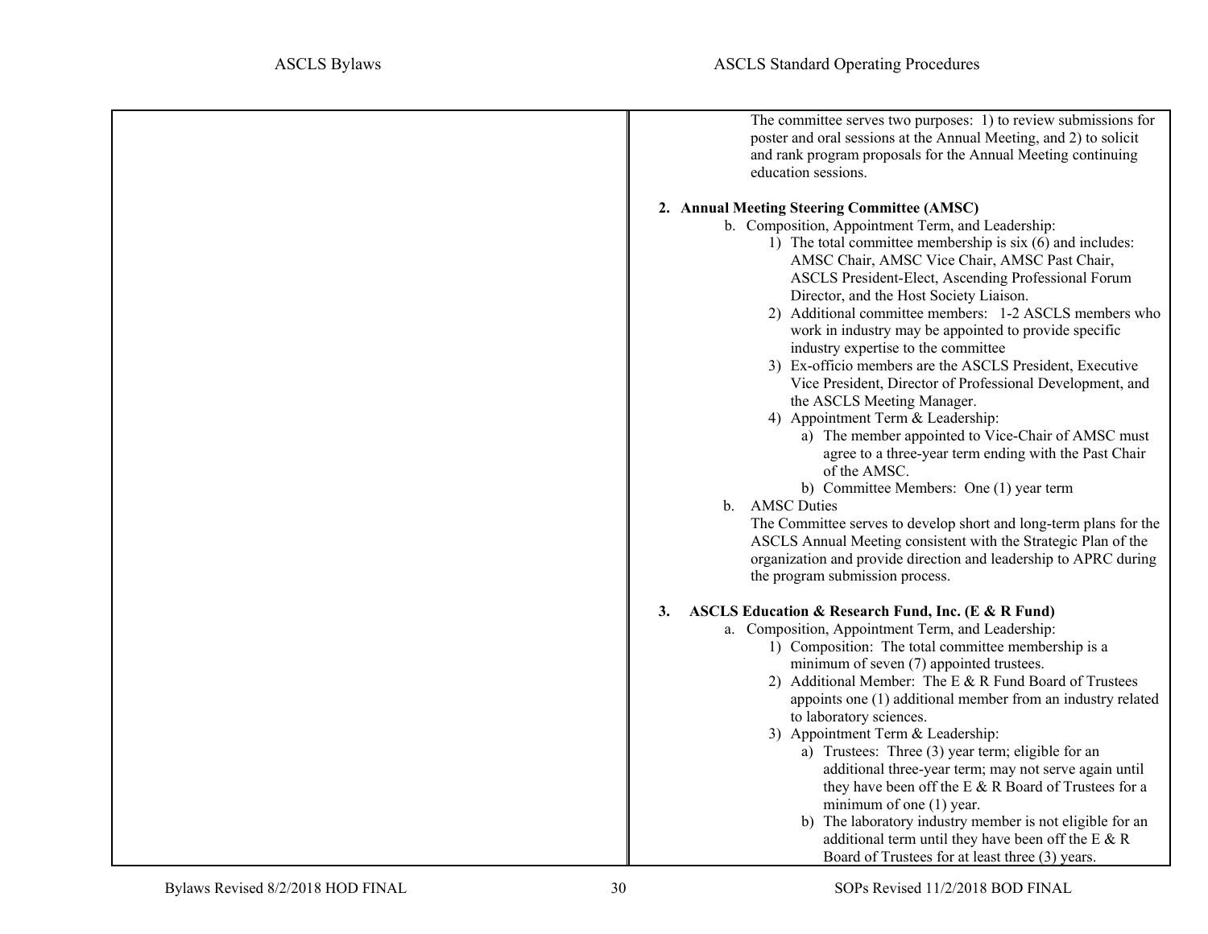The committee serves two purposes: 1) to review submissions for poster and oral sessions at the Annual Meeting, and 2) to solicit and rank program proposals for the Annual Meeting continuing education sessions.

**2. Annual Meeting Steering Committee (AMSC)**

b. Composition, Appointment Term, and Leadership:

1) The total committee membership is six (6) and includes: AMSC Chair, AMSC Vice Chair, AMSC Past Chair, ASCLS President-Elect, Ascending Professional Forum Director, and the Host Society Liaison.
2) Additional committee members: 1-2 ASCLS members who work in industry may be appointed to provide specific industry expertise to the committee
3) Ex-officio members are the ASCLS President, Executive Vice President, Director of Professional Development, and the ASCLS Meeting Manager.
4) Appointment Term & Leadership:
   a) The member appointed to Vice-Chair of AMSC must agree to a three-year term ending with the Past Chair of the AMSC.
   b) Committee Members: One (1) year term

b. AMSC Duties

The Committee serves to develop short and long-term plans for the ASCLS Annual Meeting consistent with the Strategic Plan of the organization and provide direction and leadership to APRC during the program submission process.

**3. ASCLS Education & Research Fund, Inc. (E & R Fund)**

a. Composition, Appointment Term, and Leadership:

1) Composition: The total committee membership is a minimum of seven (7) appointed trustees.
2) Additional Member: The E & R Fund Board of Trustees appoints one (1) additional member from an industry related to laboratory sciences.
3) Appointment Term & Leadership:
   a) Trustees: Three (3) year term; eligible for an additional three-year term; may not serve again until they have been off the E & R Board of Trustees for a minimum of one (1) year.
   b) The laboratory industry member is not eligible for an additional term until they have been off the E & R Board of Trustees for at least three (3) years.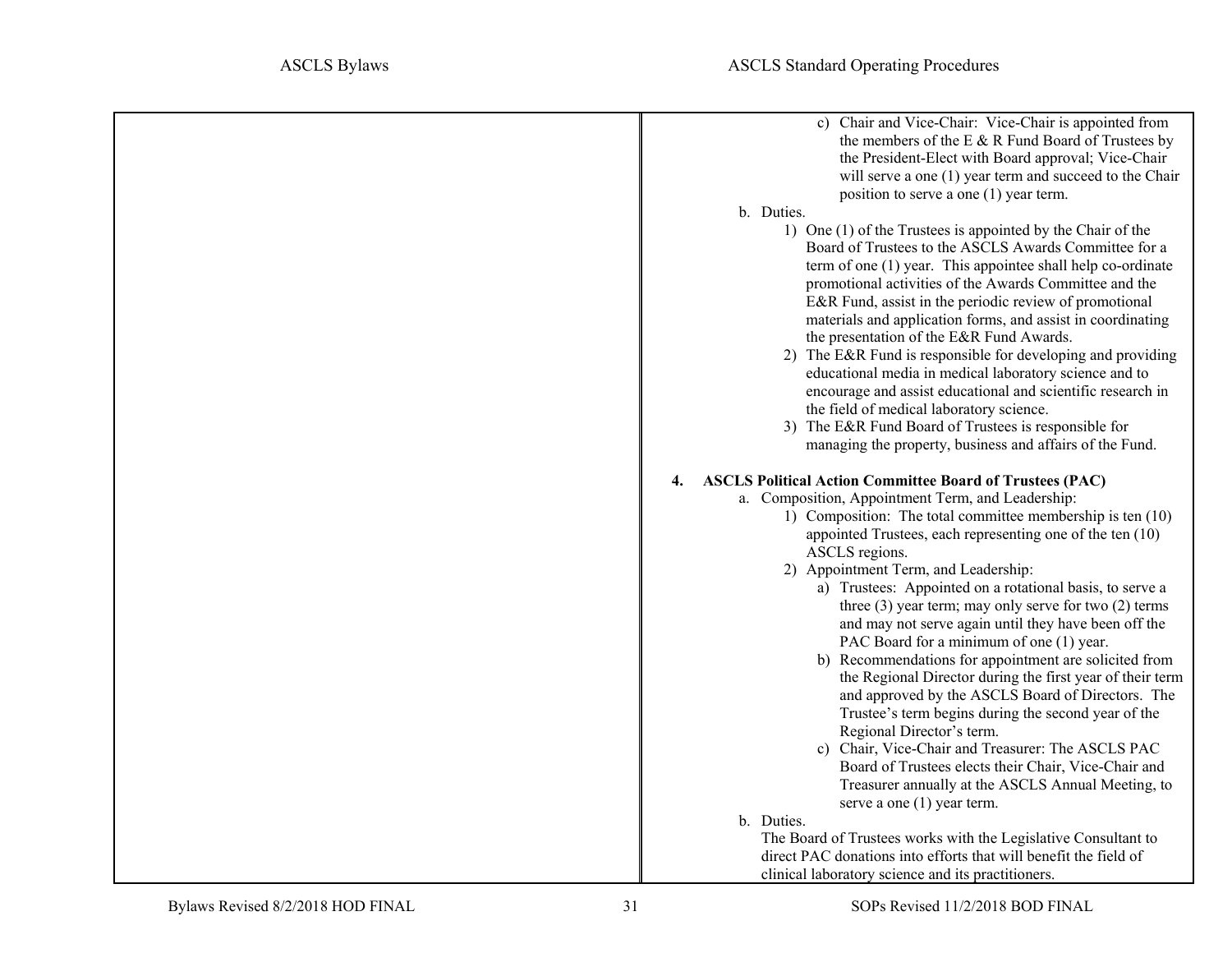c) Chair and Vice-Chair: Vice-Chair is appointed from the members of the E & R Fund Board of Trustees by the President-Elect with Board approval; Vice-Chair will serve a one (1) year term and succeed to the Chair position to serve a one (1) year term.

b. Duties.

1) One (1) of the Trustees is appointed by the Chair of the Board of Trustees to the ASCLS Awards Committee for a term of one (1) year. This appointee shall help co-ordinate promotional activities of the Awards Committee and the E&R Fund, assist in the periodic review of promotional materials and application forms, and assist in coordinating the presentation of the E&R Fund Awards.
2) The E&R Fund is responsible for developing and providing educational media in medical laboratory science and to encourage and assist educational and scientific research in the field of medical laboratory science.
3) The E&R Fund Board of Trustees is responsible for managing the property, business and affairs of the Fund.

**4. ASCLS Political Action Committee Board of Trustees (PAC)**

a. Composition, Appointment Term, and Leadership:

1) Composition: The total committee membership is ten (10) appointed Trustees, each representing one of the ten (10) ASCLS regions.
2) Appointment Term, and Leadership:
   a) Trustees: Appointed on a rotational basis, to serve a three (3) year term; may only serve for two (2) terms and may not serve again until they have been off the PAC Board for a minimum of one (1) year.
   b) Recommendations for appointment are solicited from the Regional Director during the first year of their term and approved by the ASCLS Board of Directors. The Trustee's term begins during the second year of the Regional Director's term.
   c) Chair, Vice-Chair and Treasurer: The ASCLS PAC Board of Trustees elects their Chair, Vice-Chair and Treasurer annually at the ASCLS Annual Meeting, to serve a one (1) year term.

b. Duties.

The Board of Trustees works with the Legislative Consultant to direct PAC donations into efforts that will benefit the field of clinical laboratory science and its practitioners.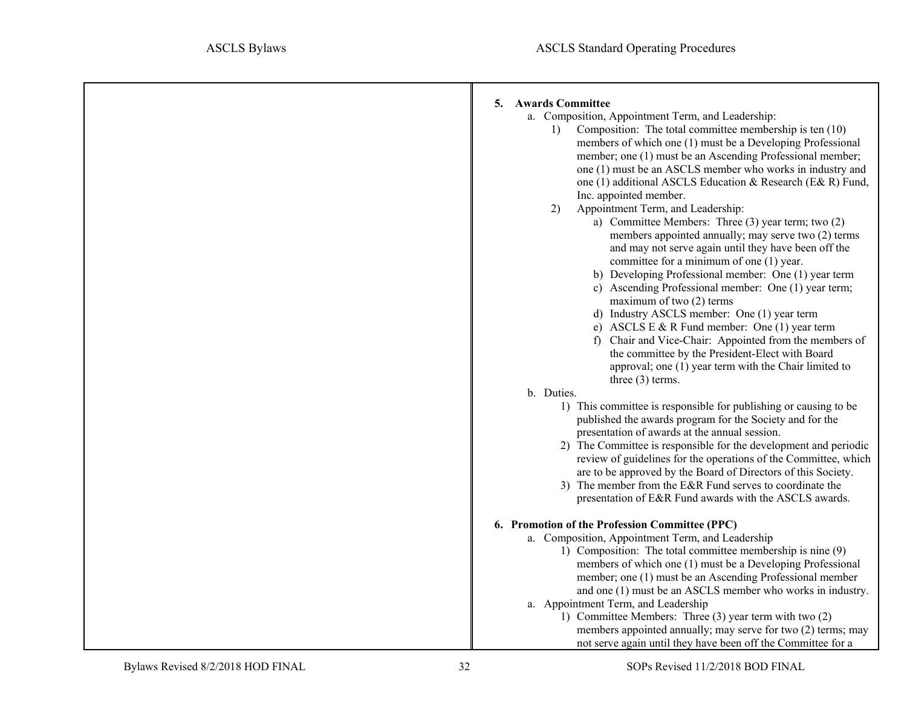**5. Awards Committee**

a. Composition, Appointment Term, and Leadership:

1) Composition: The total committee membership is ten (10) members of which one (1) must be a Developing Professional member; one (1) must be an Ascending Professional member; one (1) must be an ASCLS member who works in industry and one (1) additional ASCLS Education & Research (E& R) Fund, Inc. appointed member.

2) Appointment Term, and Leadership:

   a) Committee Members: Three (3) year term; two (2) members appointed annually; may serve two (2) terms and may not serve again until they have been off the committee for a minimum of one (1) year.
   b) Developing Professional member: One (1) year term
   c) Ascending Professional member: One (1) year term; maximum of two (2) terms
   d) Industry ASCLS member: One (1) year term
   e) ASCLS E & R Fund member: One (1) year term
   f) Chair and Vice-Chair: Appointed from the members of the committee by the President-Elect with Board approval; one (1) year term with the Chair limited to three (3) terms.

b. Duties.

1) This committee is responsible for publishing or causing to be published the awards program for the Society and for the presentation of awards at the annual session.
2) The Committee is responsible for the development and periodic review of guidelines for the operations of the Committee, which are to be approved by the Board of Directors of this Society.
3) The member from the E&R Fund serves to coordinate the presentation of E&R Fund awards with the ASCLS awards.

**6. Promotion of the Profession Committee (PPC)**

a. Composition, Appointment Term, and Leadership

1) Composition: The total committee membership is nine (9) members of which one (1) must be a Developing Professional member; one (1) must be an Ascending Professional member and one (1) must be an ASCLS member who works in industry.

a. Appointment Term, and Leadership

1) Committee Members: Three (3) year term with two (2) members appointed annually; may serve for two (2) terms; may not serve again until they have been off the Committee for a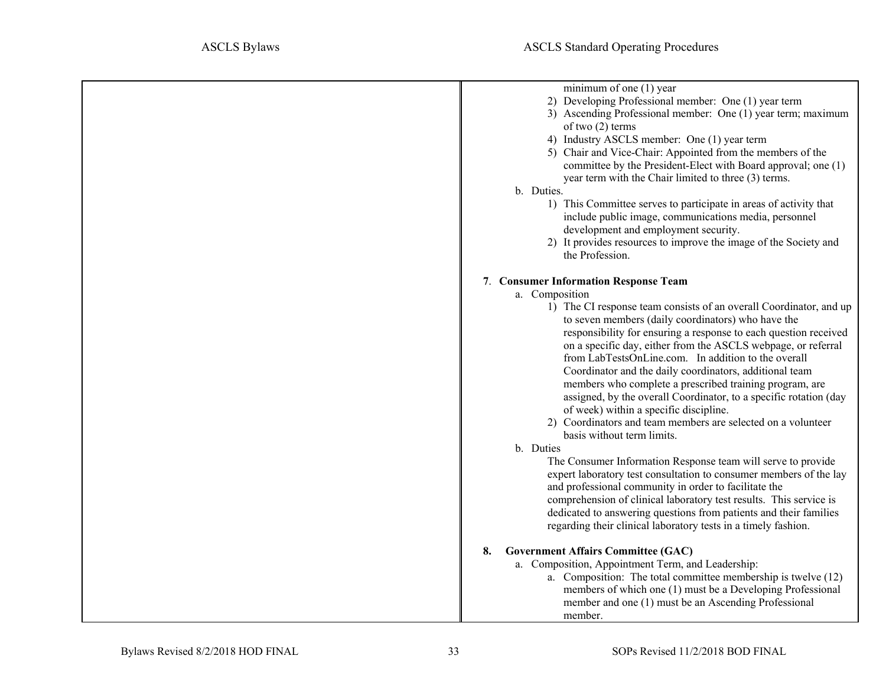minimum of one (1) year

2) Developing Professional member: One (1) year term
3) Ascending Professional member: One (1) year term; maximum of two (2) terms
4) Industry ASCLS member: One (1) year term
5) Chair and Vice-Chair: Appointed from the members of the committee by the President-Elect with Board approval; one (1) year term with the Chair limited to three (3) terms.

b. Duties.

1) This Committee serves to participate in areas of activity that include public image, communications media, personnel development and employment security.
2) It provides resources to improve the image of the Society and the Profession.

**7. Consumer Information Response Team**

a. Composition

1) The CI response team consists of an overall Coordinator, and up to seven members (daily coordinators) who have the responsibility for ensuring a response to each question received on a specific day, either from the ASCLS webpage, or referral from LabTestsOnLine.com. In addition to the overall Coordinator and the daily coordinators, additional team members who complete a prescribed training program, are assigned, by the overall Coordinator, to a specific rotation (day of week) within a specific discipline.
2) Coordinators and team members are selected on a volunteer basis without term limits.

b. Duties

The Consumer Information Response team will serve to provide expert laboratory test consultation to consumer members of the lay and professional community in order to facilitate the comprehension of clinical laboratory test results. This service is dedicated to answering questions from patients and their families regarding their clinical laboratory tests in a timely fashion.

**8. Government Affairs Committee (GAC)**

a. Composition, Appointment Term, and Leadership:

a. Composition: The total committee membership is twelve (12) members of which one (1) must be a Developing Professional member and one (1) must be an Ascending Professional member.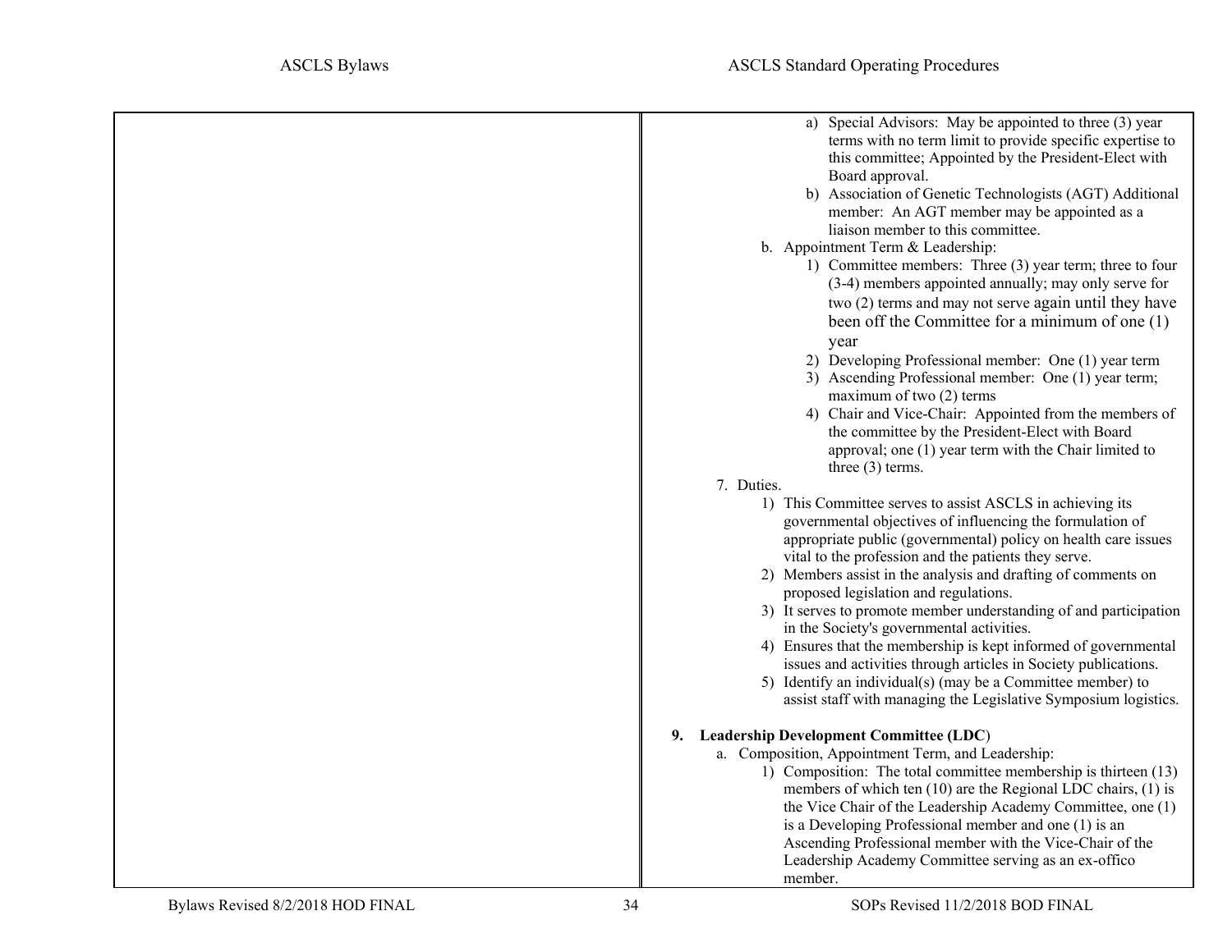a) Special Advisors: May be appointed to three (3) year terms with no term limit to provide specific expertise to this committee; Appointed by the President-Elect with Board approval.

b) Association of Genetic Technologists (AGT) Additional member: An AGT member may be appointed as a liaison member to this committee.

b. Appointment Term & Leadership:

1) Committee members: Three (3) year term; three to four (3-4) members appointed annually; may only serve for two (2) terms and may not serve again until they have been off the Committee for a minimum of one (1) year

2) Developing Professional member: One (1) year term

3) Ascending Professional member: One (1) year term; maximum of two (2) terms

4) Chair and Vice-Chair: Appointed from the members of the committee by the President-Elect with Board approval; one (1) year term with the Chair limited to three (3) terms.

7. Duties.

1) This Committee serves to assist ASCLS in achieving its governmental objectives of influencing the formulation of appropriate public (governmental) policy on health care issues vital to the profession and the patients they serve.

2) Members assist in the analysis and drafting of comments on proposed legislation and regulations.

3) It serves to promote member understanding of and participation in the Society's governmental activities.

4) Ensures that the membership is kept informed of governmental issues and activities through articles in Society publications.

5) Identify an individual(s) (may be a Committee member) to assist staff with managing the Legislative Symposium logistics.

**9. Leadership Development Committee (LDC)**

a. Composition, Appointment Term, and Leadership:

1) Composition: The total committee membership is thirteen (13) members of which ten (10) are the Regional LDC chairs, (1) is the Vice Chair of the Leadership Academy Committee, one (1) is a Developing Professional member and one (1) is an Ascending Professional member with the Vice-Chair of the Leadership Academy Committee serving as an ex-offico member.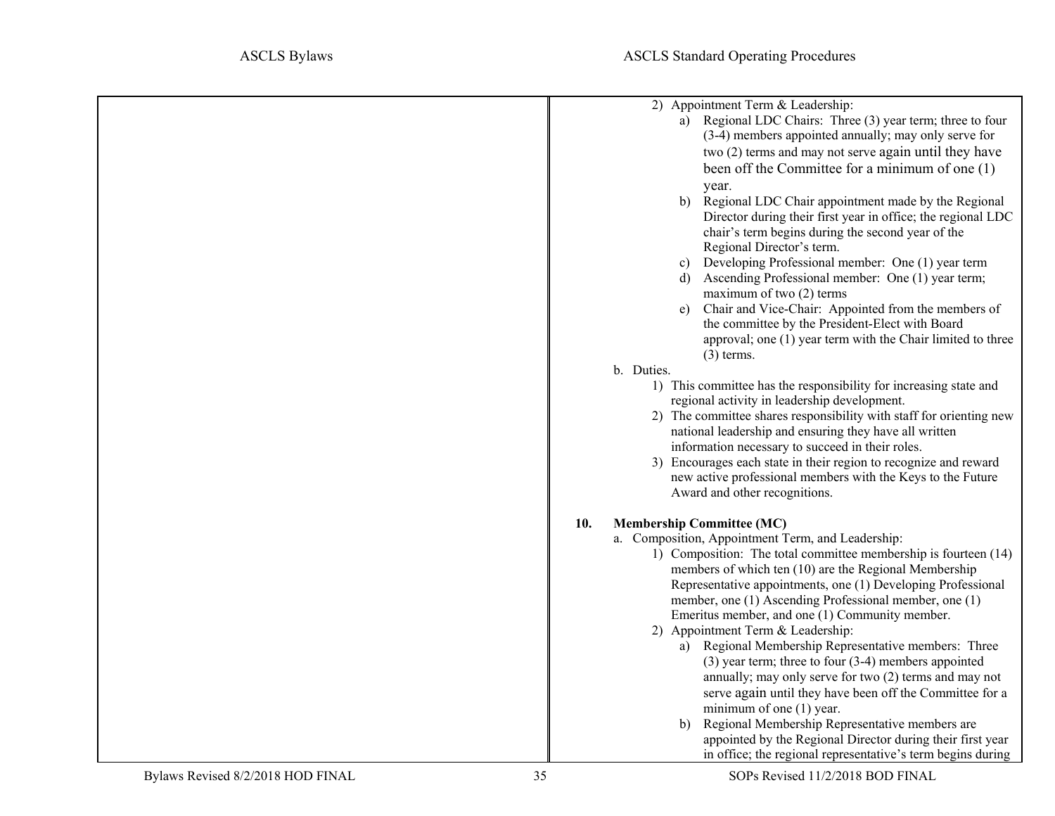2) Appointment Term & Leadership:
   a) Regional LDC Chairs: Three (3) year term; three to four (3-4) members appointed annually; may only serve for two (2) terms and may not serve again until they have been off the Committee for a minimum of one (1) year.
   b) Regional LDC Chair appointment made by the Regional Director during their first year in office; the regional LDC chair's term begins during the second year of the Regional Director's term.
   c) Developing Professional member: One (1) year term
   d) Ascending Professional member: One (1) year term; maximum of two (2) terms
   e) Chair and Vice-Chair: Appointed from the members of the committee by the President-Elect with Board approval; one (1) year term with the Chair limited to three (3) terms.

b. Duties.
   1) This committee has the responsibility for increasing state and regional activity in leadership development.
   2) The committee shares responsibility with staff for orienting new national leadership and ensuring they have all written information necessary to succeed in their roles.
   3) Encourages each state in their region to recognize and reward new active professional members with the Keys to the Future Award and other recognitions.

**10. Membership Committee (MC)**

a. Composition, Appointment Term, and Leadership:
   1) Composition: The total committee membership is fourteen (14) members of which ten (10) are the Regional Membership Representative appointments, one (1) Developing Professional member, one (1) Ascending Professional member, one (1) Emeritus member, and one (1) Community member.
   2) Appointment Term & Leadership:
      a) Regional Membership Representative members: Three (3) year term; three to four (3-4) members appointed annually; may only serve for two (2) terms and may not serve again until they have been off the Committee for a minimum of one (1) year.
      b) Regional Membership Representative members are appointed by the Regional Director during their first year in office; the regional representative's term begins during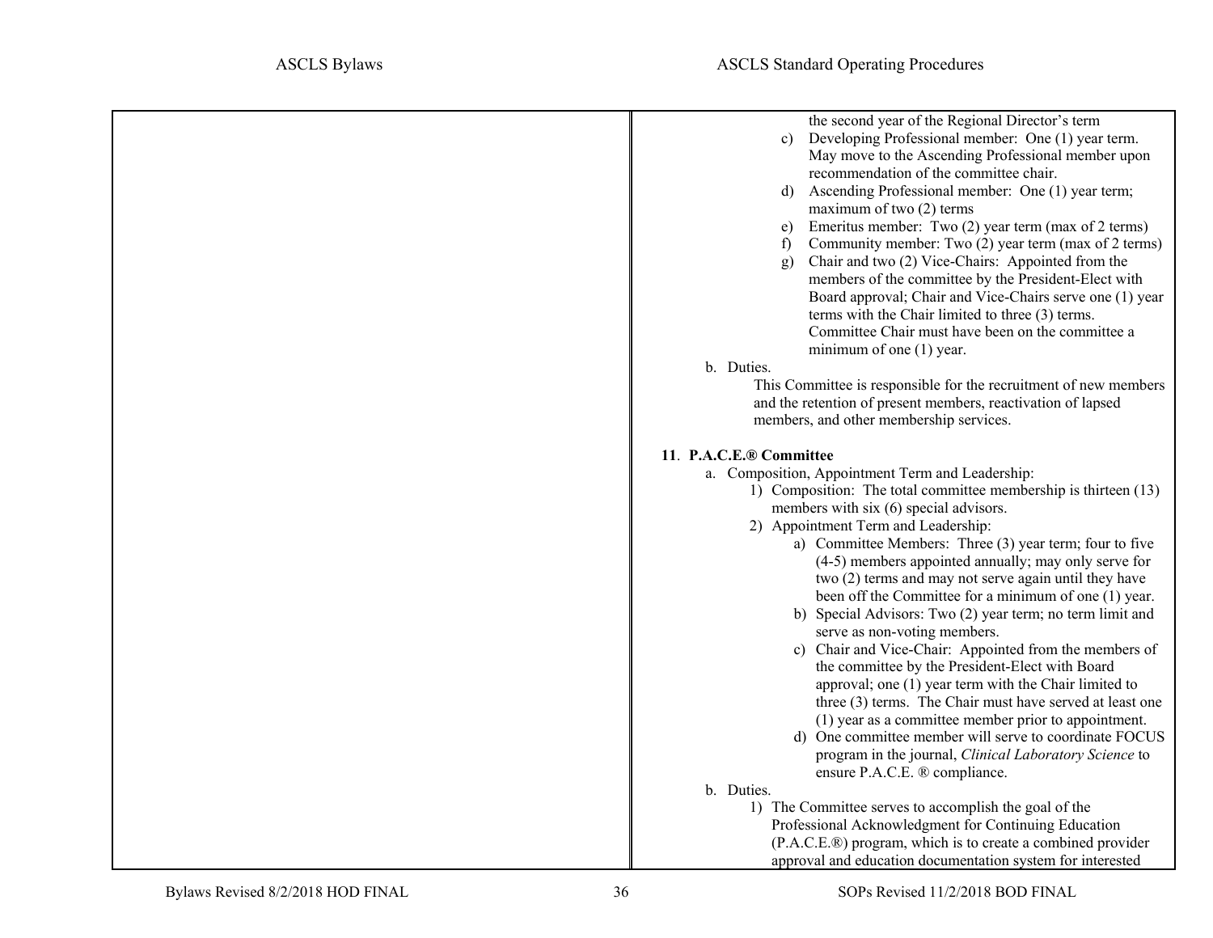the second year of the Regional Director's term

c) Developing Professional member: One (1) year term. May move to the Ascending Professional member upon recommendation of the committee chair.
d) Ascending Professional member: One (1) year term; maximum of two (2) terms
e) Emeritus member: Two (2) year term (max of 2 terms)
f) Community member: Two (2) year term (max of 2 terms)
g) Chair and two (2) Vice-Chairs: Appointed from the members of the committee by the President-Elect with Board approval; Chair and Vice-Chairs serve one (1) year terms with the Chair limited to three (3) terms. Committee Chair must have been on the committee a minimum of one (1) year.

b. Duties.

This Committee is responsible for the recruitment of new members and the retention of present members, reactivation of lapsed members, and other membership services.

**11. P.A.C.E.® Committee**

a. Composition, Appointment Term and Leadership:

1) Composition: The total committee membership is thirteen (13) members with six (6) special advisors.
2) Appointment Term and Leadership:
   a) Committee Members: Three (3) year term; four to five (4-5) members appointed annually; may only serve for two (2) terms and may not serve again until they have been off the Committee for a minimum of one (1) year.
   b) Special Advisors: Two (2) year term; no term limit and serve as non-voting members.
   c) Chair and Vice-Chair: Appointed from the members of the committee by the President-Elect with Board approval; one (1) year term with the Chair limited to three (3) terms. The Chair must have served at least one (1) year as a committee member prior to appointment.
   d) One committee member will serve to coordinate FOCUS program in the journal, *Clinical Laboratory Science* to ensure P.A.C.E. ® compliance.

b. Duties.

1) The Committee serves to accomplish the goal of the Professional Acknowledgment for Continuing Education (P.A.C.E.®) program, which is to create a combined provider approval and education documentation system for interested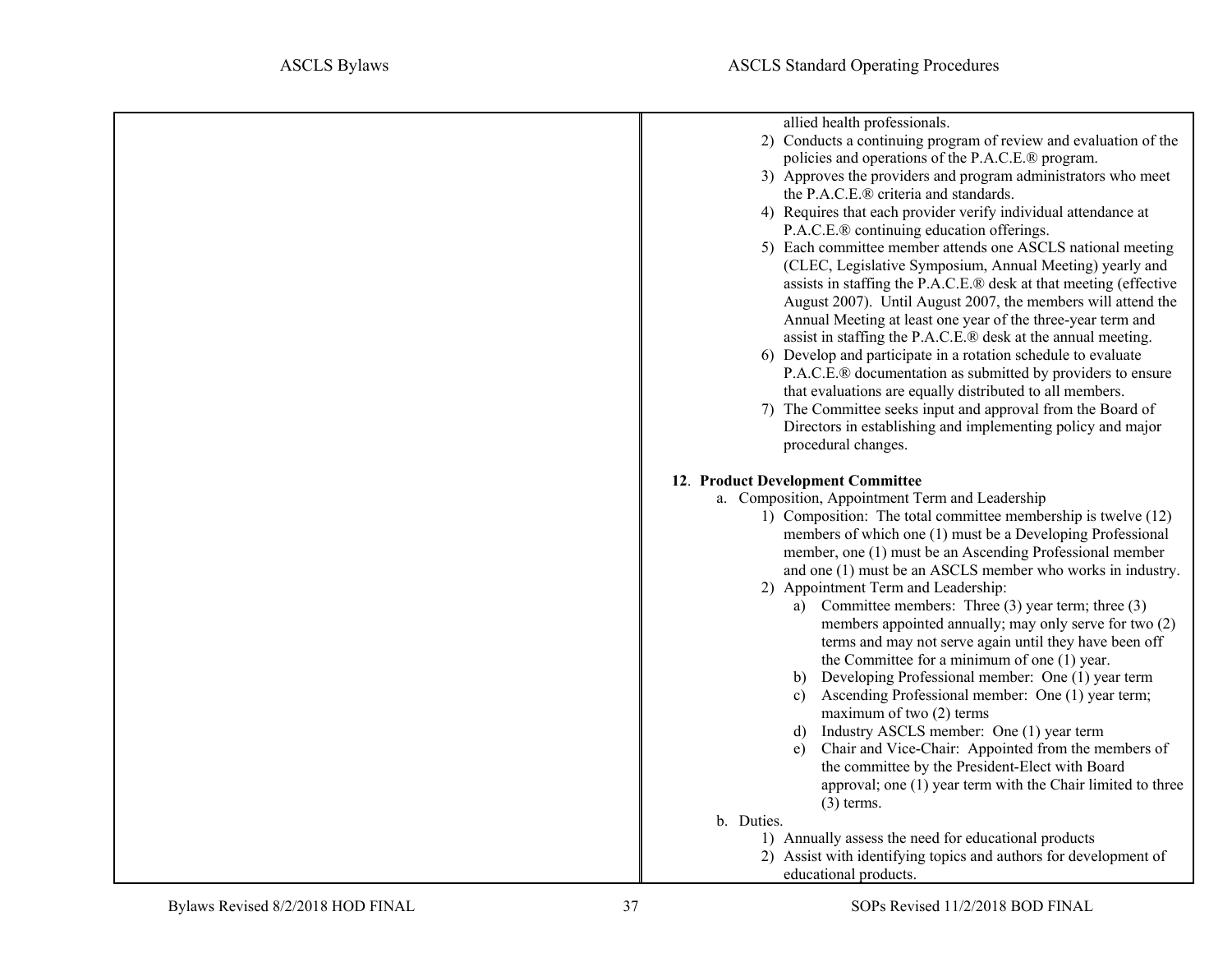allied health professionals.

2) Conducts a continuing program of review and evaluation of the policies and operations of the P.A.C.E.® program.
3) Approves the providers and program administrators who meet the P.A.C.E.® criteria and standards.
4) Requires that each provider verify individual attendance at P.A.C.E.® continuing education offerings.
5) Each committee member attends one ASCLS national meeting (CLEC, Legislative Symposium, Annual Meeting) yearly and assists in staffing the P.A.C.E.® desk at that meeting (effective August 2007). Until August 2007, the members will attend the Annual Meeting at least one year of the three-year term and assist in staffing the P.A.C.E.® desk at the annual meeting.
6) Develop and participate in a rotation schedule to evaluate P.A.C.E.® documentation as submitted by providers to ensure that evaluations are equally distributed to all members.
7) The Committee seeks input and approval from the Board of Directors in establishing and implementing policy and major procedural changes.

**12. Product Development Committee**

a. Composition, Appointment Term and Leadership
   1) Composition: The total committee membership is twelve (12) members of which one (1) must be a Developing Professional member, one (1) must be an Ascending Professional member and one (1) must be an ASCLS member who works in industry.
   2) Appointment Term and Leadership:
      a) Committee members: Three (3) year term; three (3) members appointed annually; may only serve for two (2) terms and may not serve again until they have been off the Committee for a minimum of one (1) year.
      b) Developing Professional member: One (1) year term
      c) Ascending Professional member: One (1) year term; maximum of two (2) terms
      d) Industry ASCLS member: One (1) year term
      e) Chair and Vice-Chair: Appointed from the members of the committee by the President-Elect with Board approval; one (1) year term with the Chair limited to three (3) terms.

b. Duties.
   1) Annually assess the need for educational products
   2) Assist with identifying topics and authors for development of educational products.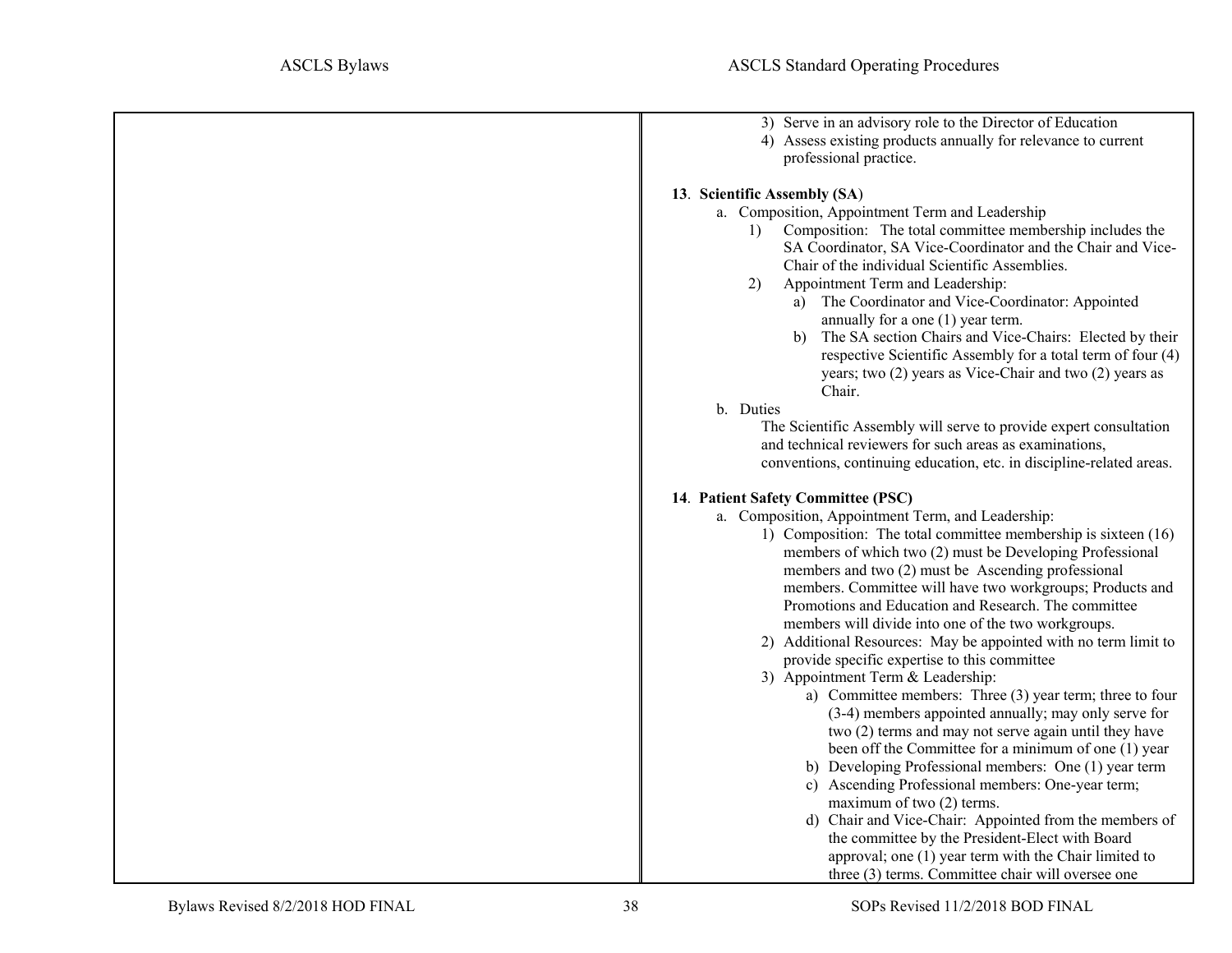3) Serve in an advisory role to the Director of Education
4) Assess existing products annually for relevance to current professional practice.

**13**. **Scientific Assembly (SA)**

a. Composition, Appointment Term and Leadership

1) Composition: The total committee membership includes the SA Coordinator, SA Vice-Coordinator and the Chair and Vice-Chair of the individual Scientific Assemblies.

2) Appointment Term and Leadership:

a) The Coordinator and Vice-Coordinator: Appointed annually for a one (1) year term.

b) The SA section Chairs and Vice-Chairs: Elected by their respective Scientific Assembly for a total term of four (4) years; two (2) years as Vice-Chair and two (2) years as Chair.

b. Duties

The Scientific Assembly will serve to provide expert consultation and technical reviewers for such areas as examinations, conventions, continuing education, etc. in discipline-related areas.

**14**. **Patient Safety Committee (PSC)**

a. Composition, Appointment Term, and Leadership:

1) Composition: The total committee membership is sixteen (16) members of which two (2) must be Developing Professional members and two (2) must be Ascending professional members. Committee will have two workgroups; Products and Promotions and Education and Research. The committee members will divide into one of the two workgroups.

2) Additional Resources: May be appointed with no term limit to provide specific expertise to this committee

3) Appointment Term & Leadership:

a) Committee members: Three (3) year term; three to four (3-4) members appointed annually; may only serve for two (2) terms and may not serve again until they have been off the Committee for a minimum of one (1) year

b) Developing Professional members: One (1) year term

c) Ascending Professional members: One-year term; maximum of two (2) terms.

d) Chair and Vice-Chair: Appointed from the members of the committee by the President-Elect with Board approval; one (1) year term with the Chair limited to three (3) terms. Committee chair will oversee one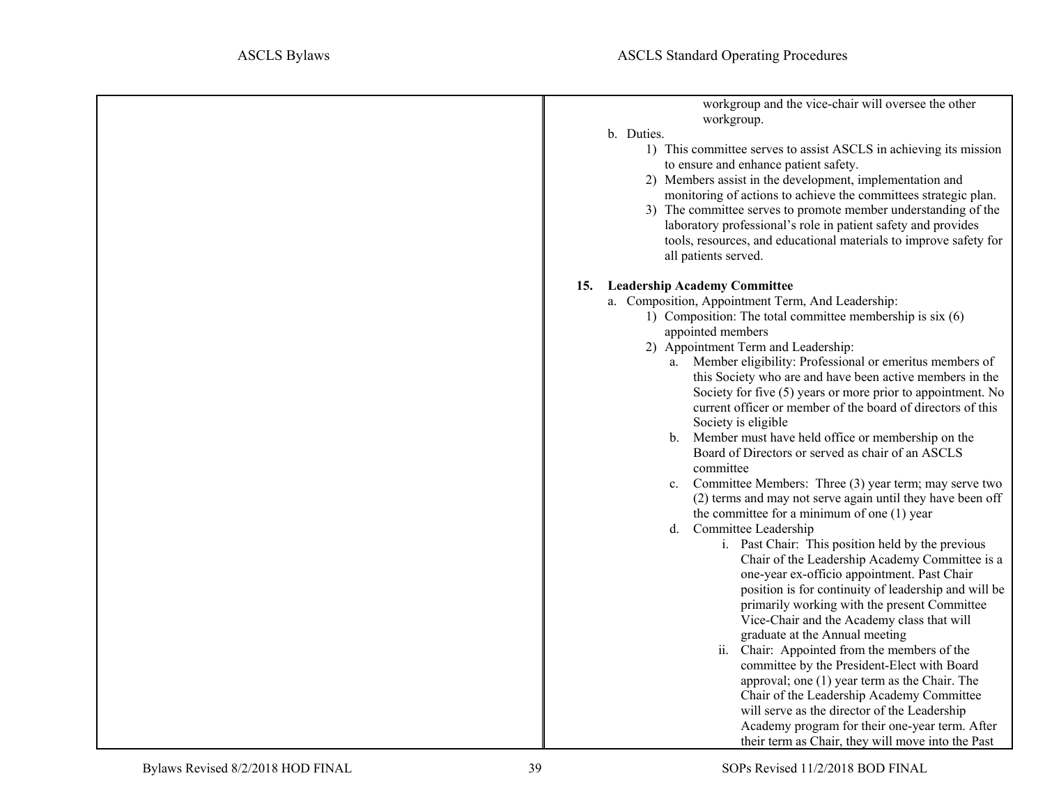workgroup and the vice-chair will oversee the other workgroup.

b. Duties.
   1) This committee serves to assist ASCLS in achieving its mission to ensure and enhance patient safety.
   2) Members assist in the development, implementation and monitoring of actions to achieve the committees strategic plan.
   3) The committee serves to promote member understanding of the laboratory professional's role in patient safety and provides tools, resources, and educational materials to improve safety for all patients served.

**15. Leadership Academy Committee**

a. Composition, Appointment Term, And Leadership:
   1) Composition: The total committee membership is six (6) appointed members
   2) Appointment Term and Leadership:
      a. Member eligibility: Professional or emeritus members of this Society who are and have been active members in the Society for five (5) years or more prior to appointment. No current officer or member of the board of directors of this Society is eligible
      b. Member must have held office or membership on the Board of Directors or served as chair of an ASCLS committee
      c. Committee Members: Three (3) year term; may serve two (2) terms and may not serve again until they have been off the committee for a minimum of one (1) year
      d. Committee Leadership
         i. Past Chair: This position held by the previous Chair of the Leadership Academy Committee is a one-year ex-officio appointment. Past Chair position is for continuity of leadership and will be primarily working with the present Committee Vice-Chair and the Academy class that will graduate at the Annual meeting
         ii. Chair: Appointed from the members of the committee by the President-Elect with Board approval; one (1) year term as the Chair. The Chair of the Leadership Academy Committee will serve as the director of the Leadership Academy program for their one-year term. After their term as Chair, they will move into the Past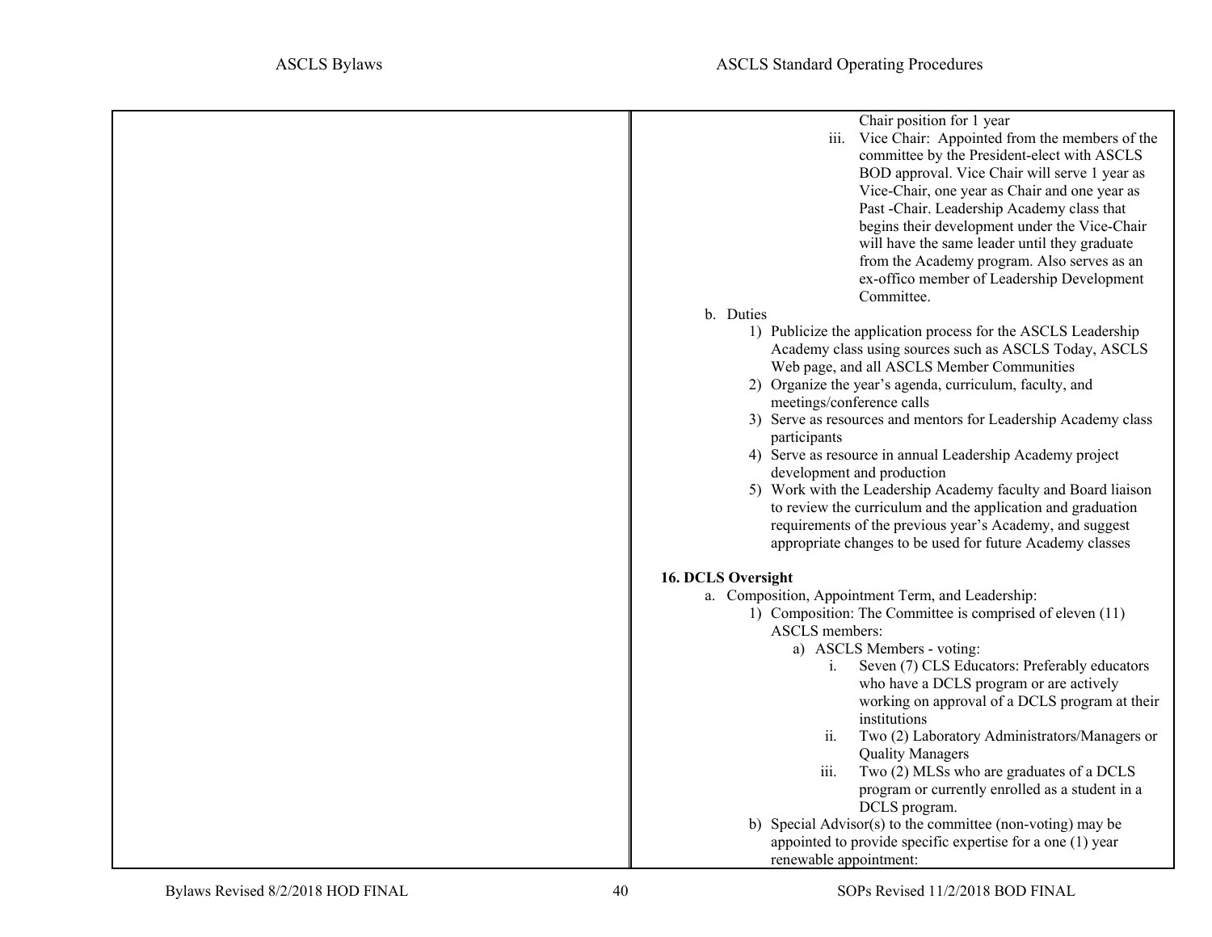Chair position for 1 year

iii. Vice Chair: Appointed from the members of the committee by the President-elect with ASCLS BOD approval. Vice Chair will serve 1 year as Vice-Chair, one year as Chair and one year as Past -Chair. Leadership Academy class that begins their development under the Vice-Chair will have the same leader until they graduate from the Academy program. Also serves as an ex-offico member of Leadership Development Committee.

b. Duties

1) Publicize the application process for the ASCLS Leadership Academy class using sources such as ASCLS Today, ASCLS Web page, and all ASCLS Member Communities
2) Organize the year's agenda, curriculum, faculty, and meetings/conference calls
3) Serve as resources and mentors for Leadership Academy class participants
4) Serve as resource in annual Leadership Academy project development and production
5) Work with the Leadership Academy faculty and Board liaison to review the curriculum and the application and graduation requirements of the previous year's Academy, and suggest appropriate changes to be used for future Academy classes

**16. DCLS Oversight**

a. Composition, Appointment Term, and Leadership:

1) Composition: The Committee is comprised of eleven (11) ASCLS members:

a) ASCLS Members - voting:

i. Seven (7) CLS Educators: Preferably educators who have a DCLS program or are actively working on approval of a DCLS program at their institutions

ii. Two (2) Laboratory Administrators/Managers or Quality Managers

iii. Two (2) MLSs who are graduates of a DCLS program or currently enrolled as a student in a DCLS program.

b) Special Advisor(s) to the committee (non-voting) may be appointed to provide specific expertise for a one (1) year renewable appointment: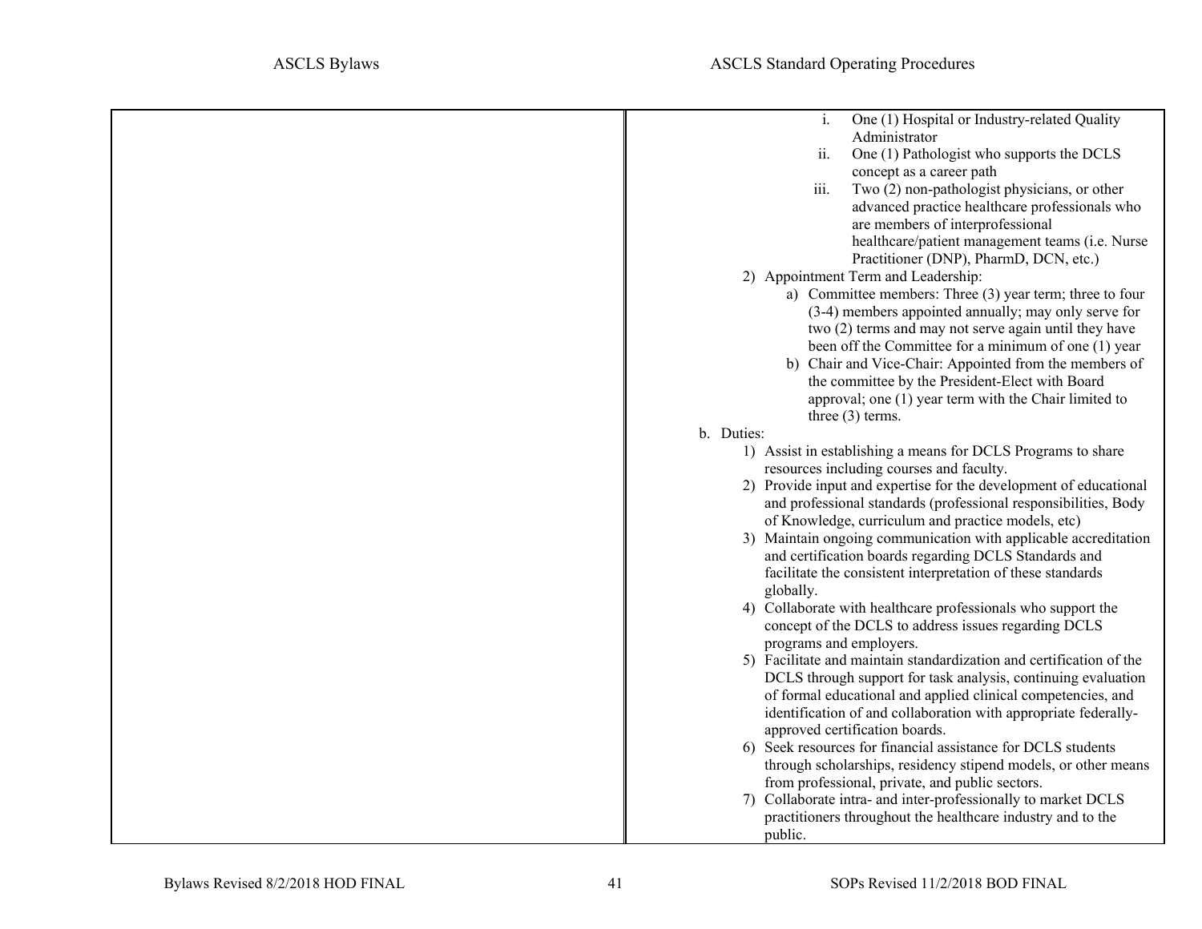i. One (1) Hospital or Industry-related Quality Administrator
ii. One (1) Pathologist who supports the DCLS concept as a career path
iii. Two (2) non-pathologist physicians, or other advanced practice healthcare professionals who are members of interprofessional healthcare/patient management teams (i.e. Nurse Practitioner (DNP), PharmD, DCN, etc.)

2) Appointment Term and Leadership:
   a) Committee members: Three (3) year term; three to four (3-4) members appointed annually; may only serve for two (2) terms and may not serve again until they have been off the Committee for a minimum of one (1) year
   b) Chair and Vice-Chair: Appointed from the members of the committee by the President-Elect with Board approval; one (1) year term with the Chair limited to three (3) terms.

b. Duties:
   1) Assist in establishing a means for DCLS Programs to share resources including courses and faculty.
   2) Provide input and expertise for the development of educational and professional standards (professional responsibilities, Body of Knowledge, curriculum and practice models, etc)
   3) Maintain ongoing communication with applicable accreditation and certification boards regarding DCLS Standards and facilitate the consistent interpretation of these standards globally.
   4) Collaborate with healthcare professionals who support the concept of the DCLS to address issues regarding DCLS programs and employers.
   5) Facilitate and maintain standardization and certification of the DCLS through support for task analysis, continuing evaluation of formal educational and applied clinical competencies, and identification of and collaboration with appropriate federally-approved certification boards.
   6) Seek resources for financial assistance for DCLS students through scholarships, residency stipend models, or other means from professional, private, and public sectors.
   7) Collaborate intra- and inter-professionally to market DCLS practitioners throughout the healthcare industry and to the public.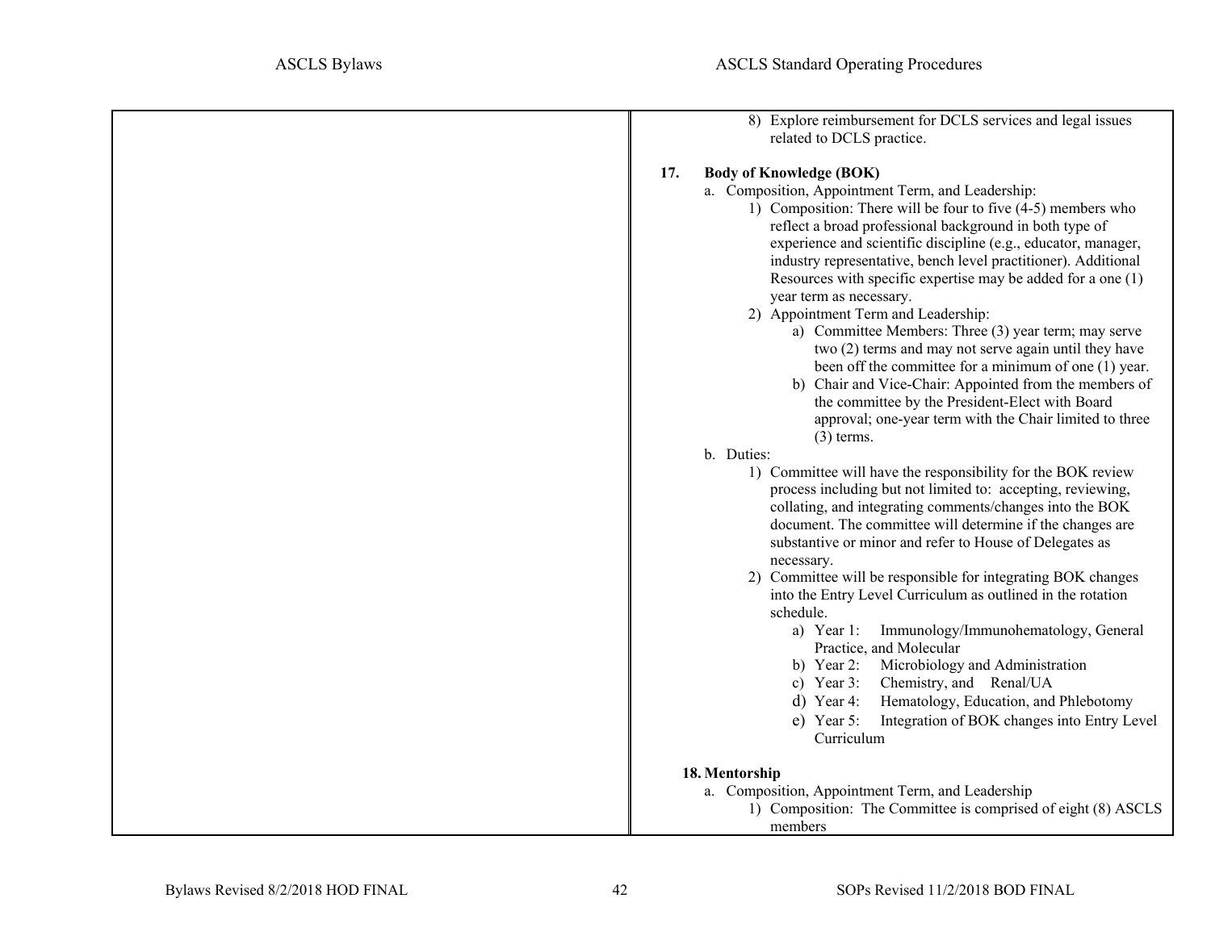8) Explore reimbursement for DCLS services and legal issues related to DCLS practice.

**17. Body of Knowledge (BOK)**

a. Composition, Appointment Term, and Leadership:
   1) Composition: There will be four to five (4-5) members who reflect a broad professional background in both type of experience and scientific discipline (e.g., educator, manager, industry representative, bench level practitioner). Additional Resources with specific expertise may be added for a one (1) year term as necessary.
   2) Appointment Term and Leadership:
      a) Committee Members: Three (3) year term; may serve two (2) terms and may not serve again until they have been off the committee for a minimum of one (1) year.
      b) Chair and Vice-Chair: Appointed from the members of the committee by the President-Elect with Board approval; one-year term with the Chair limited to three (3) terms.

b. Duties:
   1) Committee will have the responsibility for the BOK review process including but not limited to: accepting, reviewing, collating, and integrating comments/changes into the BOK document. The committee will determine if the changes are substantive or minor and refer to House of Delegates as necessary.
   2) Committee will be responsible for integrating BOK changes into the Entry Level Curriculum as outlined in the rotation schedule.
      a) Year 1: Immunology/Immunohematology, General Practice, and Molecular
      b) Year 2: Microbiology and Administration
      c) Year 3: Chemistry, and Renal/UA
      d) Year 4: Hematology, Education, and Phlebotomy
      e) Year 5: Integration of BOK changes into Entry Level Curriculum

**18. Mentorship**

a. Composition, Appointment Term, and Leadership
   1) Composition: The Committee is comprised of eight (8) ASCLS members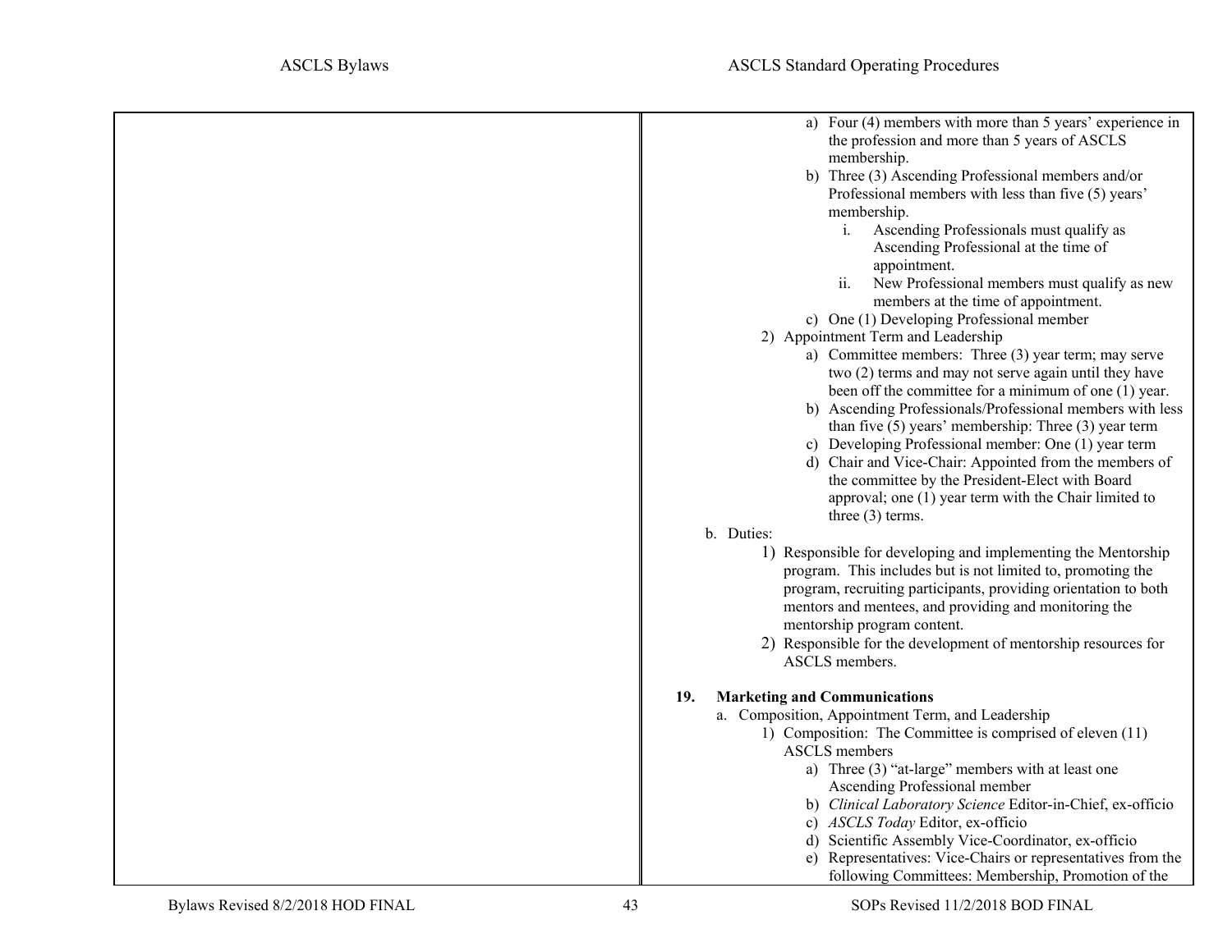a) Four (4) members with more than 5 years' experience in the profession and more than 5 years of ASCLS membership.
b) Three (3) Ascending Professional members and/or Professional members with less than five (5) years' membership.
   i. Ascending Professionals must qualify as Ascending Professional at the time of appointment.
   ii. New Professional members must qualify as new members at the time of appointment.
c) One (1) Developing Professional member

2) Appointment Term and Leadership
   a) Committee members: Three (3) year term; may serve two (2) terms and may not serve again until they have been off the committee for a minimum of one (1) year.
   b) Ascending Professionals/Professional members with less than five (5) years' membership: Three (3) year term
   c) Developing Professional member: One (1) year term
   d) Chair and Vice-Chair: Appointed from the members of the committee by the President-Elect with Board approval; one (1) year term with the Chair limited to three (3) terms.

b. Duties:
   1) Responsible for developing and implementing the Mentorship program. This includes but is not limited to, promoting the program, recruiting participants, providing orientation to both mentors and mentees, and providing and monitoring the mentorship program content.
   2) Responsible for the development of mentorship resources for ASCLS members.

**19. Marketing and Communications**

a. Composition, Appointment Term, and Leadership
   1) Composition: The Committee is comprised of eleven (11) ASCLS members
      a) Three (3) "at-large" members with at least one Ascending Professional member
      b) *Clinical Laboratory Science* Editor-in-Chief, ex-officio
      c) *ASCLS Today* Editor, ex-officio
      d) Scientific Assembly Vice-Coordinator, ex-officio
      e) Representatives: Vice-Chairs or representatives from the following Committees: Membership, Promotion of the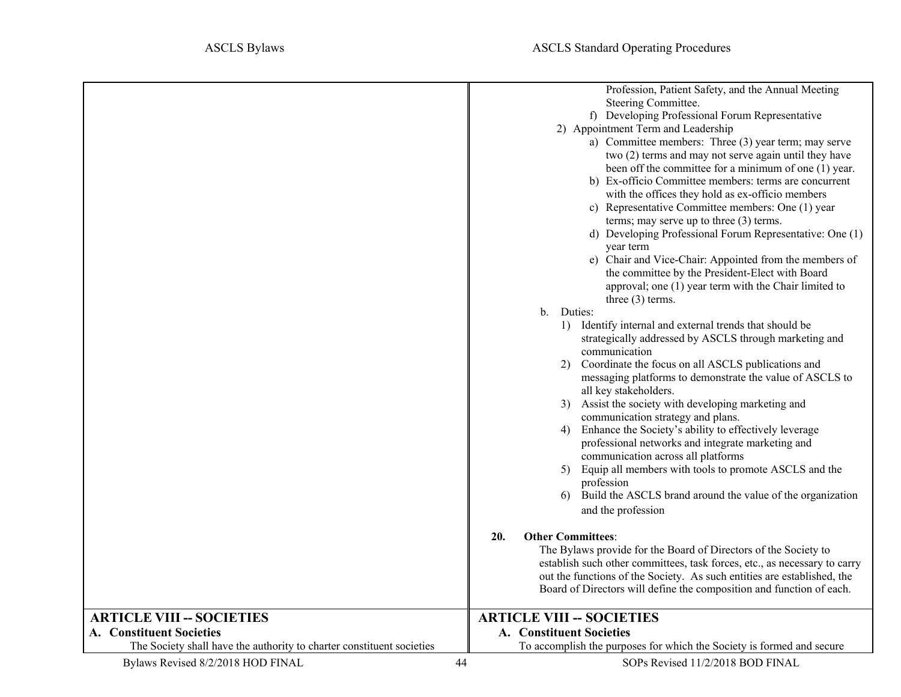Profession, Patient Safety, and the Annual Meeting Steering Committee.

f) Developing Professional Forum Representative

2) Appointment Term and Leadership

a) Committee members: Three (3) year term; may serve two (2) terms and may not serve again until they have been off the committee for a minimum of one (1) year.

b) Ex-officio Committee members: terms are concurrent with the offices they hold as ex-officio members

c) Representative Committee members: One (1) year terms; may serve up to three (3) terms.

d) Developing Professional Forum Representative: One (1) year term

e) Chair and Vice-Chair: Appointed from the members of the committee by the President-Elect with Board approval; one (1) year term with the Chair limited to three (3) terms.

b. Duties:

1) Identify internal and external trends that should be strategically addressed by ASCLS through marketing and communication

2) Coordinate the focus on all ASCLS publications and messaging platforms to demonstrate the value of ASCLS to all key stakeholders.

3) Assist the society with developing marketing and communication strategy and plans.

4) Enhance the Society's ability to effectively leverage professional networks and integrate marketing and communication across all platforms

5) Equip all members with tools to promote ASCLS and the profession

6) Build the ASCLS brand around the value of the organization and the profession

**20. Other Committees**:

The Bylaws provide for the Board of Directors of the Society to establish such other committees, task forces, etc., as necessary to carry out the functions of the Society. As such entities are established, the Board of Directors will define the composition and function of each.

## ARTICLE VIII -- SOCIETIES (Bylaws)

### A. Constituent Societies

The Society shall have the authority to charter constituent societies

## ARTICLE VIII -- SOCIETIES (Standard Operating Procedures)

### A. Constituent Societies

To accomplish the purposes for which the Society is formed and secure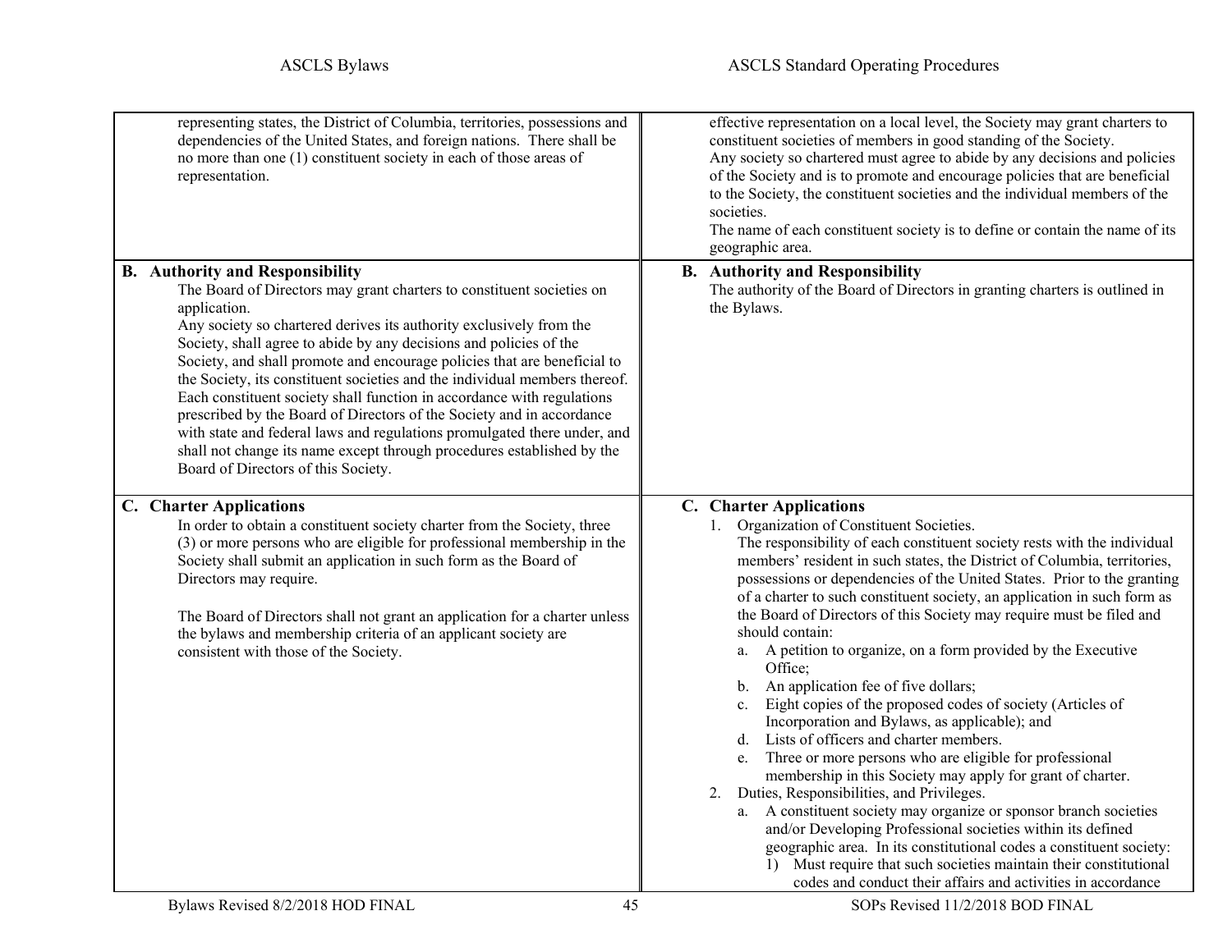| ASCLS Bylaws | ASCLS Standard Operating Procedures |
|---|---|
| representing states, the District of Columbia, territories, possessions and dependencies of the United States, and foreign nations. There shall be no more than one (1) constituent society in each of those areas of representation. | effective representation on a local level, the Society may grant charters to constituent societies of members in good standing of the Society.<br>Any society so chartered must agree to abide by any decisions and policies of the Society and is to promote and encourage policies that are beneficial to the Society, the constituent societies and the individual members of the societies.<br>The name of each constituent society is to define or contain the name of its geographic area. |
| **B. Authority and Responsibility**<br>The Board of Directors may grant charters to constituent societies on application.<br>Any society so chartered derives its authority exclusively from the Society, shall agree to abide by any decisions and policies of the Society, and shall promote and encourage policies that are beneficial to the Society, its constituent societies and the individual members thereof. Each constituent society shall function in accordance with regulations prescribed by the Board of Directors of the Society and in accordance with state and federal laws and regulations promulgated there under, and shall not change its name except through procedures established by the Board of Directors of this Society. | **B. Authority and Responsibility**<br>The authority of the Board of Directors in granting charters is outlined in the Bylaws. |
| **C. Charter Applications**<br>In order to obtain a constituent society charter from the Society, three (3) or more persons who are eligible for professional membership in the Society shall submit an application in such form as the Board of Directors may require.<br><br>The Board of Directors shall not grant an application for a charter unless the bylaws and membership criteria of an applicant society are consistent with those of the Society. | **C. Charter Applications**<br>1. Organization of Constituent Societies.<br>The responsibility of each constituent society rests with the individual members' resident in such states, the District of Columbia, territories, possessions or dependencies of the United States. Prior to the granting of a charter to such constituent society, an application in such form as the Board of Directors of this Society may require must be filed and should contain:<br>a. A petition to organize, on a form provided by the Executive Office;<br>b. An application fee of five dollars;<br>c. Eight copies of the proposed codes of society (Articles of Incorporation and Bylaws, as applicable); and<br>d. Lists of officers and charter members.<br>e. Three or more persons who are eligible for professional membership in this Society may apply for grant of charter.<br>2. Duties, Responsibilities, and Privileges.<br>a. A constituent society may organize or sponsor branch societies and/or Developing Professional societies within its defined geographic area. In its constitutional codes a constituent society:<br>1) Must require that such societies maintain their constitutional codes and conduct their affairs and activities in accordance |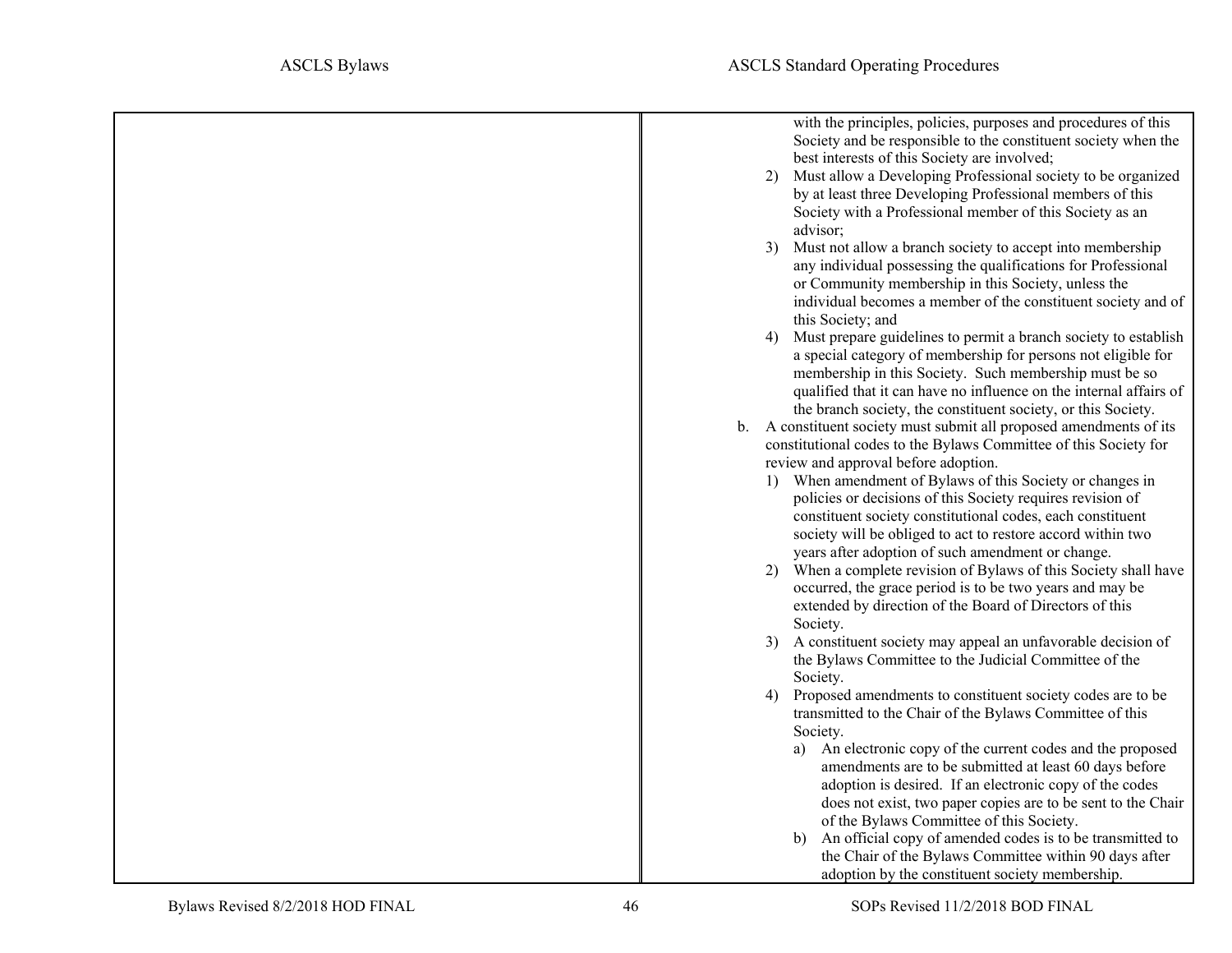with the principles, policies, purposes and procedures of this Society and be responsible to the constituent society when the best interests of this Society are involved;

2) Must allow a Developing Professional society to be organized by at least three Developing Professional members of this Society with a Professional member of this Society as an advisor;
3) Must not allow a branch society to accept into membership any individual possessing the qualifications for Professional or Community membership in this Society, unless the individual becomes a member of the constituent society and of this Society; and
4) Must prepare guidelines to permit a branch society to establish a special category of membership for persons not eligible for membership in this Society. Such membership must be so qualified that it can have no influence on the internal affairs of the branch society, the constituent society, or this Society.

b. A constituent society must submit all proposed amendments of its constitutional codes to the Bylaws Committee of this Society for review and approval before adoption.
   1) When amendment of Bylaws of this Society or changes in policies or decisions of this Society requires revision of constituent society constitutional codes, each constituent society will be obliged to act to restore accord within two years after adoption of such amendment or change.
   2) When a complete revision of Bylaws of this Society shall have occurred, the grace period is to be two years and may be extended by direction of the Board of Directors of this Society.
   3) A constituent society may appeal an unfavorable decision of the Bylaws Committee to the Judicial Committee of the Society.
   4) Proposed amendments to constituent society codes are to be transmitted to the Chair of the Bylaws Committee of this Society.
      a) An electronic copy of the current codes and the proposed amendments are to be submitted at least 60 days before adoption is desired. If an electronic copy of the codes does not exist, two paper copies are to be sent to the Chair of the Bylaws Committee of this Society.
      b) An official copy of amended codes is to be transmitted to the Chair of the Bylaws Committee within 90 days after adoption by the constituent society membership.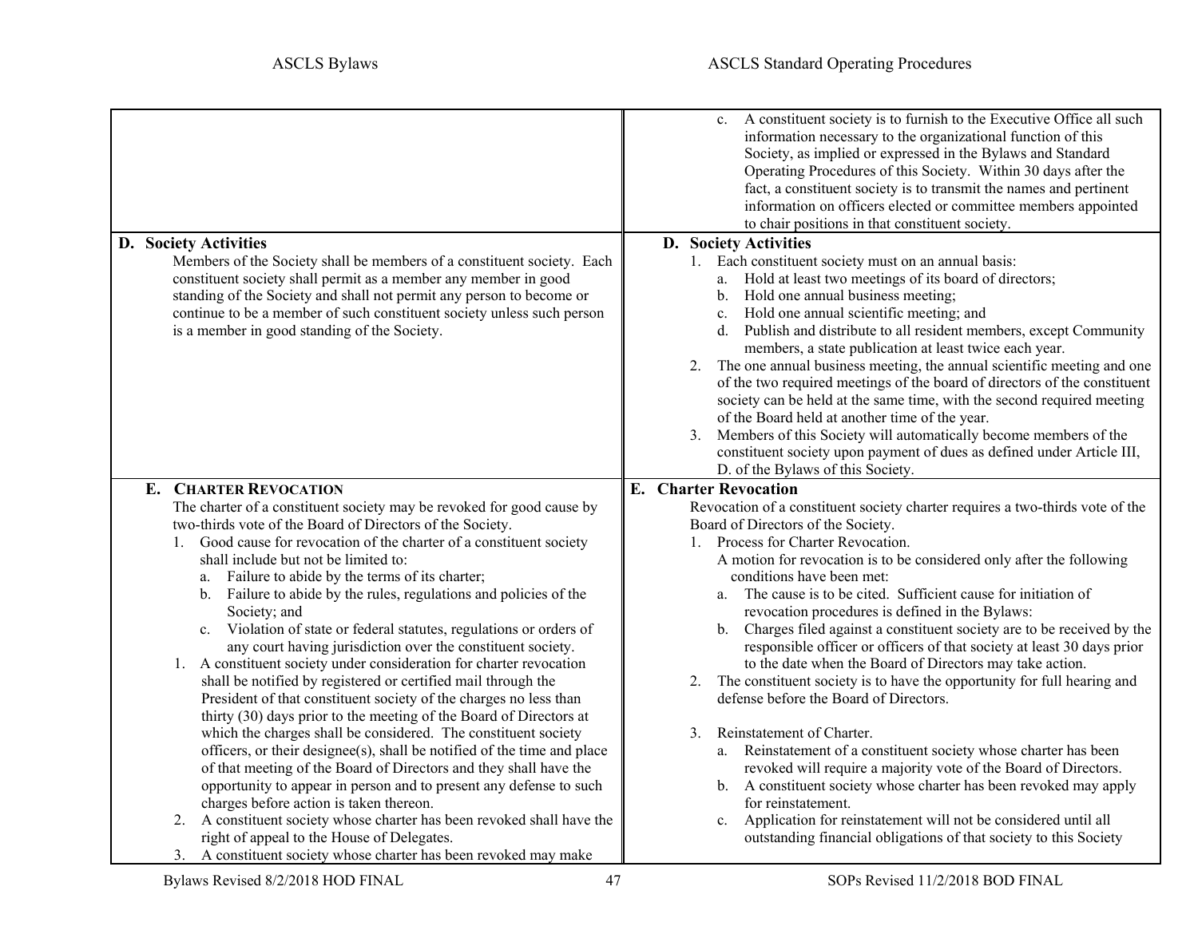| ASCLS Bylaws | ASCLS Standard Operating Procedures |
|---|---|
| | c. A constituent society is to furnish to the Executive Office all such information necessary to the organizational function of this Society, as implied or expressed in the Bylaws and Standard Operating Procedures of this Society. Within 30 days after the fact, a constituent society is to transmit the names and pertinent information on officers elected or committee members appointed to chair positions in that constituent society. |
| **D. Society Activities**<br>Members of the Society shall be members of a constituent society. Each constituent society shall permit as a member any member in good standing of the Society and shall not permit any person to become or continue to be a member of such constituent society unless such person is a member in good standing of the Society. | **D. Society Activities**<br>1. Each constituent society must on an annual basis:<br>a. Hold at least two meetings of its board of directors;<br>b. Hold one annual business meeting;<br>c. Hold one annual scientific meeting; and<br>d. Publish and distribute to all resident members, except Community members, a state publication at least twice each year.<br>2. The one annual business meeting, the annual scientific meeting and one of the two required meetings of the board of directors of the constituent society can be held at the same time, with the second required meeting of the Board held at another time of the year.<br>3. Members of this Society will automatically become members of the constituent society upon payment of dues as defined under Article III, D. of the Bylaws of this Society. |
| **E. CHARTER REVOCATION**<br>The charter of a constituent society may be revoked for good cause by two-thirds vote of the Board of Directors of the Society.<br>1. Good cause for revocation of the charter of a constituent society shall include but not be limited to:<br>a. Failure to abide by the terms of its charter;<br>b. Failure to abide by the rules, regulations and policies of the Society; and<br>c. Violation of state or federal statutes, regulations or orders of any court having jurisdiction over the constituent society.<br>1. A constituent society under consideration for charter revocation shall be notified by registered or certified mail through the President of that constituent society of the charges no less than thirty (30) days prior to the meeting of the Board of Directors at which the charges shall be considered. The constituent society officers, or their designee(s), shall be notified of the time and place of that meeting of the Board of Directors and they shall have the opportunity to appear in person and to present any defense to such charges before action is taken thereon.<br>2. A constituent society whose charter has been revoked shall have the right of appeal to the House of Delegates.<br>3. A constituent society whose charter has been revoked may make | **E. Charter Revocation**<br>Revocation of a constituent society charter requires a two-thirds vote of the Board of Directors of the Society.<br>1. Process for Charter Revocation.<br>A motion for revocation is to be considered only after the following conditions have been met:<br>a. The cause is to be cited. Sufficient cause for initiation of revocation procedures is defined in the Bylaws:<br>b. Charges filed against a constituent society are to be received by the responsible officer or officers of that society at least 30 days prior to the date when the Board of Directors may take action.<br>2. The constituent society is to have the opportunity for full hearing and defense before the Board of Directors.<br>3. Reinstatement of Charter.<br>a. Reinstatement of a constituent society whose charter has been revoked will require a majority vote of the Board of Directors.<br>b. A constituent society whose charter has been revoked may apply for reinstatement.<br>c. Application for reinstatement will not be considered until all outstanding financial obligations of that society to this Society |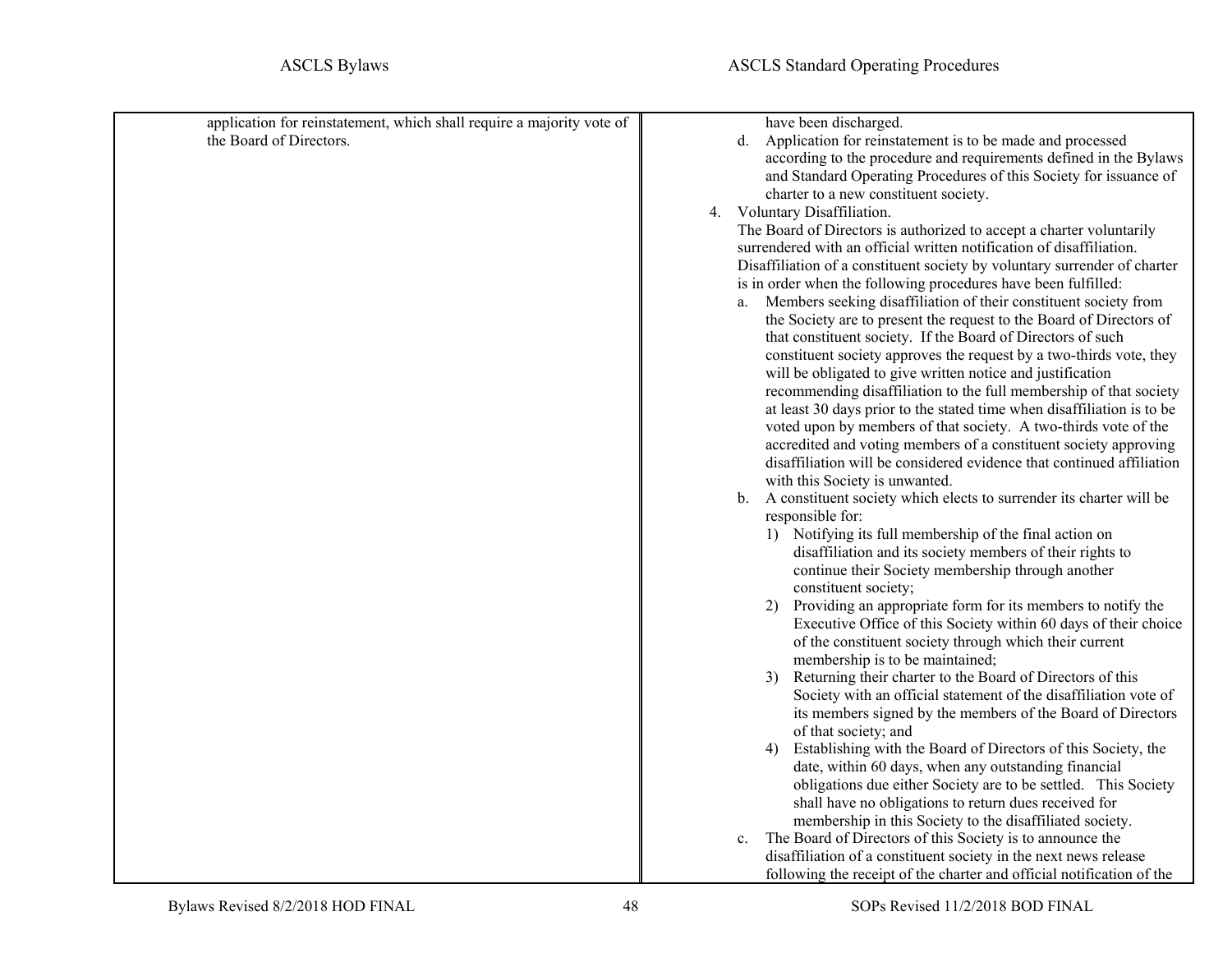| ASCLS Bylaws | ASCLS Standard Operating Procedures |
|---|---|
| application for reinstatement, which shall require a majority vote of the Board of Directors. | have been discharged.<br>d. Application for reinstatement is to be made and processed according to the procedure and requirements defined in the Bylaws and Standard Operating Procedures of this Society for issuance of charter to a new constituent society.<br>4. Voluntary Disaffiliation.<br>The Board of Directors is authorized to accept a charter voluntarily surrendered with an official written notification of disaffiliation. Disaffiliation of a constituent society by voluntary surrender of charter is in order when the following procedures have been fulfilled:<br>a. Members seeking disaffiliation of their constituent society from the Society are to present the request to the Board of Directors of that constituent society. If the Board of Directors of such constituent society approves the request by a two-thirds vote, they will be obligated to give written notice and justification recommending disaffiliation to the full membership of that society at least 30 days prior to the stated time when disaffiliation is to be voted upon by members of that society. A two-thirds vote of the accredited and voting members of a constituent society approving disaffiliation will be considered evidence that continued affiliation with this Society is unwanted.<br>b. A constituent society which elects to surrender its charter will be responsible for:<br>1) Notifying its full membership of the final action on disaffiliation and its society members of their rights to continue their Society membership through another constituent society;<br>2) Providing an appropriate form for its members to notify the Executive Office of this Society within 60 days of their choice of the constituent society through which their current membership is to be maintained;<br>3) Returning their charter to the Board of Directors of this Society with an official statement of the disaffiliation vote of its members signed by the members of the Board of Directors of that society; and<br>4) Establishing with the Board of Directors of this Society, the date, within 60 days, when any outstanding financial obligations due either Society are to be settled. This Society shall have no obligations to return dues received for membership in this Society to the disaffiliated society.<br>c. The Board of Directors of this Society is to announce the disaffiliation of a constituent society in the next news release following the receipt of the charter and official notification of the |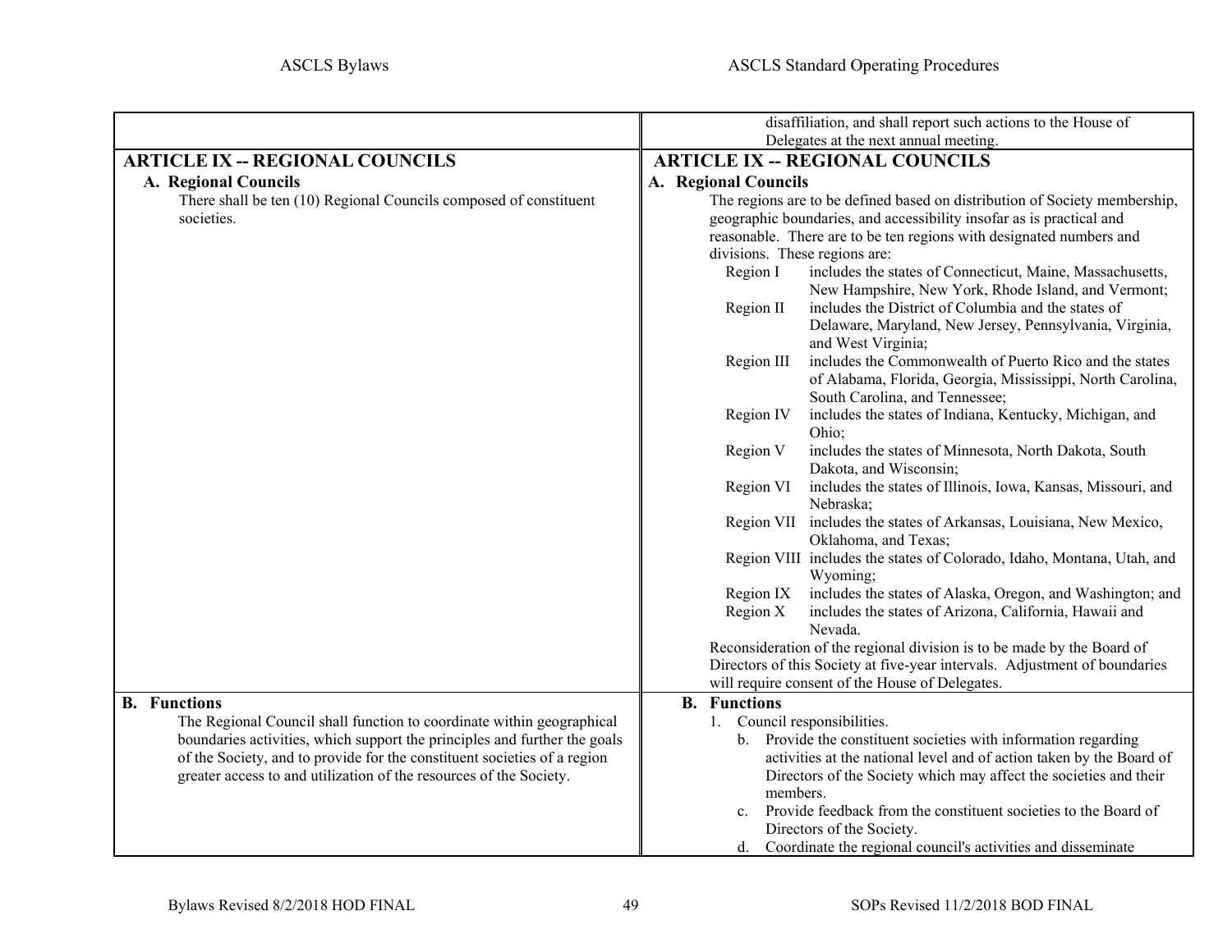| ASCLS Bylaws | ASCLS Standard Operating Procedures |
| --- | --- |
| | disaffiliation, and shall report such actions to the House of Delegates at the next annual meeting. |
| **ARTICLE IX -- REGIONAL COUNCILS**<br>**A. Regional Councils**<br>There shall be ten (10) Regional Councils composed of constituent societies. | **ARTICLE IX -- REGIONAL COUNCILS**<br>**A. Regional Councils**<br>The regions are to be defined based on distribution of Society membership, geographic boundaries, and accessibility insofar as is practical and reasonable. There are to be ten regions with designated numbers and divisions. These regions are:<br>Region I includes the states of Connecticut, Maine, Massachusetts, New Hampshire, New York, Rhode Island, and Vermont;<br>Region II includes the District of Columbia and the states of Delaware, Maryland, New Jersey, Pennsylvania, Virginia, and West Virginia;<br>Region III includes the Commonwealth of Puerto Rico and the states of Alabama, Florida, Georgia, Mississippi, North Carolina, South Carolina, and Tennessee;<br>Region IV includes the states of Indiana, Kentucky, Michigan, and Ohio;<br>Region V includes the states of Minnesota, North Dakota, South Dakota, and Wisconsin;<br>Region VI includes the states of Illinois, Iowa, Kansas, Missouri, and Nebraska;<br>Region VII includes the states of Arkansas, Louisiana, New Mexico, Oklahoma, and Texas;<br>Region VIII includes the states of Colorado, Idaho, Montana, Utah, and Wyoming;<br>Region IX includes the states of Alaska, Oregon, and Washington; and<br>Region X includes the states of Arizona, California, Hawaii and Nevada.<br>Reconsideration of the regional division is to be made by the Board of Directors of this Society at five-year intervals. Adjustment of boundaries will require consent of the House of Delegates. |
| **B. Functions**<br>The Regional Council shall function to coordinate within geographical boundaries activities, which support the principles and further the goals of the Society, and to provide for the constituent societies of a region greater access to and utilization of the resources of the Society. | **B. Functions**<br>1. Council responsibilities.<br>b. Provide the constituent societies with information regarding activities at the national level and of action taken by the Board of Directors of the Society which may affect the societies and their members.<br>c. Provide feedback from the constituent societies to the Board of Directors of the Society.<br>d. Coordinate the regional council's activities and disseminate |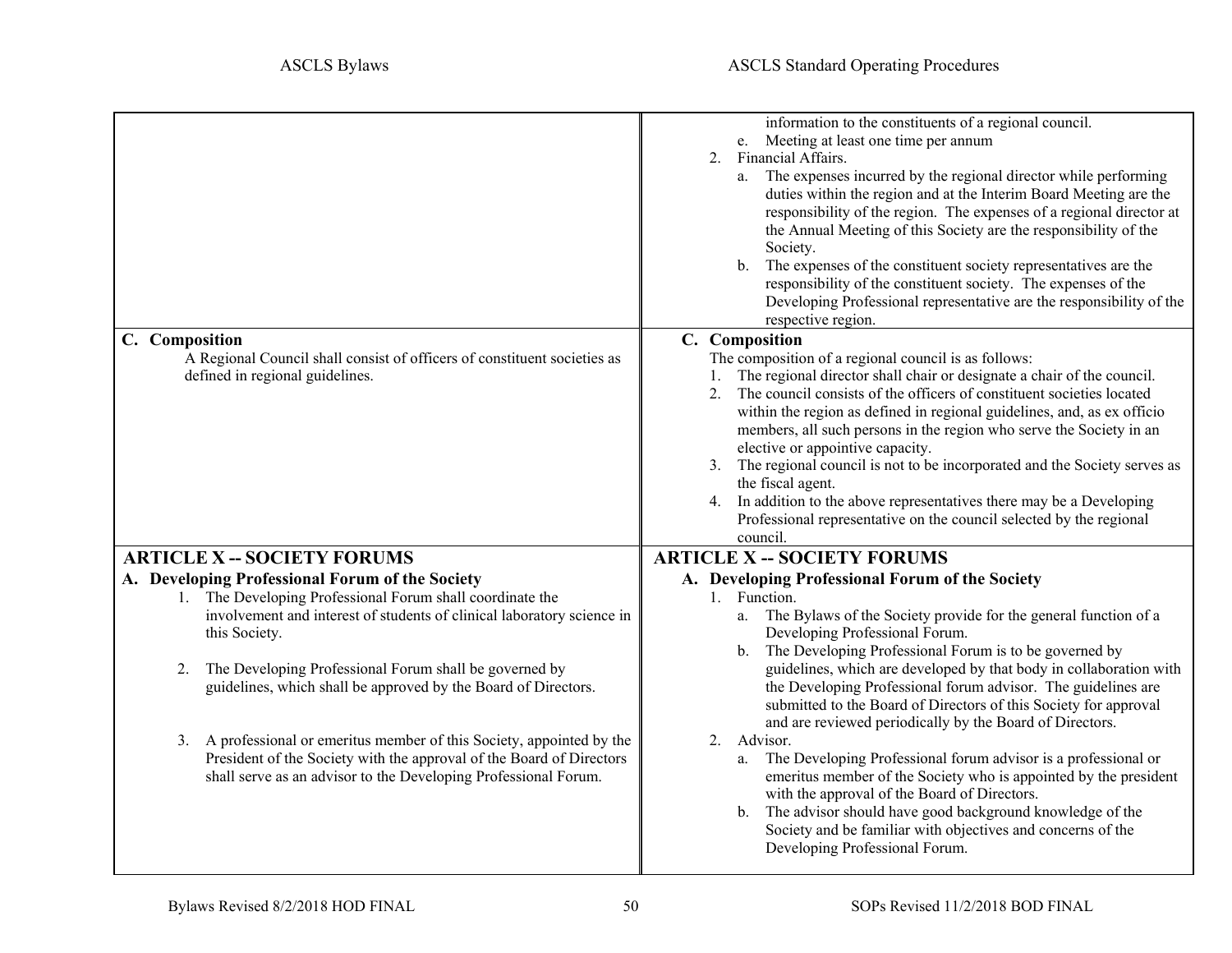| ASCLS Bylaws | ASCLS Standard Operating Procedures |
|---|---|
| | information to the constituents of a regional council.<br>e. Meeting at least one time per annum<br>2. Financial Affairs.<br>a. The expenses incurred by the regional director while performing duties within the region and at the Interim Board Meeting are the responsibility of the region. The expenses of a regional director at the Annual Meeting of this Society are the responsibility of the Society.<br>b. The expenses of the constituent society representatives are the responsibility of the constituent society. The expenses of the Developing Professional representative are the responsibility of the respective region. |
| **C. Composition**<br>A Regional Council shall consist of officers of constituent societies as defined in regional guidelines. | **C. Composition**<br>The composition of a regional council is as follows:<br>1. The regional director shall chair or designate a chair of the council.<br>2. The council consists of the officers of constituent societies located within the region as defined in regional guidelines, and, as ex officio members, all such persons in the region who serve the Society in an elective or appointive capacity.<br>3. The regional council is not to be incorporated and the Society serves as the fiscal agent.<br>4. In addition to the above representatives there may be a Developing Professional representative on the council selected by the regional council. |
| **ARTICLE X -- SOCIETY FORUMS**<br>**A. Developing Professional Forum of the Society**<br>1. The Developing Professional Forum shall coordinate the involvement and interest of students of clinical laboratory science in this Society.<br>2. The Developing Professional Forum shall be governed by guidelines, which shall be approved by the Board of Directors.<br>3. A professional or emeritus member of this Society, appointed by the President of the Society with the approval of the Board of Directors shall serve as an advisor to the Developing Professional Forum. | **ARTICLE X -- SOCIETY FORUMS**<br>**A. Developing Professional Forum of the Society**<br>1. Function.<br>a. The Bylaws of the Society provide for the general function of a Developing Professional Forum.<br>b. The Developing Professional Forum is to be governed by guidelines, which are developed by that body in collaboration with the Developing Professional forum advisor. The guidelines are submitted to the Board of Directors of this Society for approval and are reviewed periodically by the Board of Directors.<br>2. Advisor.<br>a. The Developing Professional forum advisor is a professional or emeritus member of the Society who is appointed by the president with the approval of the Board of Directors.<br>b. The advisor should have good background knowledge of the Society and be familiar with objectives and concerns of the Developing Professional Forum. |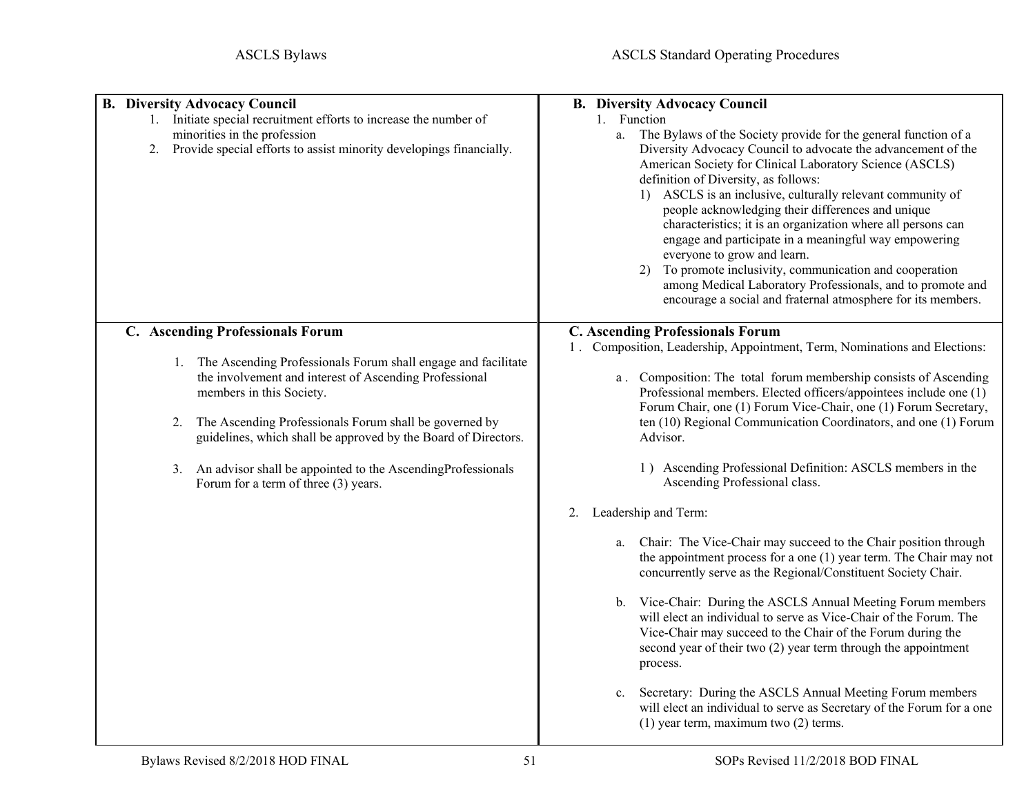| ASCLS Bylaws | ASCLS Standard Operating Procedures |
|---|---|
| **B. Diversity Advocacy Council**<br>1. Initiate special recruitment efforts to increase the number of minorities in the profession<br>2. Provide special efforts to assist minority developings financially. | **B. Diversity Advocacy Council**<br>1. Function<br>a. The Bylaws of the Society provide for the general function of a Diversity Advocacy Council to advocate the advancement of the American Society for Clinical Laboratory Science (ASCLS) definition of Diversity, as follows:<br>1) ASCLS is an inclusive, culturally relevant community of people acknowledging their differences and unique characteristics; it is an organization where all persons can engage and participate in a meaningful way empowering everyone to grow and learn.<br>2) To promote inclusivity, communication and cooperation among Medical Laboratory Professionals, and to promote and encourage a social and fraternal atmosphere for its members. |
| **C. Ascending Professionals Forum**<br>1. The Ascending Professionals Forum shall engage and facilitate the involvement and interest of Ascending Professional members in this Society.<br>2. The Ascending Professionals Forum shall be governed by guidelines, which shall be approved by the Board of Directors.<br>3. An advisor shall be appointed to the AscendingProfessionals Forum for a term of three (3) years. | **C. Ascending Professionals Forum**<br>1. Composition, Leadership, Appointment, Term, Nominations and Elections:<br>a. Composition: The total forum membership consists of Ascending Professional members. Elected officers/appointees include one (1) Forum Chair, one (1) Forum Vice-Chair, one (1) Forum Secretary, ten (10) Regional Communication Coordinators, and one (1) Forum Advisor.<br>1) Ascending Professional Definition: ASCLS members in the Ascending Professional class.<br>2. Leadership and Term:<br>a. Chair: The Vice-Chair may succeed to the Chair position through the appointment process for a one (1) year term. The Chair may not concurrently serve as the Regional/Constituent Society Chair.<br>b. Vice-Chair: During the ASCLS Annual Meeting Forum members will elect an individual to serve as Vice-Chair of the Forum. The Vice-Chair may succeed to the Chair of the Forum during the second year of their two (2) year term through the appointment process.<br>c. Secretary: During the ASCLS Annual Meeting Forum members will elect an individual to serve as Secretary of the Forum for a one (1) year term, maximum two (2) terms. |

Bylaws Revised 8/2/2018 HOD FINAL — SOPs Revised 11/2/2018 BOD FINAL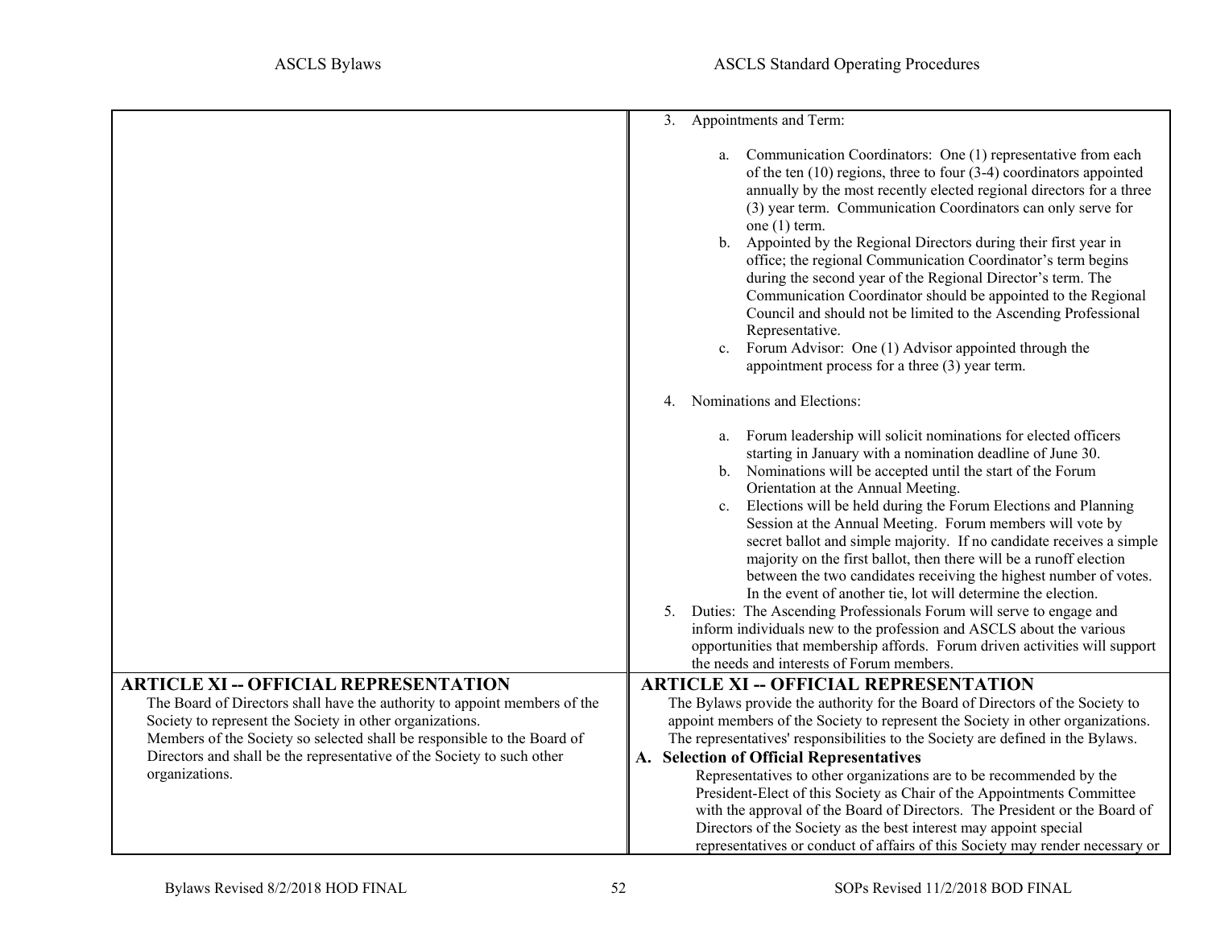| ASCLS Bylaws | ASCLS Standard Operating Procedures |
|---|---|
| | 3. Appointments and Term:<br><br>a. Communication Coordinators: One (1) representative from each of the ten (10) regions, three to four (3-4) coordinators appointed annually by the most recently elected regional directors for a three (3) year term. Communication Coordinators can only serve for one (1) term.<br>b. Appointed by the Regional Directors during their first year in office; the regional Communication Coordinator's term begins during the second year of the Regional Director's term. The Communication Coordinator should be appointed to the Regional Council and should not be limited to the Ascending Professional Representative.<br>c. Forum Advisor: One (1) Advisor appointed through the appointment process for a three (3) year term.<br><br>4. Nominations and Elections:<br><br>a. Forum leadership will solicit nominations for elected officers starting in January with a nomination deadline of June 30.<br>b. Nominations will be accepted until the start of the Forum Orientation at the Annual Meeting.<br>c. Elections will be held during the Forum Elections and Planning Session at the Annual Meeting. Forum members will vote by secret ballot and simple majority. If no candidate receives a simple majority on the first ballot, then there will be a runoff election between the two candidates receiving the highest number of votes. In the event of another tie, lot will determine the election.<br><br>5. Duties: The Ascending Professionals Forum will serve to engage and inform individuals new to the profession and ASCLS about the various opportunities that membership affords. Forum driven activities will support the needs and interests of Forum members. |
| **ARTICLE XI -- OFFICIAL REPRESENTATION**<br>The Board of Directors shall have the authority to appoint members of the Society to represent the Society in other organizations.<br>Members of the Society so selected shall be responsible to the Board of Directors and shall be the representative of the Society to such other organizations. | **ARTICLE XI -- OFFICIAL REPRESENTATION**<br>The Bylaws provide the authority for the Board of Directors of the Society to appoint members of the Society to represent the Society in other organizations. The representatives' responsibilities to the Society are defined in the Bylaws.<br>**A. Selection of Official Representatives**<br>Representatives to other organizations are to be recommended by the President-Elect of this Society as Chair of the Appointments Committee with the approval of the Board of Directors. The President or the Board of Directors of the Society as the best interest may appoint special representatives or conduct of affairs of this Society may render necessary or |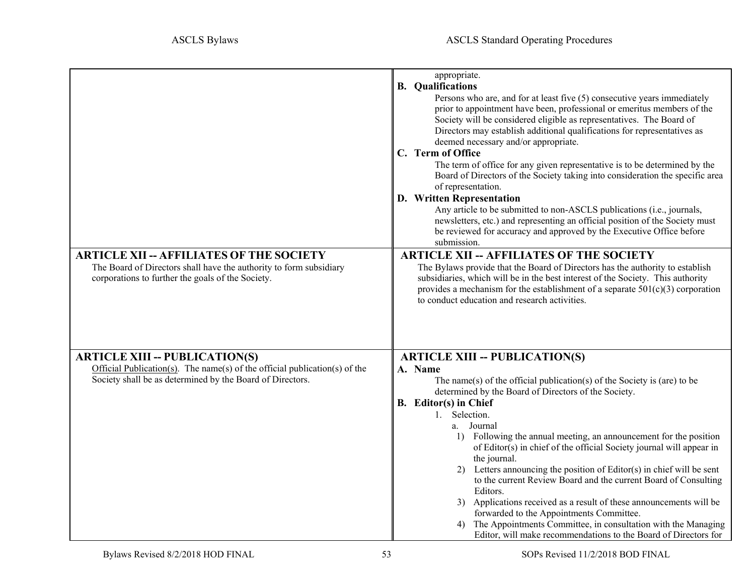| ASCLS Bylaws | ASCLS Standard Operating Procedures |
| --- | --- |
| | appropriate.<br>**B. Qualifications**<br>Persons who are, and for at least five (5) consecutive years immediately prior to appointment have been, professional or emeritus members of the Society will be considered eligible as representatives. The Board of Directors may establish additional qualifications for representatives as deemed necessary and/or appropriate.<br>**C. Term of Office**<br>The term of office for any given representative is to be determined by the Board of Directors of the Society taking into consideration the specific area of representation.<br>**D. Written Representation**<br>Any article to be submitted to non-ASCLS publications (i.e., journals, newsletters, etc.) and representing an official position of the Society must be reviewed for accuracy and approved by the Executive Office before submission. |
| **ARTICLE XII -- AFFILIATES OF THE SOCIETY**<br>The Board of Directors shall have the authority to form subsidiary corporations to further the goals of the Society. | **ARTICLE XII -- AFFILIATES OF THE SOCIETY**<br>The Bylaws provide that the Board of Directors has the authority to establish subsidiaries, which will be in the best interest of the Society. This authority provides a mechanism for the establishment of a separate 501(c)(3) corporation to conduct education and research activities. |
| **ARTICLE XIII -- PUBLICATION(S)**<br>Official Publication(s). The name(s) of the official publication(s) of the Society shall be as determined by the Board of Directors. | **ARTICLE XIII -- PUBLICATION(S)**<br>**A. Name**<br>The name(s) of the official publication(s) of the Society is (are) to be determined by the Board of Directors of the Society.<br>**B. Editor(s) in Chief**<br>1. Selection.<br>a. Journal<br>1) Following the annual meeting, an announcement for the position of Editor(s) in chief of the official Society journal will appear in the journal.<br>2) Letters announcing the position of Editor(s) in chief will be sent to the current Review Board and the current Board of Consulting Editors.<br>3) Applications received as a result of these announcements will be forwarded to the Appointments Committee.<br>4) The Appointments Committee, in consultation with the Managing Editor, will make recommendations to the Board of Directors for |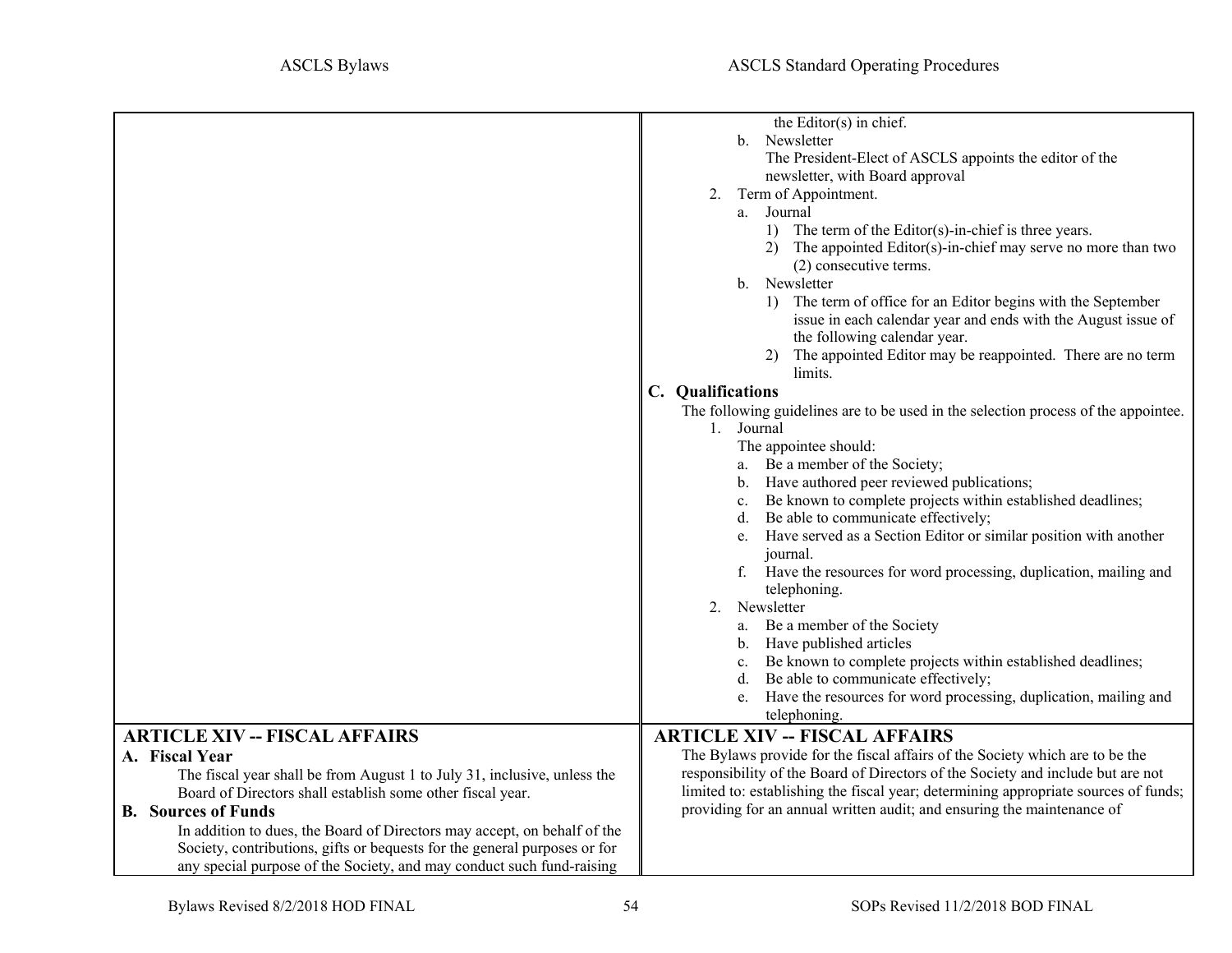the Editor(s) in chief.

b. Newsletter
   The President-Elect of ASCLS appoints the editor of the newsletter, with Board approval

2. Term of Appointment.
   a. Journal
      1) The term of the Editor(s)-in-chief is three years.
      2) The appointed Editor(s)-in-chief may serve no more than two (2) consecutive terms.
   b. Newsletter
      1) The term of office for an Editor begins with the September issue in each calendar year and ends with the August issue of the following calendar year.
      2) The appointed Editor may be reappointed. There are no term limits.

**C. Qualifications**

The following guidelines are to be used in the selection process of the appointee.

1. Journal
   The appointee should:
   a. Be a member of the Society;
   b. Have authored peer reviewed publications;
   c. Be known to complete projects within established deadlines;
   d. Be able to communicate effectively;
   e. Have served as a Section Editor or similar position with another journal.
   f. Have the resources for word processing, duplication, mailing and telephoning.
2. Newsletter
   a. Be a member of the Society
   b. Have published articles
   c. Be known to complete projects within established deadlines;
   d. Be able to communicate effectively;
   e. Have the resources for word processing, duplication, mailing and telephoning.

## ARTICLE XIV -- FISCAL AFFAIRS (Bylaws)

**A. Fiscal Year**

The fiscal year shall be from August 1 to July 31, inclusive, unless the Board of Directors shall establish some other fiscal year.

**B. Sources of Funds**

In addition to dues, the Board of Directors may accept, on behalf of the Society, contributions, gifts or bequests for the general purposes or for any special purpose of the Society, and may conduct such fund-raising

## ARTICLE XIV -- FISCAL AFFAIRS (Standard Operating Procedures)

The Bylaws provide for the fiscal affairs of the Society which are to be the responsibility of the Board of Directors of the Society and include but are not limited to: establishing the fiscal year; determining appropriate sources of funds; providing for an annual written audit; and ensuring the maintenance of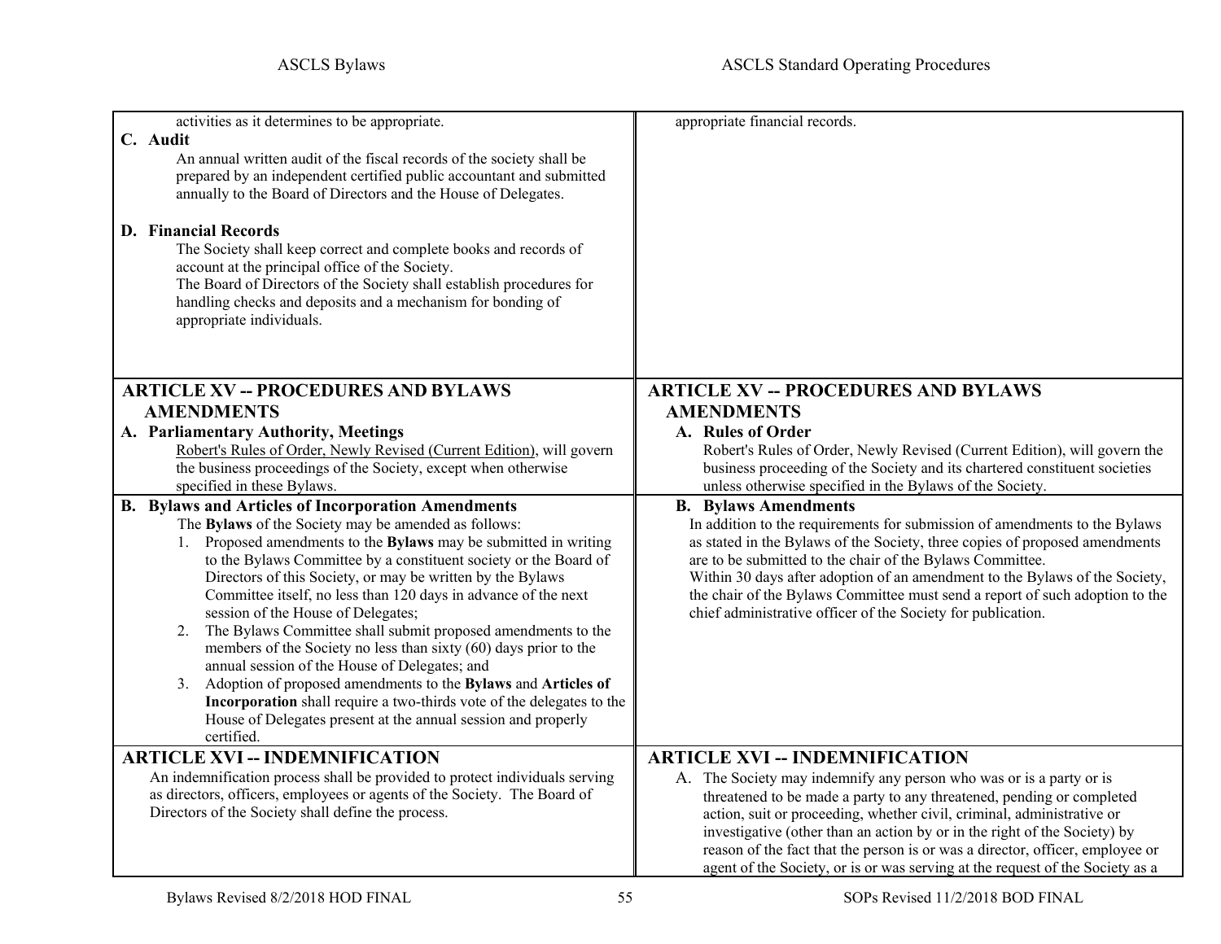| ASCLS Bylaws | ASCLS Standard Operating Procedures |
|---|---|
| activities as it determines to be appropriate.<br>**C. Audit**<br>An annual written audit of the fiscal records of the society shall be prepared by an independent certified public accountant and submitted annually to the Board of Directors and the House of Delegates.<br><br>**D. Financial Records**<br>The Society shall keep correct and complete books and records of account at the principal office of the Society.<br>The Board of Directors of the Society shall establish procedures for handling checks and deposits and a mechanism for bonding of appropriate individuals. | appropriate financial records. |
| **ARTICLE XV -- PROCEDURES AND BYLAWS AMENDMENTS**<br>**A. Parliamentary Authority, Meetings**<br>Robert's Rules of Order, Newly Revised (Current Edition), will govern the business proceedings of the Society, except when otherwise specified in these Bylaws. | **ARTICLE XV -- PROCEDURES AND BYLAWS AMENDMENTS**<br>**A. Rules of Order**<br>Robert's Rules of Order, Newly Revised (Current Edition), will govern the business proceeding of the Society and its chartered constituent societies unless otherwise specified in the Bylaws of the Society. |
| **B. Bylaws and Articles of Incorporation Amendments**<br>The **Bylaws** of the Society may be amended as follows:<br>1. Proposed amendments to the **Bylaws** may be submitted in writing to the Bylaws Committee by a constituent society or the Board of Directors of this Society, or may be written by the Bylaws Committee itself, no less than 120 days in advance of the next session of the House of Delegates;<br>2. The Bylaws Committee shall submit proposed amendments to the members of the Society no less than sixty (60) days prior to the annual session of the House of Delegates; and<br>3. Adoption of proposed amendments to the **Bylaws** and **Articles of Incorporation** shall require a two-thirds vote of the delegates to the House of Delegates present at the annual session and properly certified. | **B. Bylaws Amendments**<br>In addition to the requirements for submission of amendments to the Bylaws as stated in the Bylaws of the Society, three copies of proposed amendments are to be submitted to the chair of the Bylaws Committee.<br>Within 30 days after adoption of an amendment to the Bylaws of the Society, the chair of the Bylaws Committee must send a report of such adoption to the chief administrative officer of the Society for publication. |
| **ARTICLE XVI -- INDEMNIFICATION**<br>An indemnification process shall be provided to protect individuals serving as directors, officers, employees or agents of the Society. The Board of Directors of the Society shall define the process. | **ARTICLE XVI -- INDEMNIFICATION**<br>A. The Society may indemnify any person who was or is a party or is threatened to be made a party to any threatened, pending or completed action, suit or proceeding, whether civil, criminal, administrative or investigative (other than an action by or in the right of the Society) by reason of the fact that the person is or was a director, officer, employee or agent of the Society, or is or was serving at the request of the Society as a |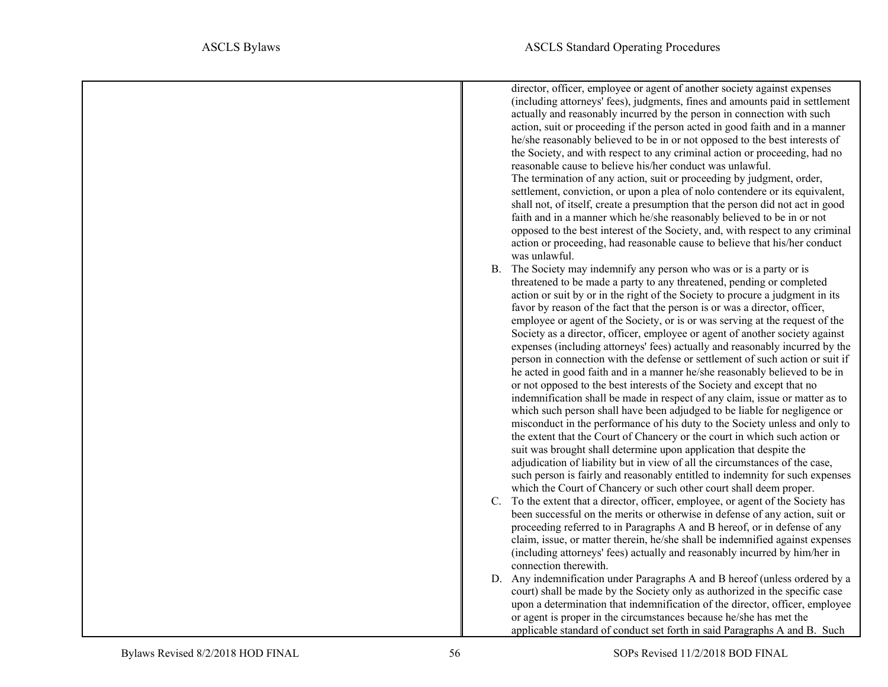director, officer, employee or agent of another society against expenses (including attorneys' fees), judgments, fines and amounts paid in settlement actually and reasonably incurred by the person in connection with such action, suit or proceeding if the person acted in good faith and in a manner he/she reasonably believed to be in or not opposed to the best interests of the Society, and with respect to any criminal action or proceeding, had no reasonable cause to believe his/her conduct was unlawful.
The termination of any action, suit or proceeding by judgment, order, settlement, conviction, or upon a plea of nolo contendere or its equivalent, shall not, of itself, create a presumption that the person did not act in good faith and in a manner which he/she reasonably believed to be in or not opposed to the best interest of the Society, and, with respect to any criminal action or proceeding, had reasonable cause to believe that his/her conduct was unlawful.

B. The Society may indemnify any person who was or is a party or is threatened to be made a party to any threatened, pending or completed action or suit by or in the right of the Society to procure a judgment in its favor by reason of the fact that the person is or was a director, officer, employee or agent of the Society, or is or was serving at the request of the Society as a director, officer, employee or agent of another society against expenses (including attorneys' fees) actually and reasonably incurred by the person in connection with the defense or settlement of such action or suit if he acted in good faith and in a manner he/she reasonably believed to be in or not opposed to the best interests of the Society and except that no indemnification shall be made in respect of any claim, issue or matter as to which such person shall have been adjudged to be liable for negligence or misconduct in the performance of his duty to the Society unless and only to the extent that the Court of Chancery or the court in which such action or suit was brought shall determine upon application that despite the adjudication of liability but in view of all the circumstances of the case, such person is fairly and reasonably entitled to indemnity for such expenses which the Court of Chancery or such other court shall deem proper.

C. To the extent that a director, officer, employee, or agent of the Society has been successful on the merits or otherwise in defense of any action, suit or proceeding referred to in Paragraphs A and B hereof, or in defense of any claim, issue, or matter therein, he/she shall be indemnified against expenses (including attorneys' fees) actually and reasonably incurred by him/her in connection therewith.

D. Any indemnification under Paragraphs A and B hereof (unless ordered by a court) shall be made by the Society only as authorized in the specific case upon a determination that indemnification of the director, officer, employee or agent is proper in the circumstances because he/she has met the applicable standard of conduct set forth in said Paragraphs A and B. Such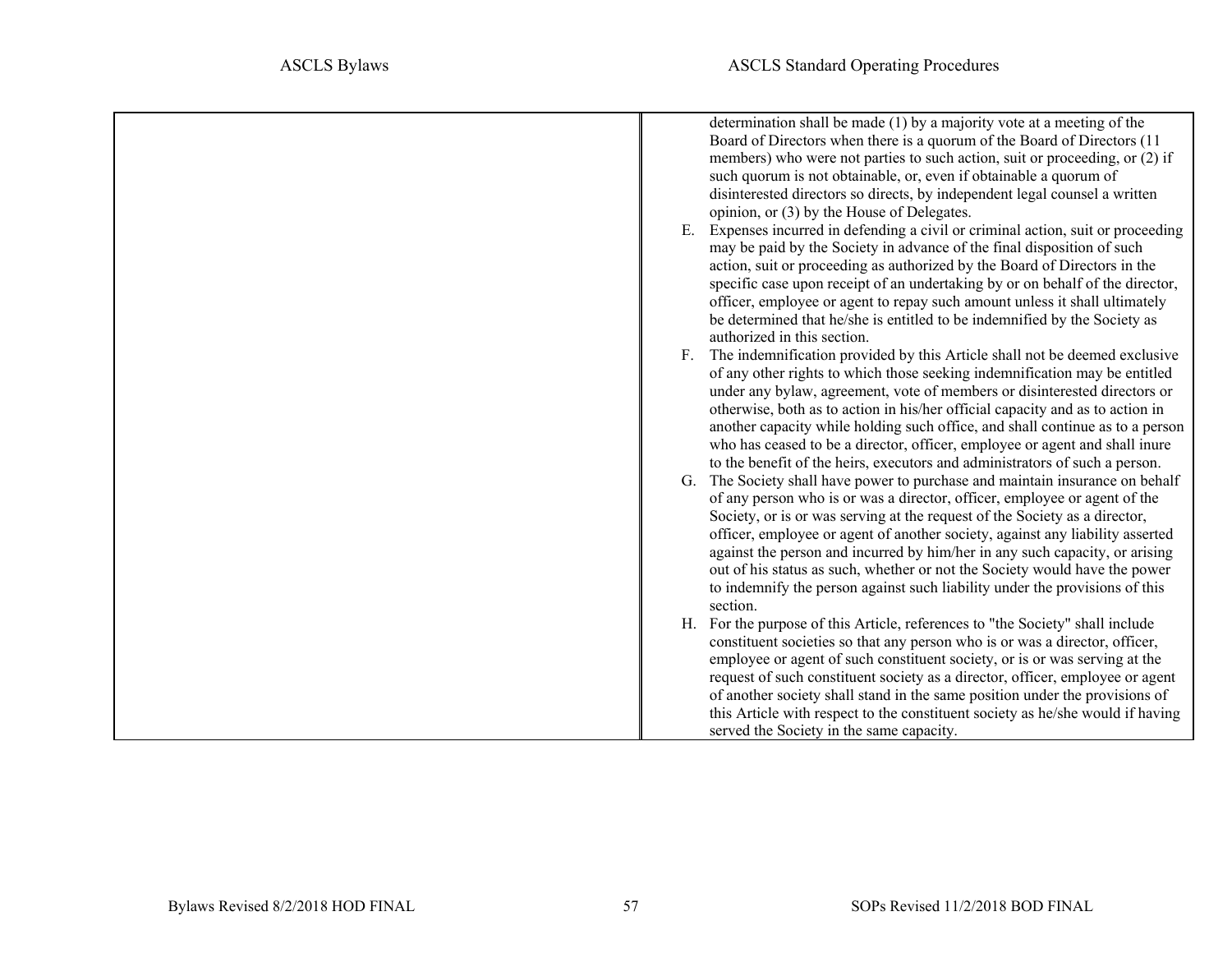determination shall be made (1) by a majority vote at a meeting of the Board of Directors when there is a quorum of the Board of Directors (11 members) who were not parties to such action, suit or proceeding, or (2) if such quorum is not obtainable, or, even if obtainable a quorum of disinterested directors so directs, by independent legal counsel a written opinion, or (3) by the House of Delegates.

E. Expenses incurred in defending a civil or criminal action, suit or proceeding may be paid by the Society in advance of the final disposition of such action, suit or proceeding as authorized by the Board of Directors in the specific case upon receipt of an undertaking by or on behalf of the director, officer, employee or agent to repay such amount unless it shall ultimately be determined that he/she is entitled to be indemnified by the Society as authorized in this section.

F. The indemnification provided by this Article shall not be deemed exclusive of any other rights to which those seeking indemnification may be entitled under any bylaw, agreement, vote of members or disinterested directors or otherwise, both as to action in his/her official capacity and as to action in another capacity while holding such office, and shall continue as to a person who has ceased to be a director, officer, employee or agent and shall inure to the benefit of the heirs, executors and administrators of such a person.

G. The Society shall have power to purchase and maintain insurance on behalf of any person who is or was a director, officer, employee or agent of the Society, or is or was serving at the request of the Society as a director, officer, employee or agent of another society, against any liability asserted against the person and incurred by him/her in any such capacity, or arising out of his status as such, whether or not the Society would have the power to indemnify the person against such liability under the provisions of this section.

H. For the purpose of this Article, references to "the Society" shall include constituent societies so that any person who is or was a director, officer, employee or agent of such constituent society, or is or was serving at the request of such constituent society as a director, officer, employee or agent of another society shall stand in the same position under the provisions of this Article with respect to the constituent society as he/she would if having served the Society in the same capacity.